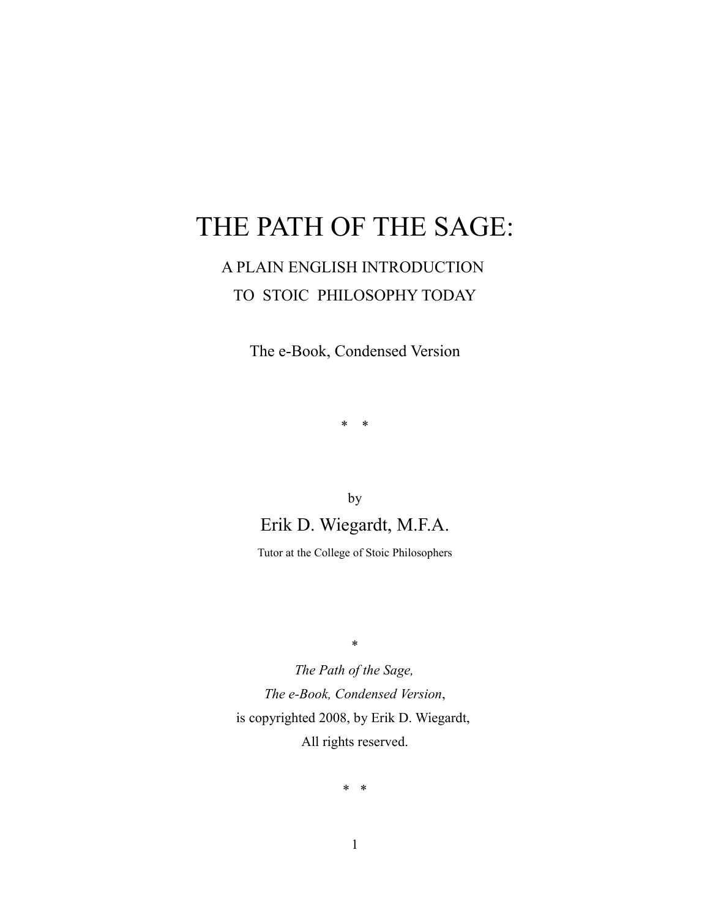# THE PATH OF THE SAGE:

## A PLAIN ENGLISH INTRODUCTION TO STOIC PHILOSOPHY TODAY

The e-Book, Condensed Version

\*    \*

by

Erik D. Wiegardt, M.F.A.

Tutor at the College of Stoic Philosophers

\*

*The Path of the Sage,*
*The e-Book, Condensed Version*,
is copyrighted 2008, by Erik D. Wiegardt,
All rights reserved.

\*    \*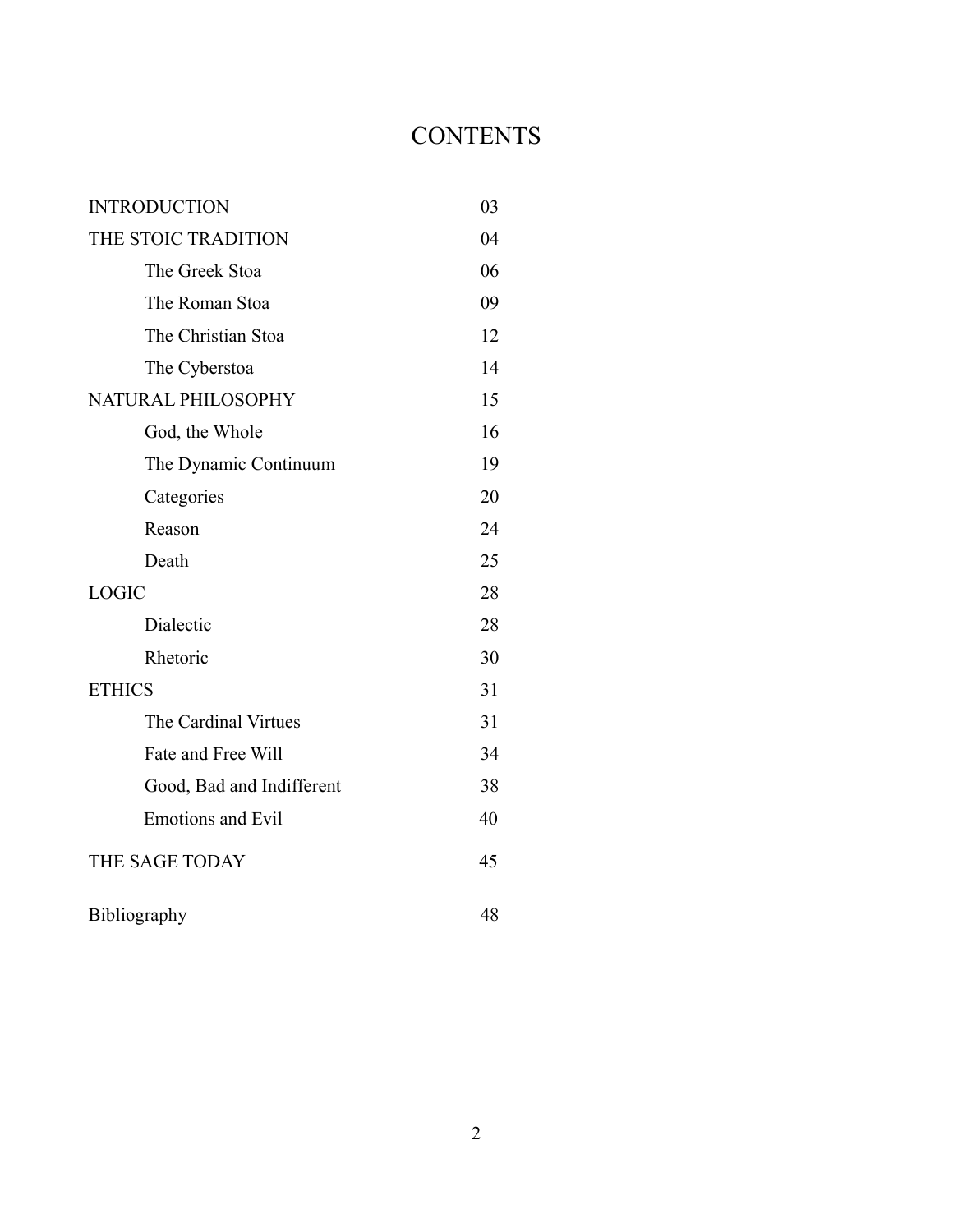# CONTENTS

| | |
|---|---|
| INTRODUCTION | 03 |
| THE STOIC TRADITION | 04 |
| The Greek Stoa | 06 |
| The Roman Stoa | 09 |
| The Christian Stoa | 12 |
| The Cyberstoa | 14 |
| NATURAL PHILOSOPHY | 15 |
| God, the Whole | 16 |
| The Dynamic Continuum | 19 |
| Categories | 20 |
| Reason | 24 |
| Death | 25 |
| LOGIC | 28 |
| Dialectic | 28 |
| Rhetoric | 30 |
| ETHICS | 31 |
| The Cardinal Virtues | 31 |
| Fate and Free Will | 34 |
| Good, Bad and Indifferent | 38 |
| Emotions and Evil | 40 |
| THE SAGE TODAY | 45 |
| Bibliography | 48 |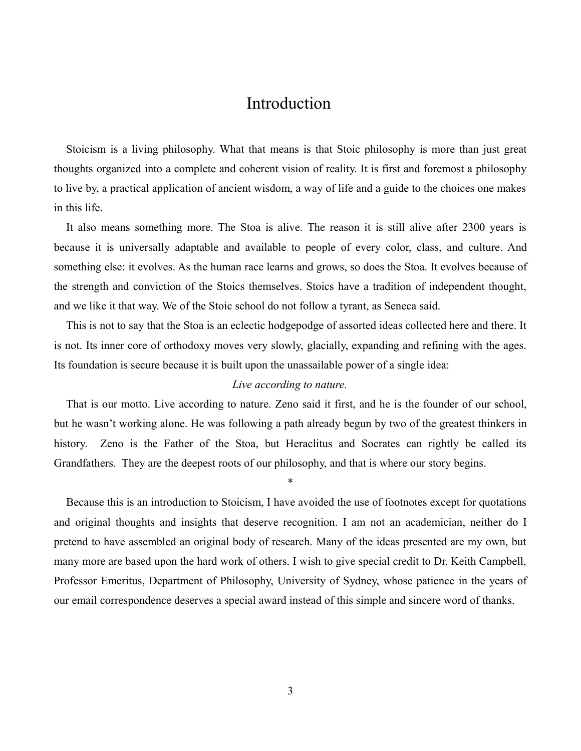# Introduction

Stoicism is a living philosophy. What that means is that Stoic philosophy is more than just great thoughts organized into a complete and coherent vision of reality. It is first and foremost a philosophy to live by, a practical application of ancient wisdom, a way of life and a guide to the choices one makes in this life.

It also means something more. The Stoa is alive. The reason it is still alive after 2300 years is because it is universally adaptable and available to people of every color, class, and culture. And something else: it evolves. As the human race learns and grows, so does the Stoa. It evolves because of the strength and conviction of the Stoics themselves. Stoics have a tradition of independent thought, and we like it that way. We of the Stoic school do not follow a tyrant, as Seneca said.

This is not to say that the Stoa is an eclectic hodgepodge of assorted ideas collected here and there. It is not. Its inner core of orthodoxy moves very slowly, glacially, expanding and refining with the ages. Its foundation is secure because it is built upon the unassailable power of a single idea:

*Live according to nature.*

That is our motto. Live according to nature. Zeno said it first, and he is the founder of our school, but he wasn't working alone. He was following a path already begun by two of the greatest thinkers in history. Zeno is the Father of the Stoa, but Heraclitus and Socrates can rightly be called its Grandfathers. They are the deepest roots of our philosophy, and that is where our story begins.

*

Because this is an introduction to Stoicism, I have avoided the use of footnotes except for quotations and original thoughts and insights that deserve recognition. I am not an academician, neither do I pretend to have assembled an original body of research. Many of the ideas presented are my own, but many more are based upon the hard work of others. I wish to give special credit to Dr. Keith Campbell, Professor Emeritus, Department of Philosophy, University of Sydney, whose patience in the years of our email correspondence deserves a special award instead of this simple and sincere word of thanks.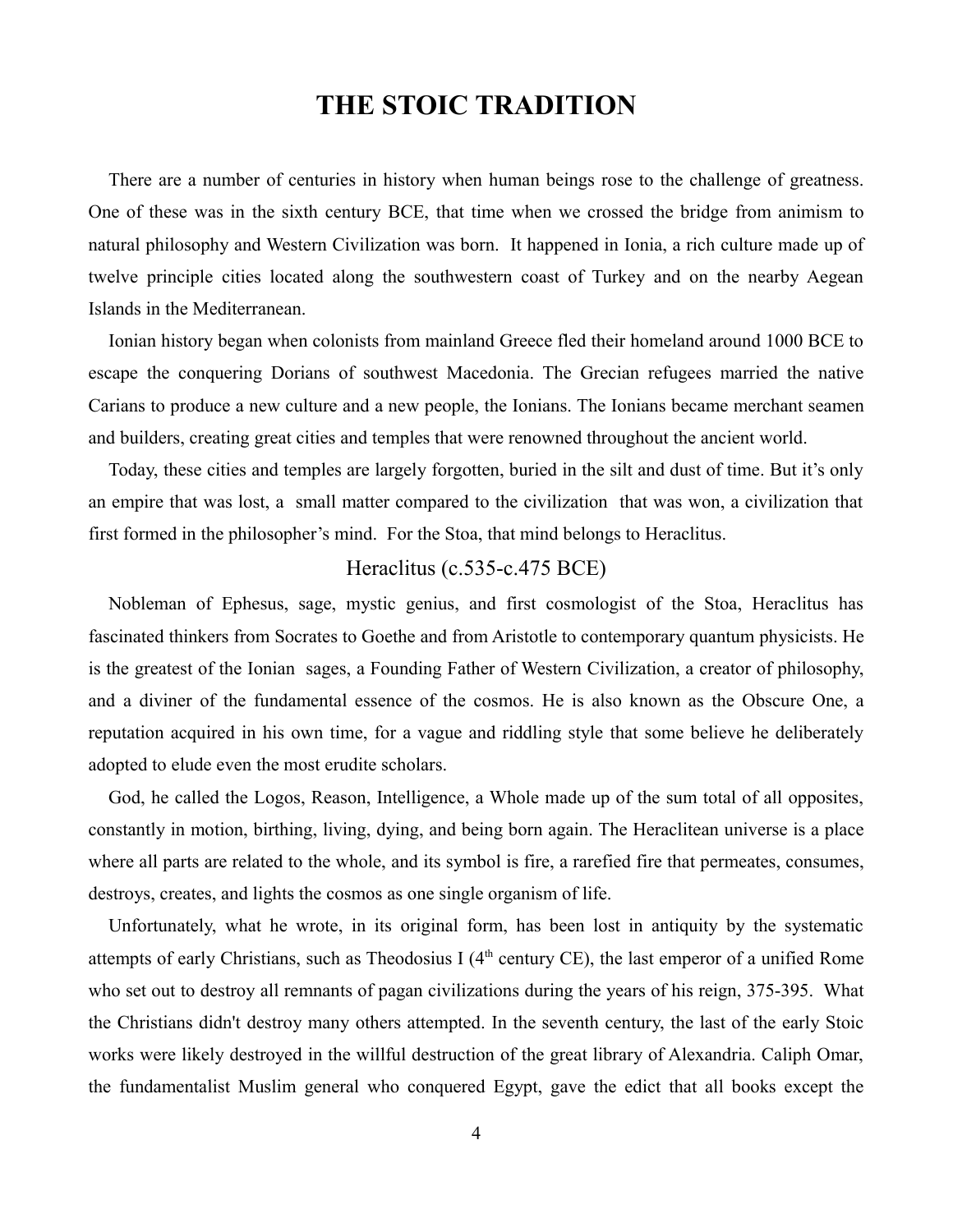# THE STOIC TRADITION

There are a number of centuries in history when human beings rose to the challenge of greatness. One of these was in the sixth century BCE, that time when we crossed the bridge from animism to natural philosophy and Western Civilization was born. It happened in Ionia, a rich culture made up of twelve principle cities located along the southwestern coast of Turkey and on the nearby Aegean Islands in the Mediterranean.

Ionian history began when colonists from mainland Greece fled their homeland around 1000 BCE to escape the conquering Dorians of southwest Macedonia. The Grecian refugees married the native Carians to produce a new culture and a new people, the Ionians. The Ionians became merchant seamen and builders, creating great cities and temples that were renowned throughout the ancient world.

Today, these cities and temples are largely forgotten, buried in the silt and dust of time. But it's only an empire that was lost, a small matter compared to the civilization that was won, a civilization that first formed in the philosopher's mind. For the Stoa, that mind belongs to Heraclitus.

## Heraclitus (c.535-c.475 BCE)

Nobleman of Ephesus, sage, mystic genius, and first cosmologist of the Stoa, Heraclitus has fascinated thinkers from Socrates to Goethe and from Aristotle to contemporary quantum physicists. He is the greatest of the Ionian sages, a Founding Father of Western Civilization, a creator of philosophy, and a diviner of the fundamental essence of the cosmos. He is also known as the Obscure One, a reputation acquired in his own time, for a vague and riddling style that some believe he deliberately adopted to elude even the most erudite scholars.

God, he called the Logos, Reason, Intelligence, a Whole made up of the sum total of all opposites, constantly in motion, birthing, living, dying, and being born again. The Heraclitean universe is a place where all parts are related to the whole, and its symbol is fire, a rarefied fire that permeates, consumes, destroys, creates, and lights the cosmos as one single organism of life.

Unfortunately, what he wrote, in its original form, has been lost in antiquity by the systematic attempts of early Christians, such as Theodosius I (4th century CE), the last emperor of a unified Rome who set out to destroy all remnants of pagan civilizations during the years of his reign, 375-395. What the Christians didn't destroy many others attempted. In the seventh century, the last of the early Stoic works were likely destroyed in the willful destruction of the great library of Alexandria. Caliph Omar, the fundamentalist Muslim general who conquered Egypt, gave the edict that all books except the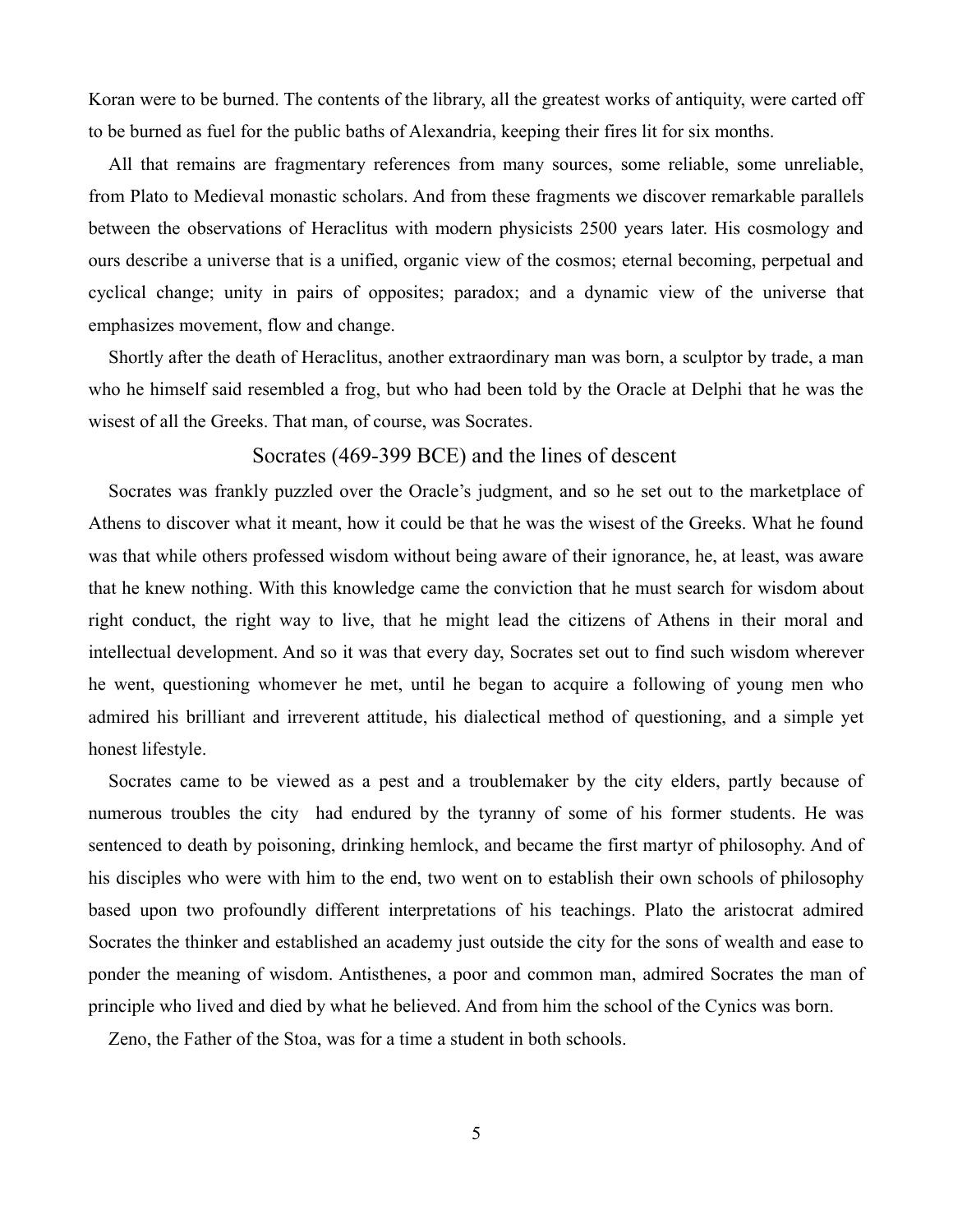Koran were to be burned. The contents of the library, all the greatest works of antiquity, were carted off to be burned as fuel for the public baths of Alexandria, keeping their fires lit for six months.

All that remains are fragmentary references from many sources, some reliable, some unreliable, from Plato to Medieval monastic scholars. And from these fragments we discover remarkable parallels between the observations of Heraclitus with modern physicists 2500 years later. His cosmology and ours describe a universe that is a unified, organic view of the cosmos; eternal becoming, perpetual and cyclical change; unity in pairs of opposites; paradox; and a dynamic view of the universe that emphasizes movement, flow and change.

Shortly after the death of Heraclitus, another extraordinary man was born, a sculptor by trade, a man who he himself said resembled a frog, but who had been told by the Oracle at Delphi that he was the wisest of all the Greeks. That man, of course, was Socrates.

## Socrates (469-399 BCE) and the lines of descent

Socrates was frankly puzzled over the Oracle's judgment, and so he set out to the marketplace of Athens to discover what it meant, how it could be that he was the wisest of the Greeks. What he found was that while others professed wisdom without being aware of their ignorance, he, at least, was aware that he knew nothing. With this knowledge came the conviction that he must search for wisdom about right conduct, the right way to live, that he might lead the citizens of Athens in their moral and intellectual development. And so it was that every day, Socrates set out to find such wisdom wherever he went, questioning whomever he met, until he began to acquire a following of young men who admired his brilliant and irreverent attitude, his dialectical method of questioning, and a simple yet honest lifestyle.

Socrates came to be viewed as a pest and a troublemaker by the city elders, partly because of numerous troubles the city had endured by the tyranny of some of his former students. He was sentenced to death by poisoning, drinking hemlock, and became the first martyr of philosophy. And of his disciples who were with him to the end, two went on to establish their own schools of philosophy based upon two profoundly different interpretations of his teachings. Plato the aristocrat admired Socrates the thinker and established an academy just outside the city for the sons of wealth and ease to ponder the meaning of wisdom. Antisthenes, a poor and common man, admired Socrates the man of principle who lived and died by what he believed. And from him the school of the Cynics was born.

Zeno, the Father of the Stoa, was for a time a student in both schools.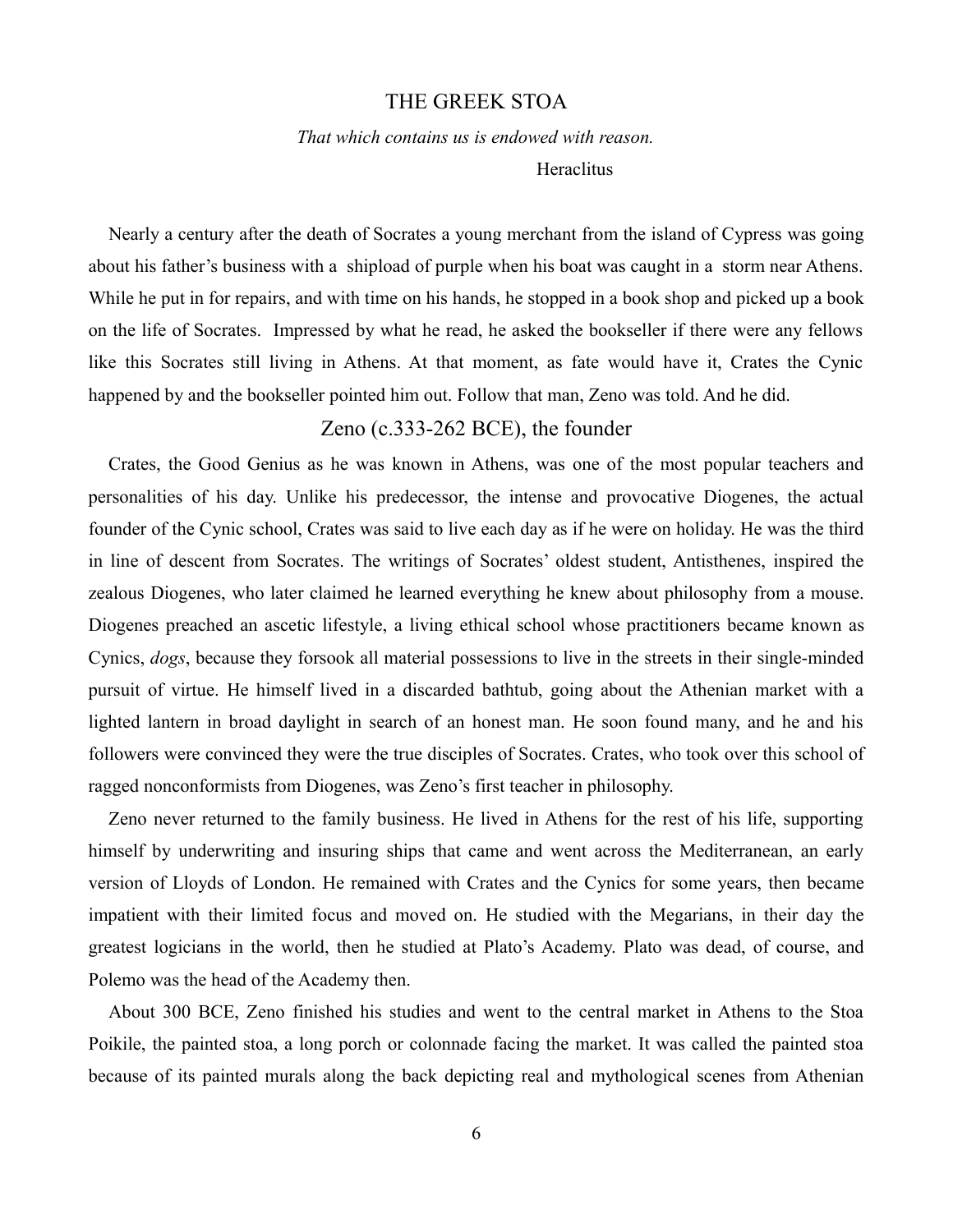# THE GREEK STOA

*That which contains us is endowed with reason.*

Heraclitus

Nearly a century after the death of Socrates a young merchant from the island of Cypress was going about his father's business with a shipload of purple when his boat was caught in a storm near Athens. While he put in for repairs, and with time on his hands, he stopped in a book shop and picked up a book on the life of Socrates. Impressed by what he read, he asked the bookseller if there were any fellows like this Socrates still living in Athens. At that moment, as fate would have it, Crates the Cynic happened by and the bookseller pointed him out. Follow that man, Zeno was told. And he did.

## Zeno (c.333-262 BCE), the founder

Crates, the Good Genius as he was known in Athens, was one of the most popular teachers and personalities of his day. Unlike his predecessor, the intense and provocative Diogenes, the actual founder of the Cynic school, Crates was said to live each day as if he were on holiday. He was the third in line of descent from Socrates. The writings of Socrates' oldest student, Antisthenes, inspired the zealous Diogenes, who later claimed he learned everything he knew about philosophy from a mouse. Diogenes preached an ascetic lifestyle, a living ethical school whose practitioners became known as Cynics, *dogs*, because they forsook all material possessions to live in the streets in their single-minded pursuit of virtue. He himself lived in a discarded bathtub, going about the Athenian market with a lighted lantern in broad daylight in search of an honest man. He soon found many, and he and his followers were convinced they were the true disciples of Socrates. Crates, who took over this school of ragged nonconformists from Diogenes, was Zeno's first teacher in philosophy.

Zeno never returned to the family business. He lived in Athens for the rest of his life, supporting himself by underwriting and insuring ships that came and went across the Mediterranean, an early version of Lloyds of London. He remained with Crates and the Cynics for some years, then became impatient with their limited focus and moved on. He studied with the Megarians, in their day the greatest logicians in the world, then he studied at Plato's Academy. Plato was dead, of course, and Polemo was the head of the Academy then.

About 300 BCE, Zeno finished his studies and went to the central market in Athens to the Stoa Poikile, the painted stoa, a long porch or colonnade facing the market. It was called the painted stoa because of its painted murals along the back depicting real and mythological scenes from Athenian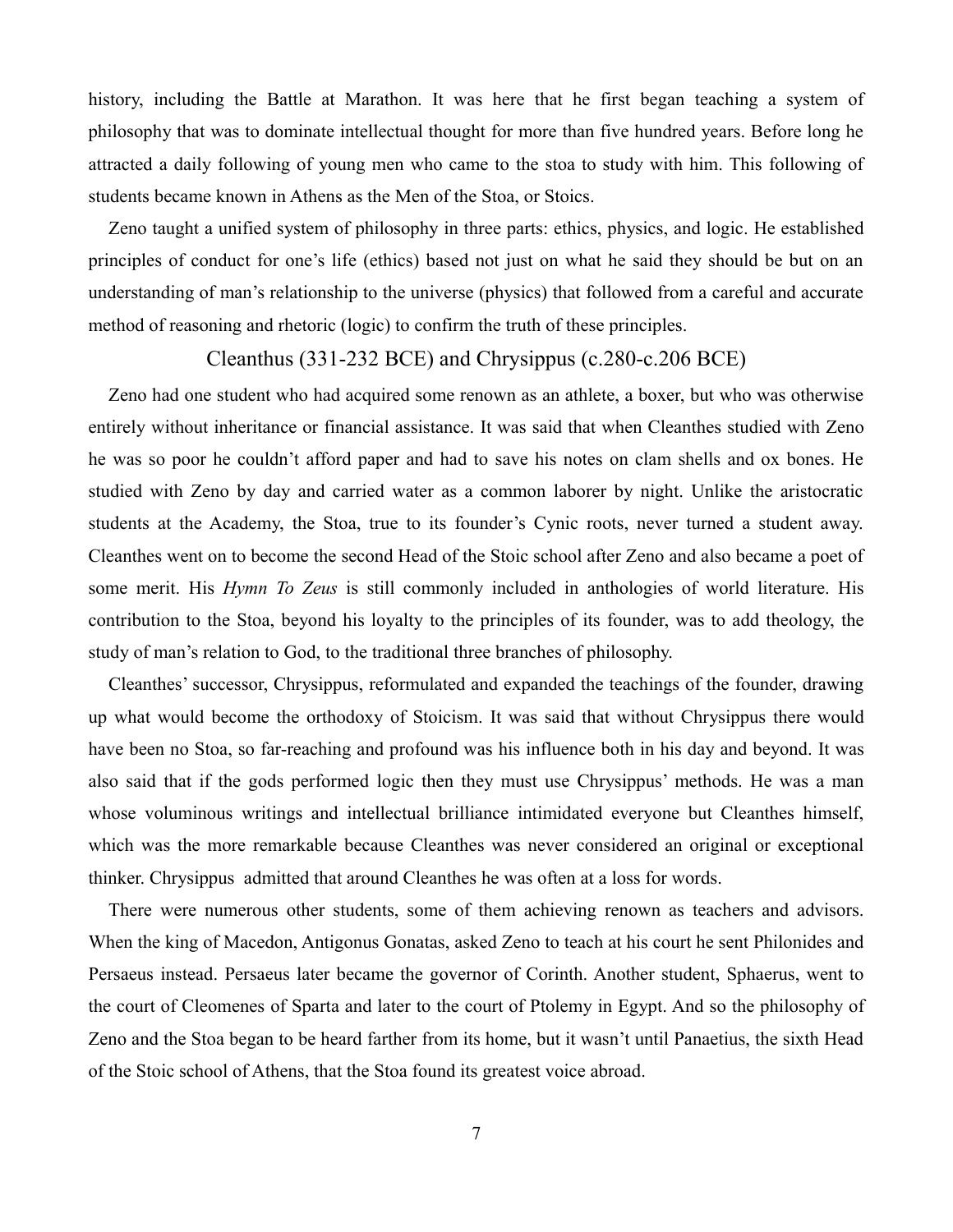history, including the Battle at Marathon. It was here that he first began teaching a system of philosophy that was to dominate intellectual thought for more than five hundred years. Before long he attracted a daily following of young men who came to the stoa to study with him. This following of students became known in Athens as the Men of the Stoa, or Stoics.

Zeno taught a unified system of philosophy in three parts: ethics, physics, and logic. He established principles of conduct for one's life (ethics) based not just on what he said they should be but on an understanding of man's relationship to the universe (physics) that followed from a careful and accurate method of reasoning and rhetoric (logic) to confirm the truth of these principles.

## Cleanthus (331-232 BCE) and Chrysippus (c.280-c.206 BCE)

Zeno had one student who had acquired some renown as an athlete, a boxer, but who was otherwise entirely without inheritance or financial assistance. It was said that when Cleanthes studied with Zeno he was so poor he couldn't afford paper and had to save his notes on clam shells and ox bones. He studied with Zeno by day and carried water as a common laborer by night. Unlike the aristocratic students at the Academy, the Stoa, true to its founder's Cynic roots, never turned a student away. Cleanthes went on to become the second Head of the Stoic school after Zeno and also became a poet of some merit. His *Hymn To Zeus* is still commonly included in anthologies of world literature. His contribution to the Stoa, beyond his loyalty to the principles of its founder, was to add theology, the study of man's relation to God, to the traditional three branches of philosophy.

Cleanthes' successor, Chrysippus, reformulated and expanded the teachings of the founder, drawing up what would become the orthodoxy of Stoicism. It was said that without Chrysippus there would have been no Stoa, so far-reaching and profound was his influence both in his day and beyond. It was also said that if the gods performed logic then they must use Chrysippus' methods. He was a man whose voluminous writings and intellectual brilliance intimidated everyone but Cleanthes himself, which was the more remarkable because Cleanthes was never considered an original or exceptional thinker. Chrysippus admitted that around Cleanthes he was often at a loss for words.

There were numerous other students, some of them achieving renown as teachers and advisors. When the king of Macedon, Antigonus Gonatas, asked Zeno to teach at his court he sent Philonides and Persaeus instead. Persaeus later became the governor of Corinth. Another student, Sphaerus, went to the court of Cleomenes of Sparta and later to the court of Ptolemy in Egypt. And so the philosophy of Zeno and the Stoa began to be heard farther from its home, but it wasn't until Panaetius, the sixth Head of the Stoic school of Athens, that the Stoa found its greatest voice abroad.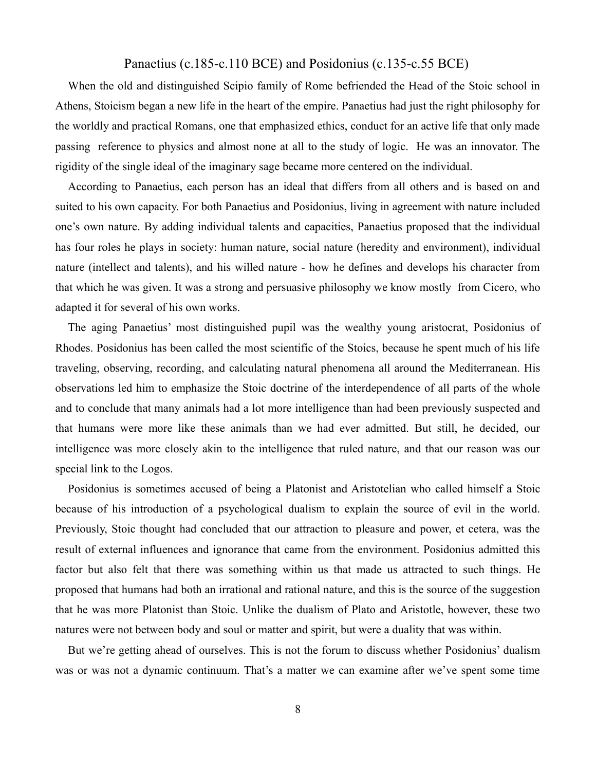## Panaetius (c.185-c.110 BCE) and Posidonius (c.135-c.55 BCE)

When the old and distinguished Scipio family of Rome befriended the Head of the Stoic school in Athens, Stoicism began a new life in the heart of the empire. Panaetius had just the right philosophy for the worldly and practical Romans, one that emphasized ethics, conduct for an active life that only made passing reference to physics and almost none at all to the study of logic. He was an innovator. The rigidity of the single ideal of the imaginary sage became more centered on the individual.

According to Panaetius, each person has an ideal that differs from all others and is based on and suited to his own capacity. For both Panaetius and Posidonius, living in agreement with nature included one's own nature. By adding individual talents and capacities, Panaetius proposed that the individual has four roles he plays in society: human nature, social nature (heredity and environment), individual nature (intellect and talents), and his willed nature - how he defines and develops his character from that which he was given. It was a strong and persuasive philosophy we know mostly from Cicero, who adapted it for several of his own works.

The aging Panaetius' most distinguished pupil was the wealthy young aristocrat, Posidonius of Rhodes. Posidonius has been called the most scientific of the Stoics, because he spent much of his life traveling, observing, recording, and calculating natural phenomena all around the Mediterranean. His observations led him to emphasize the Stoic doctrine of the interdependence of all parts of the whole and to conclude that many animals had a lot more intelligence than had been previously suspected and that humans were more like these animals than we had ever admitted. But still, he decided, our intelligence was more closely akin to the intelligence that ruled nature, and that our reason was our special link to the Logos.

Posidonius is sometimes accused of being a Platonist and Aristotelian who called himself a Stoic because of his introduction of a psychological dualism to explain the source of evil in the world. Previously, Stoic thought had concluded that our attraction to pleasure and power, et cetera, was the result of external influences and ignorance that came from the environment. Posidonius admitted this factor but also felt that there was something within us that made us attracted to such things. He proposed that humans had both an irrational and rational nature, and this is the source of the suggestion that he was more Platonist than Stoic. Unlike the dualism of Plato and Aristotle, however, these two natures were not between body and soul or matter and spirit, but were a duality that was within.

But we're getting ahead of ourselves. This is not the forum to discuss whether Posidonius' dualism was or was not a dynamic continuum. That's a matter we can examine after we've spent some time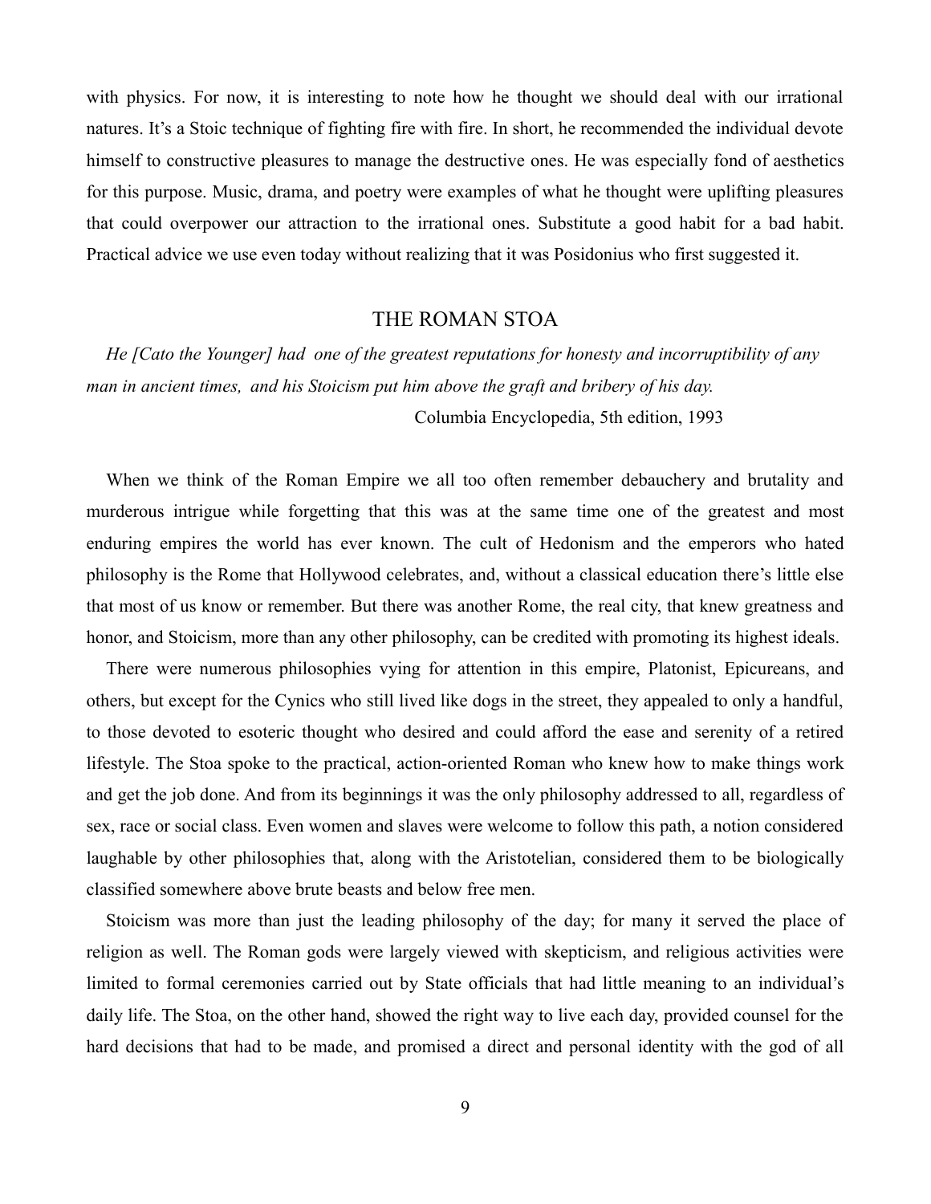with physics. For now, it is interesting to note how he thought we should deal with our irrational natures. It's a Stoic technique of fighting fire with fire. In short, he recommended the individual devote himself to constructive pleasures to manage the destructive ones. He was especially fond of aesthetics for this purpose. Music, drama, and poetry were examples of what he thought were uplifting pleasures that could overpower our attraction to the irrational ones. Substitute a good habit for a bad habit. Practical advice we use even today without realizing that it was Posidonius who first suggested it.

## THE ROMAN STOA

*He [Cato the Younger] had one of the greatest reputations for honesty and incorruptibility of any man in ancient times, and his Stoicism put him above the graft and bribery of his day.*

Columbia Encyclopedia, 5th edition, 1993

When we think of the Roman Empire we all too often remember debauchery and brutality and murderous intrigue while forgetting that this was at the same time one of the greatest and most enduring empires the world has ever known. The cult of Hedonism and the emperors who hated philosophy is the Rome that Hollywood celebrates, and, without a classical education there's little else that most of us know or remember. But there was another Rome, the real city, that knew greatness and honor, and Stoicism, more than any other philosophy, can be credited with promoting its highest ideals.

There were numerous philosophies vying for attention in this empire, Platonist, Epicureans, and others, but except for the Cynics who still lived like dogs in the street, they appealed to only a handful, to those devoted to esoteric thought who desired and could afford the ease and serenity of a retired lifestyle. The Stoa spoke to the practical, action-oriented Roman who knew how to make things work and get the job done. And from its beginnings it was the only philosophy addressed to all, regardless of sex, race or social class. Even women and slaves were welcome to follow this path, a notion considered laughable by other philosophies that, along with the Aristotelian, considered them to be biologically classified somewhere above brute beasts and below free men.

Stoicism was more than just the leading philosophy of the day; for many it served the place of religion as well. The Roman gods were largely viewed with skepticism, and religious activities were limited to formal ceremonies carried out by State officials that had little meaning to an individual's daily life. The Stoa, on the other hand, showed the right way to live each day, provided counsel for the hard decisions that had to be made, and promised a direct and personal identity with the god of all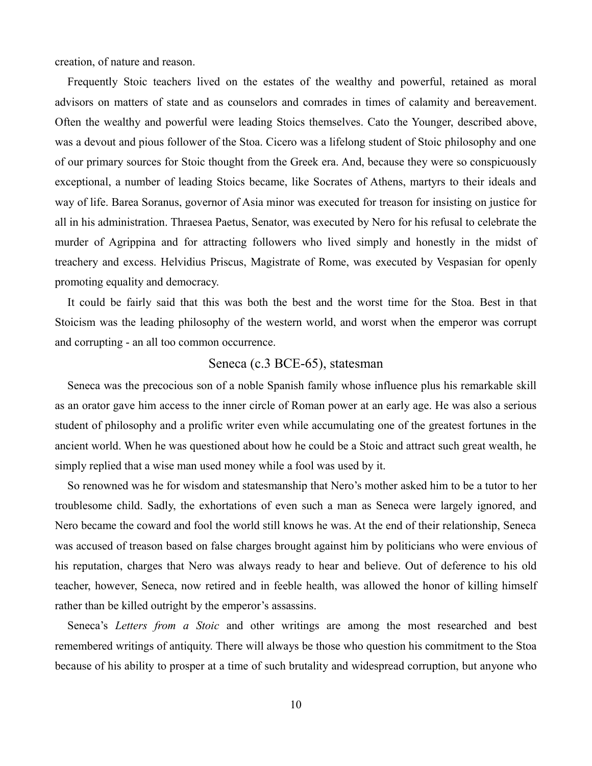creation, of nature and reason.

Frequently Stoic teachers lived on the estates of the wealthy and powerful, retained as moral advisors on matters of state and as counselors and comrades in times of calamity and bereavement. Often the wealthy and powerful were leading Stoics themselves. Cato the Younger, described above, was a devout and pious follower of the Stoa. Cicero was a lifelong student of Stoic philosophy and one of our primary sources for Stoic thought from the Greek era. And, because they were so conspicuously exceptional, a number of leading Stoics became, like Socrates of Athens, martyrs to their ideals and way of life. Barea Soranus, governor of Asia minor was executed for treason for insisting on justice for all in his administration. Thraesea Paetus, Senator, was executed by Nero for his refusal to celebrate the murder of Agrippina and for attracting followers who lived simply and honestly in the midst of treachery and excess. Helvidius Priscus, Magistrate of Rome, was executed by Vespasian for openly promoting equality and democracy.

It could be fairly said that this was both the best and the worst time for the Stoa. Best in that Stoicism was the leading philosophy of the western world, and worst when the emperor was corrupt and corrupting - an all too common occurrence.

## Seneca (c.3 BCE-65), statesman

Seneca was the precocious son of a noble Spanish family whose influence plus his remarkable skill as an orator gave him access to the inner circle of Roman power at an early age. He was also a serious student of philosophy and a prolific writer even while accumulating one of the greatest fortunes in the ancient world. When he was questioned about how he could be a Stoic and attract such great wealth, he simply replied that a wise man used money while a fool was used by it.

So renowned was he for wisdom and statesmanship that Nero's mother asked him to be a tutor to her troublesome child. Sadly, the exhortations of even such a man as Seneca were largely ignored, and Nero became the coward and fool the world still knows he was. At the end of their relationship, Seneca was accused of treason based on false charges brought against him by politicians who were envious of his reputation, charges that Nero was always ready to hear and believe. Out of deference to his old teacher, however, Seneca, now retired and in feeble health, was allowed the honor of killing himself rather than be killed outright by the emperor's assassins.

Seneca's *Letters from a Stoic* and other writings are among the most researched and best remembered writings of antiquity. There will always be those who question his commitment to the Stoa because of his ability to prosper at a time of such brutality and widespread corruption, but anyone who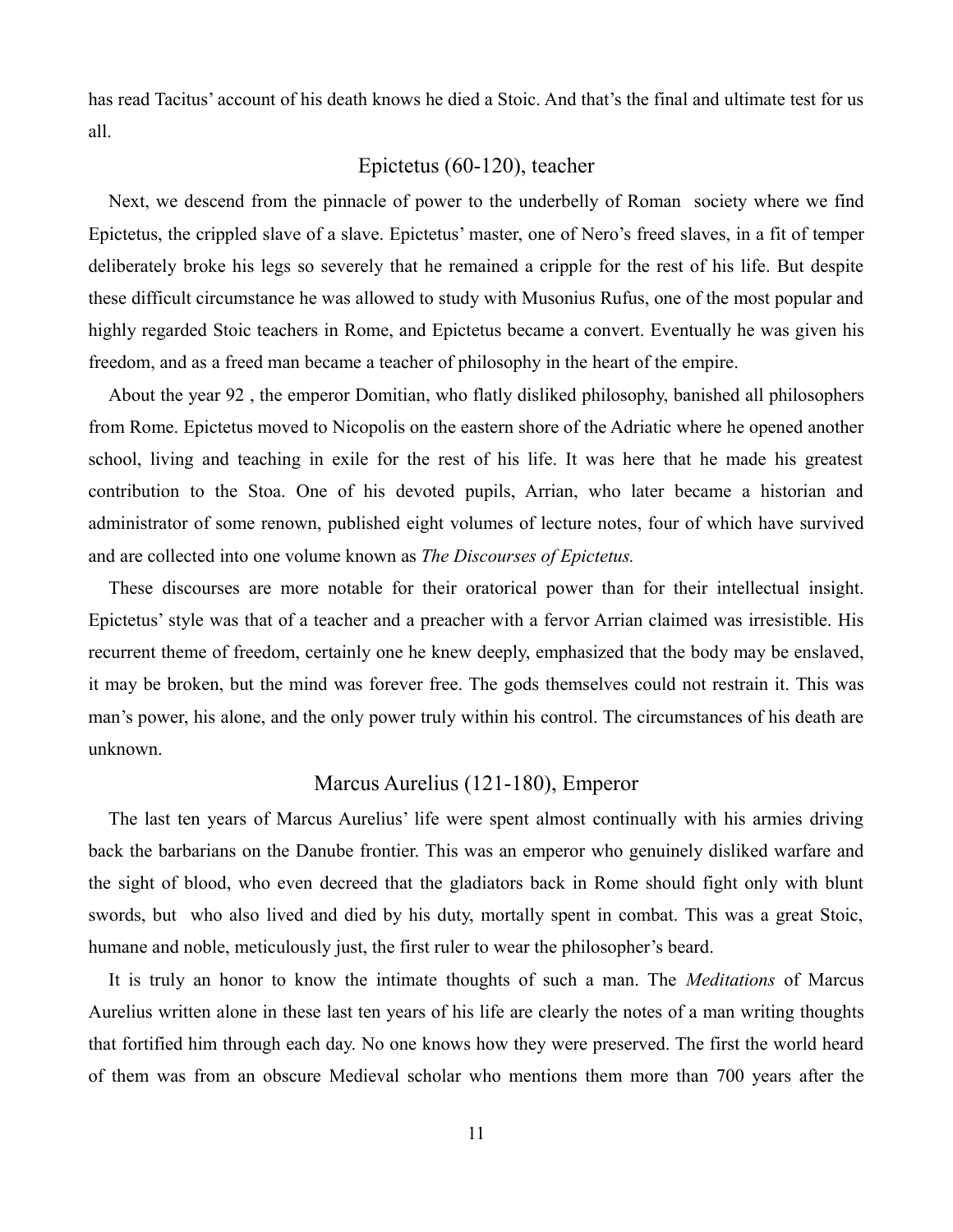has read Tacitus' account of his death knows he died a Stoic. And that's the final and ultimate test for us all.

## Epictetus (60-120), teacher

Next, we descend from the pinnacle of power to the underbelly of Roman society where we find Epictetus, the crippled slave of a slave. Epictetus' master, one of Nero's freed slaves, in a fit of temper deliberately broke his legs so severely that he remained a cripple for the rest of his life. But despite these difficult circumstance he was allowed to study with Musonius Rufus, one of the most popular and highly regarded Stoic teachers in Rome, and Epictetus became a convert. Eventually he was given his freedom, and as a freed man became a teacher of philosophy in the heart of the empire.

About the year 92 , the emperor Domitian, who flatly disliked philosophy, banished all philosophers from Rome. Epictetus moved to Nicopolis on the eastern shore of the Adriatic where he opened another school, living and teaching in exile for the rest of his life. It was here that he made his greatest contribution to the Stoa. One of his devoted pupils, Arrian, who later became a historian and administrator of some renown, published eight volumes of lecture notes, four of which have survived and are collected into one volume known as *The Discourses of Epictetus.*

These discourses are more notable for their oratorical power than for their intellectual insight. Epictetus' style was that of a teacher and a preacher with a fervor Arrian claimed was irresistible. His recurrent theme of freedom, certainly one he knew deeply, emphasized that the body may be enslaved, it may be broken, but the mind was forever free. The gods themselves could not restrain it. This was man's power, his alone, and the only power truly within his control. The circumstances of his death are unknown.

## Marcus Aurelius (121-180), Emperor

The last ten years of Marcus Aurelius' life were spent almost continually with his armies driving back the barbarians on the Danube frontier. This was an emperor who genuinely disliked warfare and the sight of blood, who even decreed that the gladiators back in Rome should fight only with blunt swords, but who also lived and died by his duty, mortally spent in combat. This was a great Stoic, humane and noble, meticulously just, the first ruler to wear the philosopher's beard.

It is truly an honor to know the intimate thoughts of such a man. The *Meditations* of Marcus Aurelius written alone in these last ten years of his life are clearly the notes of a man writing thoughts that fortified him through each day. No one knows how they were preserved. The first the world heard of them was from an obscure Medieval scholar who mentions them more than 700 years after the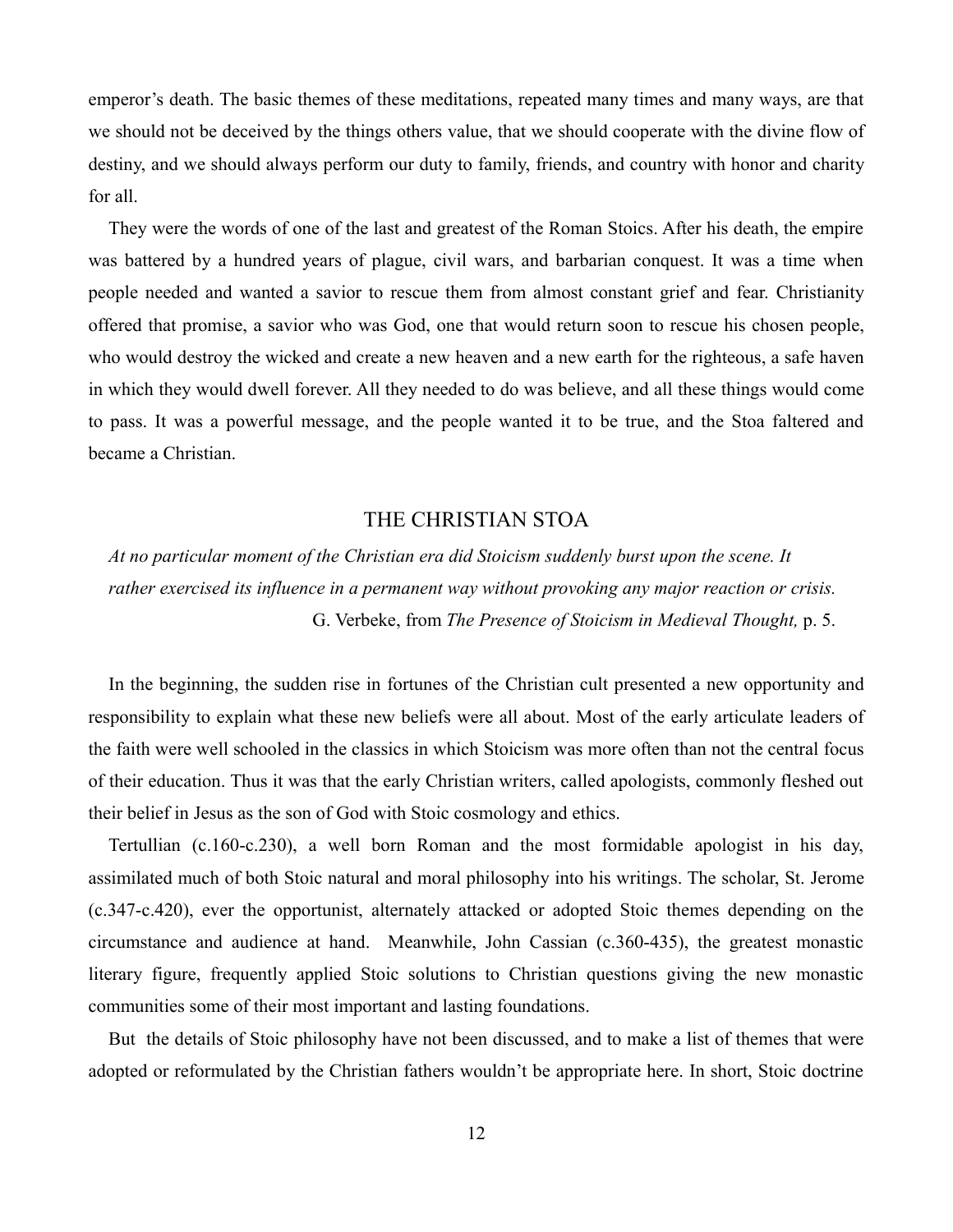emperor's death. The basic themes of these meditations, repeated many times and many ways, are that we should not be deceived by the things others value, that we should cooperate with the divine flow of destiny, and we should always perform our duty to family, friends, and country with honor and charity for all.

They were the words of one of the last and greatest of the Roman Stoics. After his death, the empire was battered by a hundred years of plague, civil wars, and barbarian conquest. It was a time when people needed and wanted a savior to rescue them from almost constant grief and fear. Christianity offered that promise, a savior who was God, one that would return soon to rescue his chosen people, who would destroy the wicked and create a new heaven and a new earth for the righteous, a safe haven in which they would dwell forever. All they needed to do was believe, and all these things would come to pass. It was a powerful message, and the people wanted it to be true, and the Stoa faltered and became a Christian.

## THE CHRISTIAN STOA

*At no particular moment of the Christian era did Stoicism suddenly burst upon the scene. It rather exercised its influence in a permanent way without provoking any major reaction or crisis.*

G. Verbeke, from *The Presence of Stoicism in Medieval Thought,* p. 5.

In the beginning, the sudden rise in fortunes of the Christian cult presented a new opportunity and responsibility to explain what these new beliefs were all about. Most of the early articulate leaders of the faith were well schooled in the classics in which Stoicism was more often than not the central focus of their education. Thus it was that the early Christian writers, called apologists, commonly fleshed out their belief in Jesus as the son of God with Stoic cosmology and ethics.

Tertullian (c.160-c.230), a well born Roman and the most formidable apologist in his day, assimilated much of both Stoic natural and moral philosophy into his writings. The scholar, St. Jerome (c.347-c.420), ever the opportunist, alternately attacked or adopted Stoic themes depending on the circumstance and audience at hand. Meanwhile, John Cassian (c.360-435), the greatest monastic literary figure, frequently applied Stoic solutions to Christian questions giving the new monastic communities some of their most important and lasting foundations.

But the details of Stoic philosophy have not been discussed, and to make a list of themes that were adopted or reformulated by the Christian fathers wouldn't be appropriate here. In short, Stoic doctrine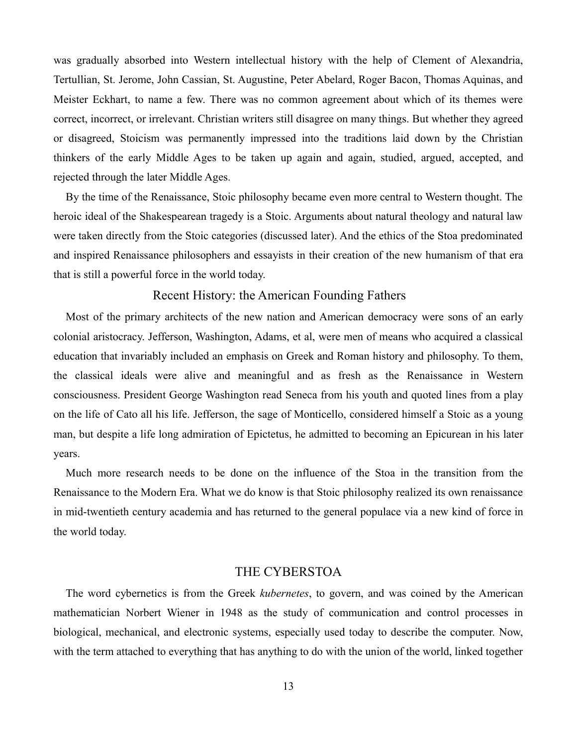was gradually absorbed into Western intellectual history with the help of Clement of Alexandria, Tertullian, St. Jerome, John Cassian, St. Augustine, Peter Abelard, Roger Bacon, Thomas Aquinas, and Meister Eckhart, to name a few. There was no common agreement about which of its themes were correct, incorrect, or irrelevant. Christian writers still disagree on many things. But whether they agreed or disagreed, Stoicism was permanently impressed into the traditions laid down by the Christian thinkers of the early Middle Ages to be taken up again and again, studied, argued, accepted, and rejected through the later Middle Ages.

By the time of the Renaissance, Stoic philosophy became even more central to Western thought. The heroic ideal of the Shakespearean tragedy is a Stoic. Arguments about natural theology and natural law were taken directly from the Stoic categories (discussed later). And the ethics of the Stoa predominated and inspired Renaissance philosophers and essayists in their creation of the new humanism of that era that is still a powerful force in the world today.

### Recent History: the American Founding Fathers

Most of the primary architects of the new nation and American democracy were sons of an early colonial aristocracy. Jefferson, Washington, Adams, et al, were men of means who acquired a classical education that invariably included an emphasis on Greek and Roman history and philosophy. To them, the classical ideals were alive and meaningful and as fresh as the Renaissance in Western consciousness. President George Washington read Seneca from his youth and quoted lines from a play on the life of Cato all his life. Jefferson, the sage of Monticello, considered himself a Stoic as a young man, but despite a life long admiration of Epictetus, he admitted to becoming an Epicurean in his later years.

Much more research needs to be done on the influence of the Stoa in the transition from the Renaissance to the Modern Era. What we do know is that Stoic philosophy realized its own renaissance in mid-twentieth century academia and has returned to the general populace via a new kind of force in the world today.

## THE CYBERSTOA

The word cybernetics is from the Greek *kubernetes*, to govern, and was coined by the American mathematician Norbert Wiener in 1948 as the study of communication and control processes in biological, mechanical, and electronic systems, especially used today to describe the computer. Now, with the term attached to everything that has anything to do with the union of the world, linked together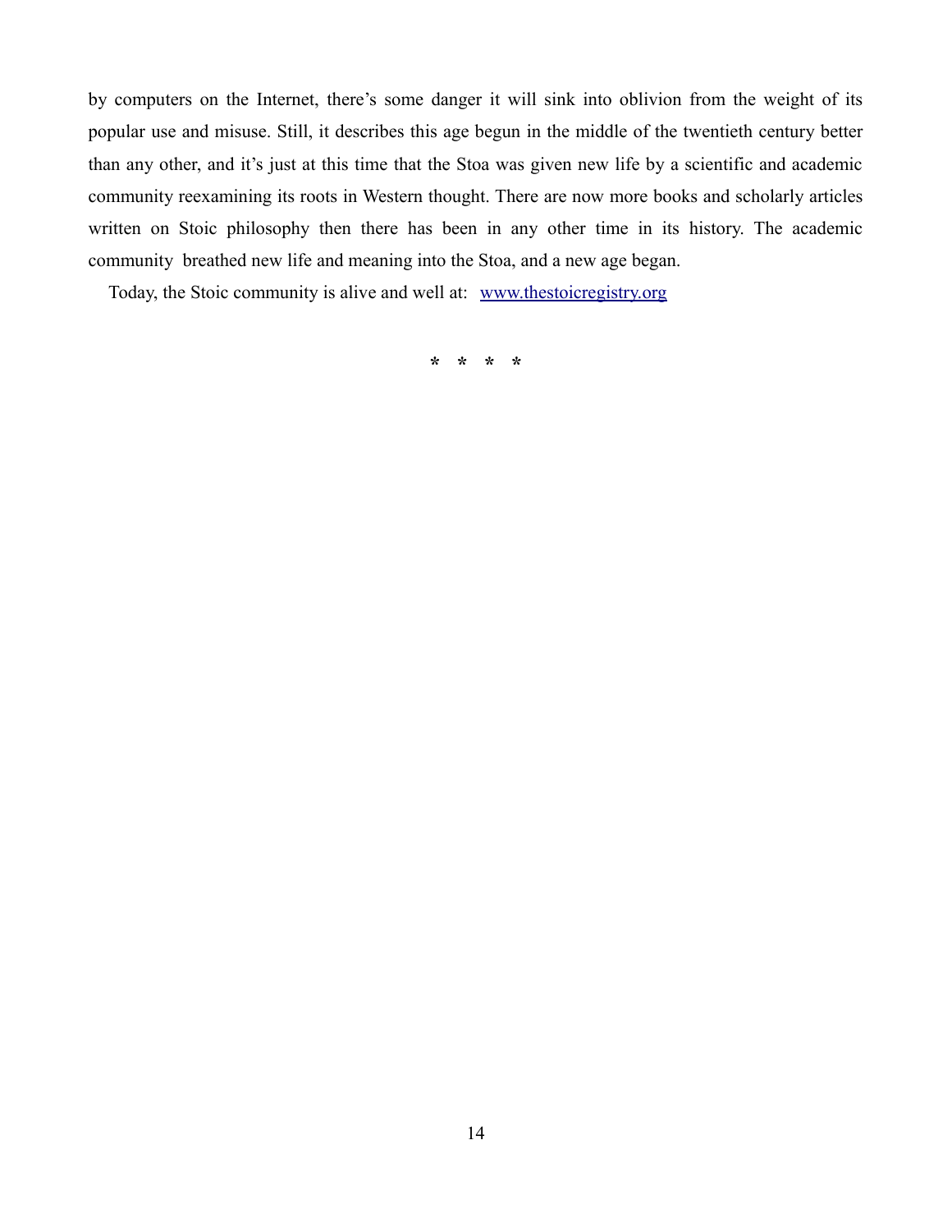by computers on the Internet, there's some danger it will sink into oblivion from the weight of its popular use and misuse. Still, it describes this age begun in the middle of the twentieth century better than any other, and it's just at this time that the Stoa was given new life by a scientific and academic community reexamining its roots in Western thought. There are now more books and scholarly articles written on Stoic philosophy then there has been in any other time in its history. The academic community breathed new life and meaning into the Stoa, and a new age began.

Today, the Stoic community is alive and well at: [www.thestoicregistry.org](http://www.thestoicregistry.org)

\* \* \* \*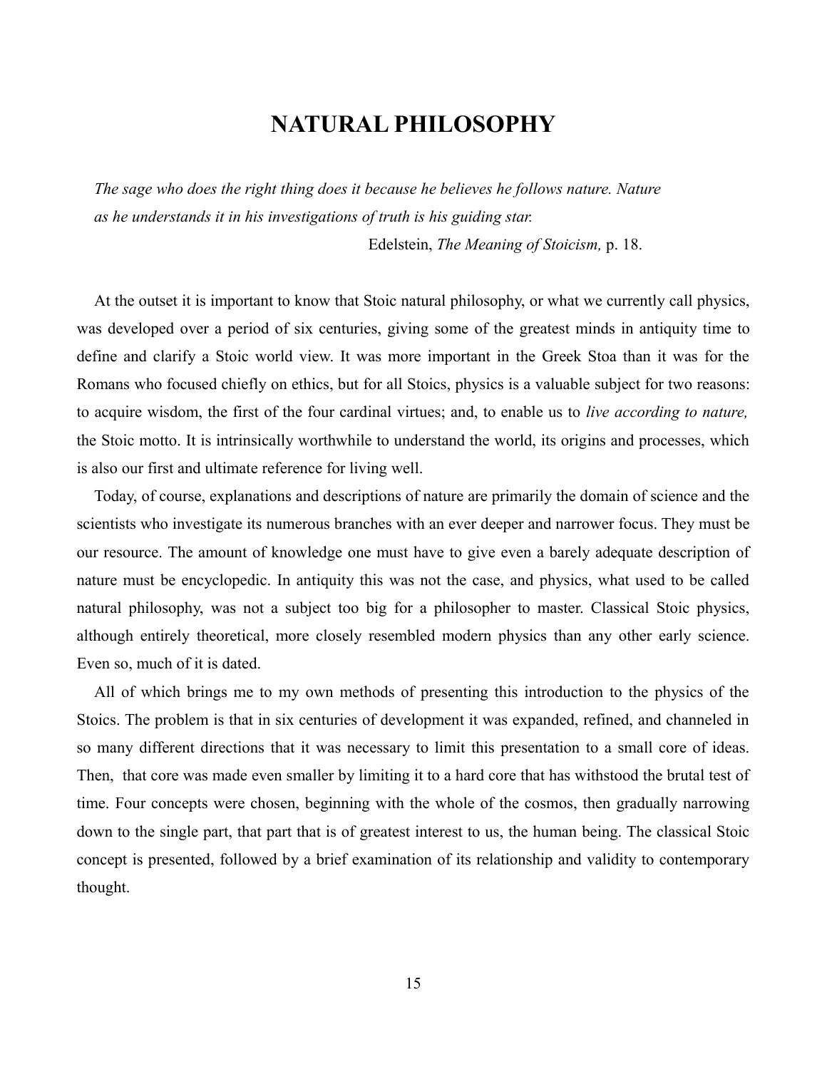# NATURAL PHILOSOPHY

> *The sage who does the right thing does it because he believes he follows nature. Nature as he understands it in his investigations of truth is his guiding star.*
>
> Edelstein, *The Meaning of Stoicism,* p. 18.

At the outset it is important to know that Stoic natural philosophy, or what we currently call physics, was developed over a period of six centuries, giving some of the greatest minds in antiquity time to define and clarify a Stoic world view. It was more important in the Greek Stoa than it was for the Romans who focused chiefly on ethics, but for all Stoics, physics is a valuable subject for two reasons: to acquire wisdom, the first of the four cardinal virtues; and, to enable us to *live according to nature,* the Stoic motto. It is intrinsically worthwhile to understand the world, its origins and processes, which is also our first and ultimate reference for living well.

Today, of course, explanations and descriptions of nature are primarily the domain of science and the scientists who investigate its numerous branches with an ever deeper and narrower focus. They must be our resource. The amount of knowledge one must have to give even a barely adequate description of nature must be encyclopedic. In antiquity this was not the case, and physics, what used to be called natural philosophy, was not a subject too big for a philosopher to master. Classical Stoic physics, although entirely theoretical, more closely resembled modern physics than any other early science. Even so, much of it is dated.

All of which brings me to my own methods of presenting this introduction to the physics of the Stoics. The problem is that in six centuries of development it was expanded, refined, and channeled in so many different directions that it was necessary to limit this presentation to a small core of ideas. Then, that core was made even smaller by limiting it to a hard core that has withstood the brutal test of time. Four concepts were chosen, beginning with the whole of the cosmos, then gradually narrowing down to the single part, that part that is of greatest interest to us, the human being. The classical Stoic concept is presented, followed by a brief examination of its relationship and validity to contemporary thought.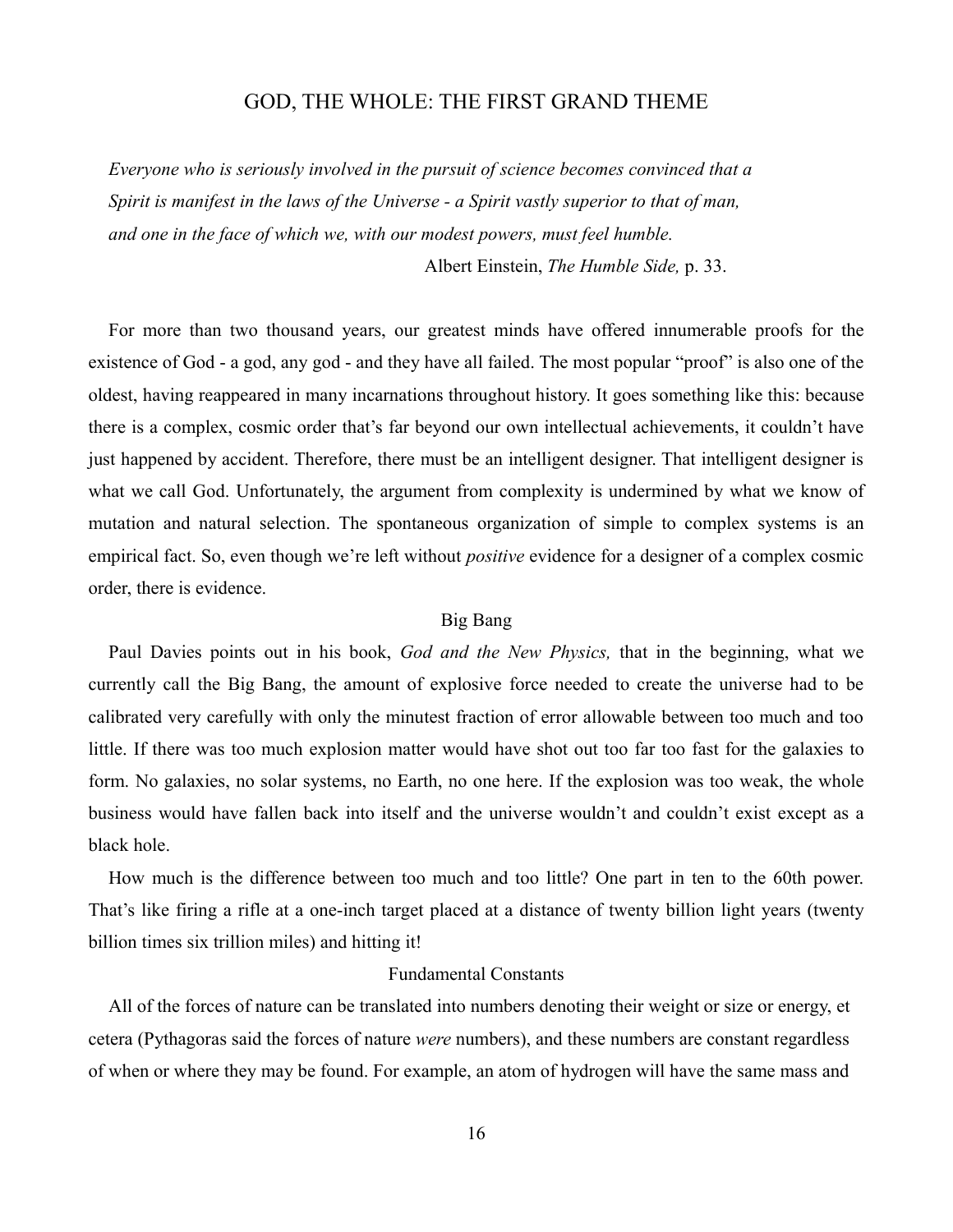## GOD, THE WHOLE: THE FIRST GRAND THEME

> *Everyone who is seriously involved in the pursuit of science becomes convinced that a Spirit is manifest in the laws of the Universe - a Spirit vastly superior to that of man, and one in the face of which we, with our modest powers, must feel humble.*
>
> Albert Einstein, *The Humble Side,* p. 33.

For more than two thousand years, our greatest minds have offered innumerable proofs for the existence of God - a god, any god - and they have all failed. The most popular "proof" is also one of the oldest, having reappeared in many incarnations throughout history. It goes something like this: because there is a complex, cosmic order that's far beyond our own intellectual achievements, it couldn't have just happened by accident. Therefore, there must be an intelligent designer. That intelligent designer is what we call God. Unfortunately, the argument from complexity is undermined by what we know of mutation and natural selection. The spontaneous organization of simple to complex systems is an empirical fact. So, even though we're left without *positive* evidence for a designer of a complex cosmic order, there is evidence.

### Big Bang

Paul Davies points out in his book, *God and the New Physics,* that in the beginning, what we currently call the Big Bang, the amount of explosive force needed to create the universe had to be calibrated very carefully with only the minutest fraction of error allowable between too much and too little. If there was too much explosion matter would have shot out too far too fast for the galaxies to form. No galaxies, no solar systems, no Earth, no one here. If the explosion was too weak, the whole business would have fallen back into itself and the universe wouldn't and couldn't exist except as a black hole.

How much is the difference between too much and too little? One part in ten to the 60th power. That's like firing a rifle at a one-inch target placed at a distance of twenty billion light years (twenty billion times six trillion miles) and hitting it!

### Fundamental Constants

All of the forces of nature can be translated into numbers denoting their weight or size or energy, et cetera (Pythagoras said the forces of nature *were* numbers), and these numbers are constant regardless of when or where they may be found. For example, an atom of hydrogen will have the same mass and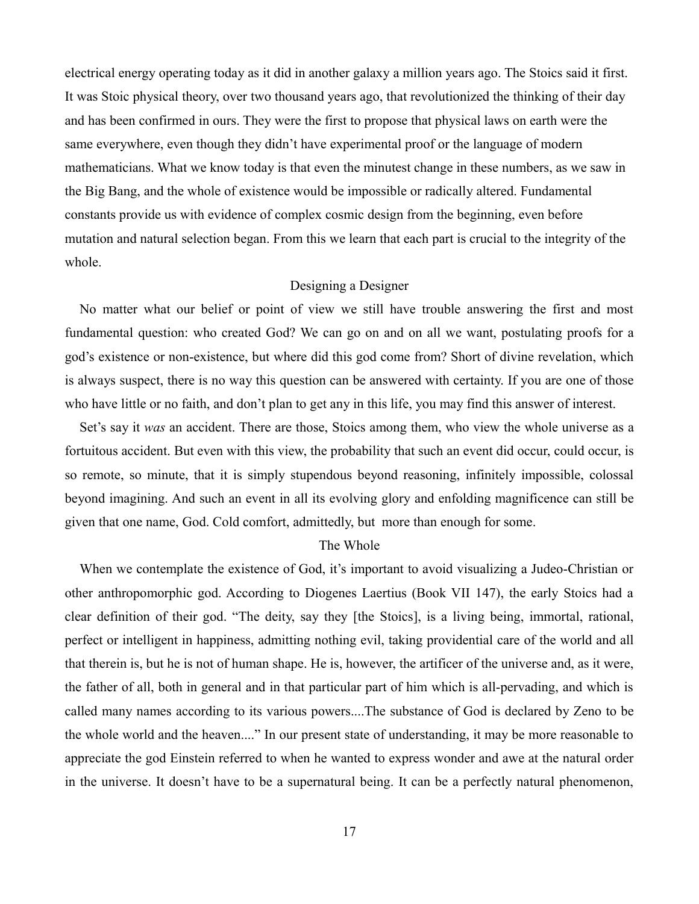electrical energy operating today as it did in another galaxy a million years ago. The Stoics said it first. It was Stoic physical theory, over two thousand years ago, that revolutionized the thinking of their day and has been confirmed in ours. They were the first to propose that physical laws on earth were the same everywhere, even though they didn't have experimental proof or the language of modern mathematicians. What we know today is that even the minutest change in these numbers, as we saw in the Big Bang, and the whole of existence would be impossible or radically altered. Fundamental constants provide us with evidence of complex cosmic design from the beginning, even before mutation and natural selection began. From this we learn that each part is crucial to the integrity of the whole.

## Designing a Designer

No matter what our belief or point of view we still have trouble answering the first and most fundamental question: who created God? We can go on and on all we want, postulating proofs for a god's existence or non-existence, but where did this god come from? Short of divine revelation, which is always suspect, there is no way this question can be answered with certainty. If you are one of those who have little or no faith, and don't plan to get any in this life, you may find this answer of interest.

Set's say it *was* an accident. There are those, Stoics among them, who view the whole universe as a fortuitous accident. But even with this view, the probability that such an event did occur, could occur, is so remote, so minute, that it is simply stupendous beyond reasoning, infinitely impossible, colossal beyond imagining. And such an event in all its evolving glory and enfolding magnificence can still be given that one name, God. Cold comfort, admittedly, but more than enough for some.

## The Whole

When we contemplate the existence of God, it's important to avoid visualizing a Judeo-Christian or other anthropomorphic god. According to Diogenes Laertius (Book VII 147), the early Stoics had a clear definition of their god. "The deity, say they [the Stoics], is a living being, immortal, rational, perfect or intelligent in happiness, admitting nothing evil, taking providential care of the world and all that therein is, but he is not of human shape. He is, however, the artificer of the universe and, as it were, the father of all, both in general and in that particular part of him which is all-pervading, and which is called many names according to its various powers....The substance of God is declared by Zeno to be the whole world and the heaven...." In our present state of understanding, it may be more reasonable to appreciate the god Einstein referred to when he wanted to express wonder and awe at the natural order in the universe. It doesn't have to be a supernatural being. It can be a perfectly natural phenomenon,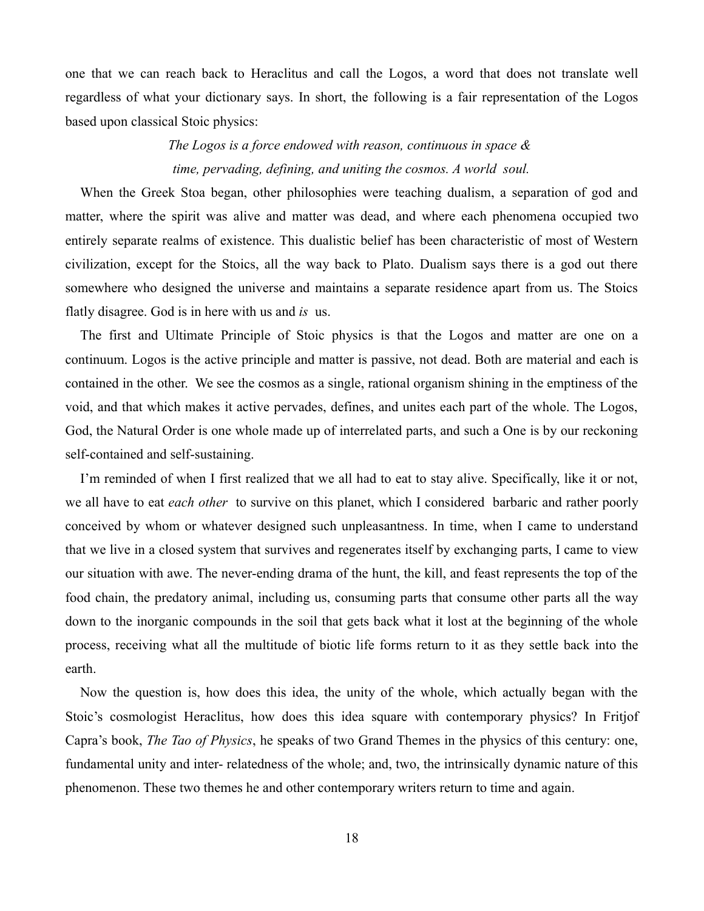one that we can reach back to Heraclitus and call the Logos, a word that does not translate well regardless of what your dictionary says. In short, the following is a fair representation of the Logos based upon classical Stoic physics:

*The Logos is a force endowed with reason, continuous in space & time, pervading, defining, and uniting the cosmos. A world soul.*

When the Greek Stoa began, other philosophies were teaching dualism, a separation of god and matter, where the spirit was alive and matter was dead, and where each phenomena occupied two entirely separate realms of existence. This dualistic belief has been characteristic of most of Western civilization, except for the Stoics, all the way back to Plato. Dualism says there is a god out there somewhere who designed the universe and maintains a separate residence apart from us. The Stoics flatly disagree. God is in here with us and *is* us.

The first and Ultimate Principle of Stoic physics is that the Logos and matter are one on a continuum. Logos is the active principle and matter is passive, not dead. Both are material and each is contained in the other. We see the cosmos as a single, rational organism shining in the emptiness of the void, and that which makes it active pervades, defines, and unites each part of the whole. The Logos, God, the Natural Order is one whole made up of interrelated parts, and such a One is by our reckoning self-contained and self-sustaining.

I'm reminded of when I first realized that we all had to eat to stay alive. Specifically, like it or not, we all have to eat *each other* to survive on this planet, which I considered barbaric and rather poorly conceived by whom or whatever designed such unpleasantness. In time, when I came to understand that we live in a closed system that survives and regenerates itself by exchanging parts, I came to view our situation with awe. The never-ending drama of the hunt, the kill, and feast represents the top of the food chain, the predatory animal, including us, consuming parts that consume other parts all the way down to the inorganic compounds in the soil that gets back what it lost at the beginning of the whole process, receiving what all the multitude of biotic life forms return to it as they settle back into the earth.

Now the question is, how does this idea, the unity of the whole, which actually began with the Stoic's cosmologist Heraclitus, how does this idea square with contemporary physics? In Fritjof Capra's book, *The Tao of Physics*, he speaks of two Grand Themes in the physics of this century: one, fundamental unity and inter- relatedness of the whole; and, two, the intrinsically dynamic nature of this phenomenon. These two themes he and other contemporary writers return to time and again.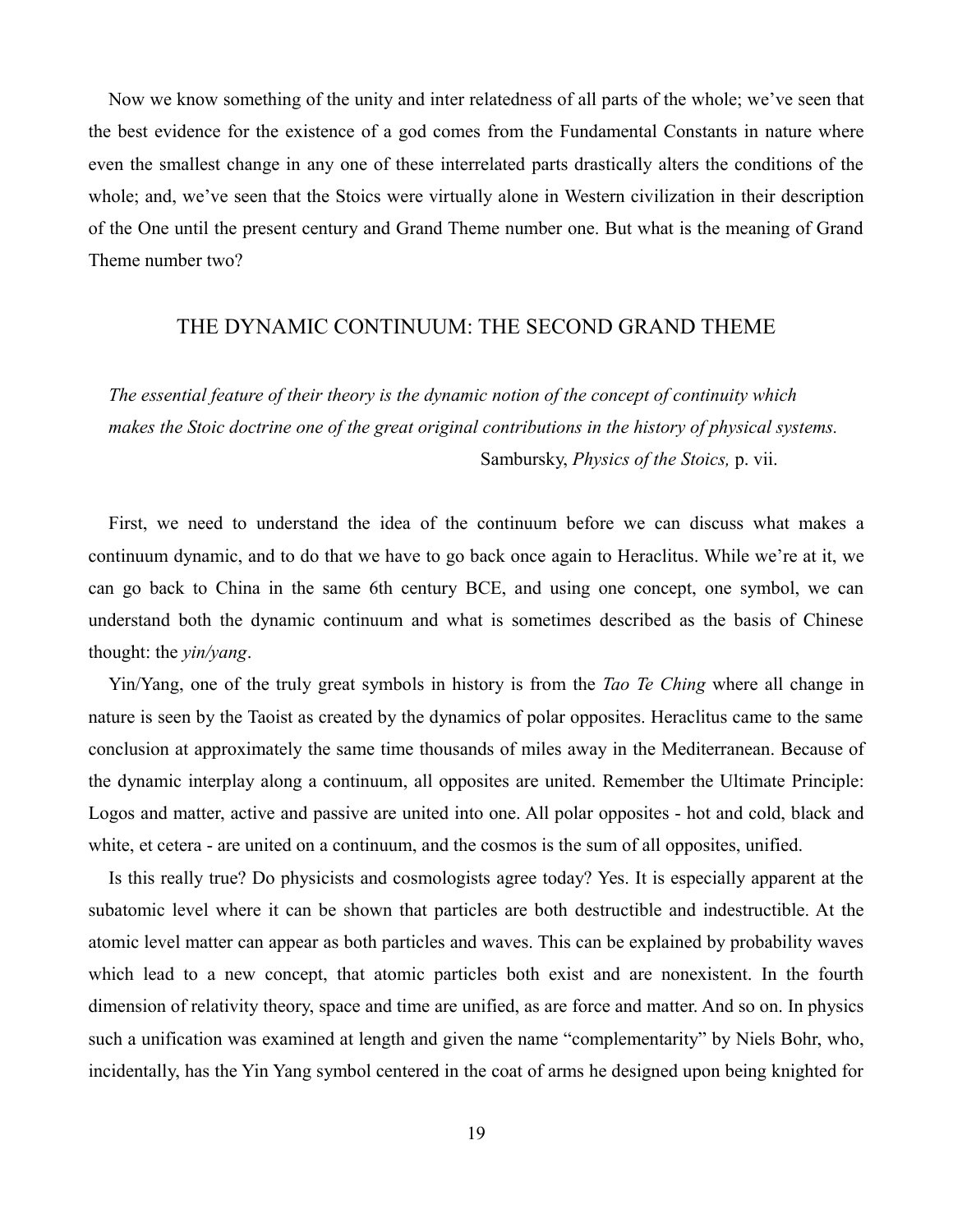Now we know something of the unity and inter relatedness of all parts of the whole; we've seen that the best evidence for the existence of a god comes from the Fundamental Constants in nature where even the smallest change in any one of these interrelated parts drastically alters the conditions of the whole; and, we've seen that the Stoics were virtually alone in Western civilization in their description of the One until the present century and Grand Theme number one. But what is the meaning of Grand Theme number two?

## THE DYNAMIC CONTINUUM: THE SECOND GRAND THEME

> *The essential feature of their theory is the dynamic notion of the concept of continuity which makes the Stoic doctrine one of the great original contributions in the history of physical systems.*
>
> Sambursky, *Physics of the Stoics,* p. vii.

First, we need to understand the idea of the continuum before we can discuss what makes a continuum dynamic, and to do that we have to go back once again to Heraclitus. While we're at it, we can go back to China in the same 6th century BCE, and using one concept, one symbol, we can understand both the dynamic continuum and what is sometimes described as the basis of Chinese thought: the *yin/yang*.

Yin/Yang, one of the truly great symbols in history is from the *Tao Te Ching* where all change in nature is seen by the Taoist as created by the dynamics of polar opposites. Heraclitus came to the same conclusion at approximately the same time thousands of miles away in the Mediterranean. Because of the dynamic interplay along a continuum, all opposites are united. Remember the Ultimate Principle: Logos and matter, active and passive are united into one. All polar opposites - hot and cold, black and white, et cetera - are united on a continuum, and the cosmos is the sum of all opposites, unified.

Is this really true? Do physicists and cosmologists agree today? Yes. It is especially apparent at the subatomic level where it can be shown that particles are both destructible and indestructible. At the atomic level matter can appear as both particles and waves. This can be explained by probability waves which lead to a new concept, that atomic particles both exist and are nonexistent. In the fourth dimension of relativity theory, space and time are unified, as are force and matter. And so on. In physics such a unification was examined at length and given the name "complementarity" by Niels Bohr, who, incidentally, has the Yin Yang symbol centered in the coat of arms he designed upon being knighted for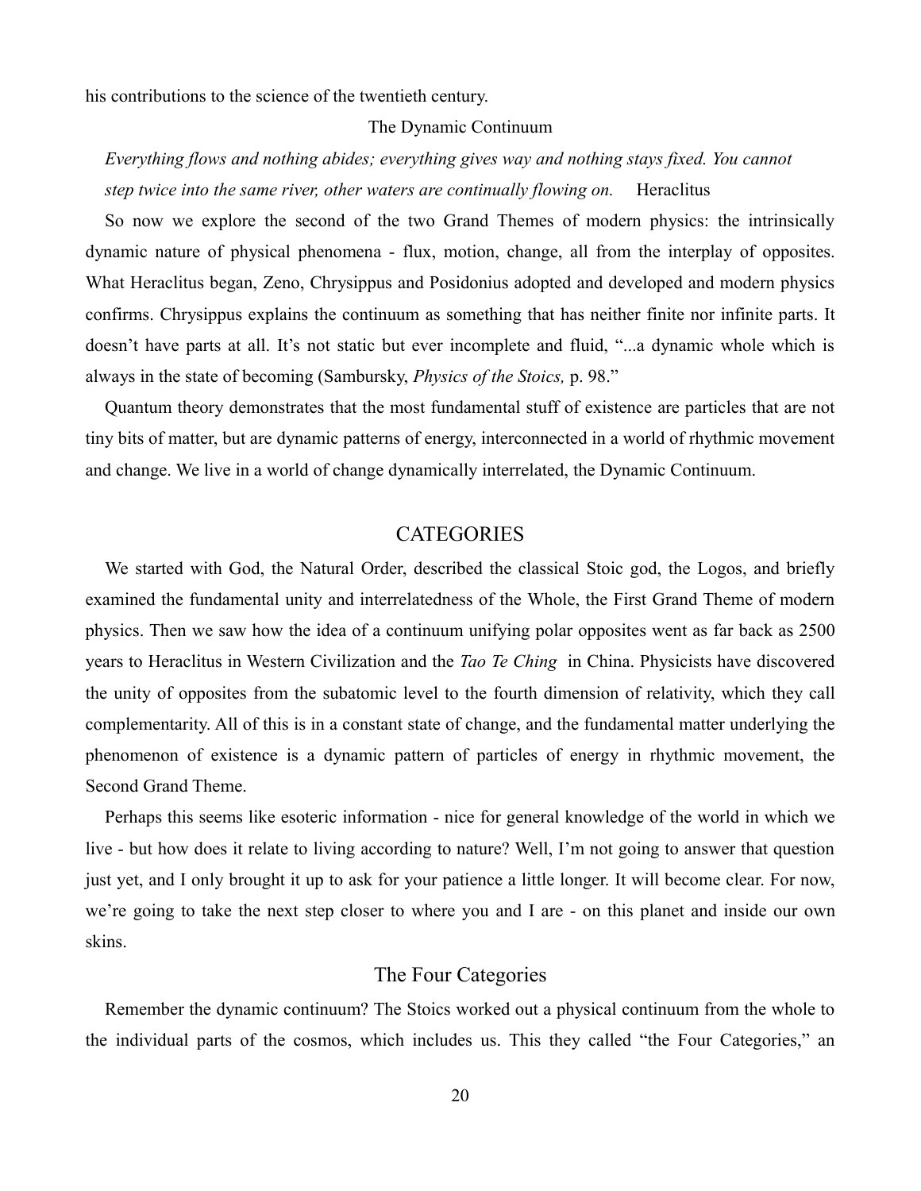his contributions to the science of the twentieth century.

### The Dynamic Continuum

*Everything flows and nothing abides; everything gives way and nothing stays fixed. You cannot step twice into the same river, other waters are continually flowing on.* Heraclitus

So now we explore the second of the two Grand Themes of modern physics: the intrinsically dynamic nature of physical phenomena - flux, motion, change, all from the interplay of opposites. What Heraclitus began, Zeno, Chrysippus and Posidonius adopted and developed and modern physics confirms. Chrysippus explains the continuum as something that has neither finite nor infinite parts. It doesn't have parts at all. It's not static but ever incomplete and fluid, "...a dynamic whole which is always in the state of becoming (Sambursky, *Physics of the Stoics,* p. 98."

Quantum theory demonstrates that the most fundamental stuff of existence are particles that are not tiny bits of matter, but are dynamic patterns of energy, interconnected in a world of rhythmic movement and change. We live in a world of change dynamically interrelated, the Dynamic Continuum.

## CATEGORIES

We started with God, the Natural Order, described the classical Stoic god, the Logos, and briefly examined the fundamental unity and interrelatedness of the Whole, the First Grand Theme of modern physics. Then we saw how the idea of a continuum unifying polar opposites went as far back as 2500 years to Heraclitus in Western Civilization and the *Tao Te Ching* in China. Physicists have discovered the unity of opposites from the subatomic level to the fourth dimension of relativity, which they call complementarity. All of this is in a constant state of change, and the fundamental matter underlying the phenomenon of existence is a dynamic pattern of particles of energy in rhythmic movement, the Second Grand Theme.

Perhaps this seems like esoteric information - nice for general knowledge of the world in which we live - but how does it relate to living according to nature? Well, I'm not going to answer that question just yet, and I only brought it up to ask for your patience a little longer. It will become clear. For now, we're going to take the next step closer to where you and I are - on this planet and inside our own skins.

### The Four Categories

Remember the dynamic continuum? The Stoics worked out a physical continuum from the whole to the individual parts of the cosmos, which includes us. This they called "the Four Categories," an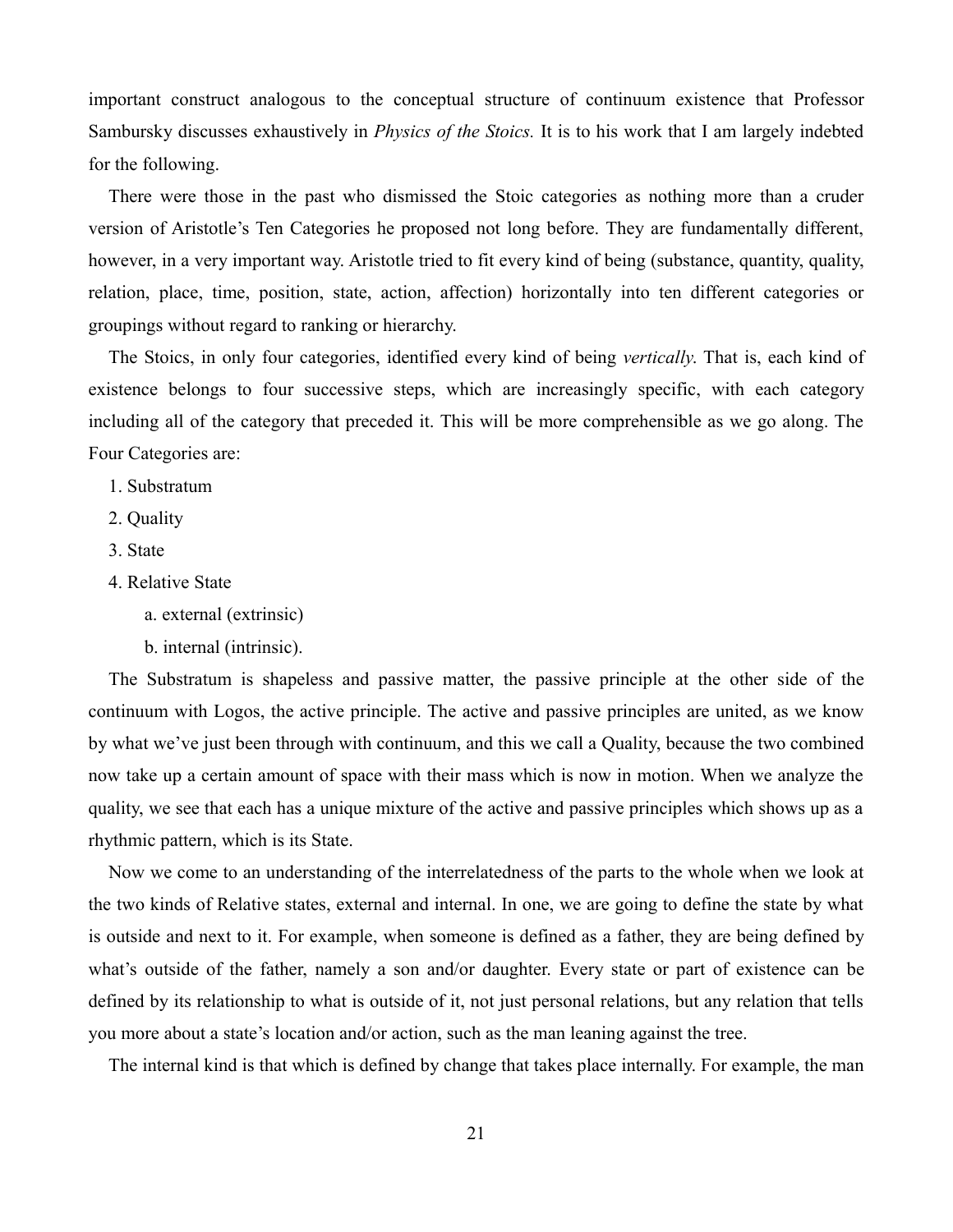important construct analogous to the conceptual structure of continuum existence that Professor Sambursky discusses exhaustively in *Physics of the Stoics.* It is to his work that I am largely indebted for the following.

There were those in the past who dismissed the Stoic categories as nothing more than a cruder version of Aristotle's Ten Categories he proposed not long before. They are fundamentally different, however, in a very important way. Aristotle tried to fit every kind of being (substance, quantity, quality, relation, place, time, position, state, action, affection) horizontally into ten different categories or groupings without regard to ranking or hierarchy.

The Stoics, in only four categories, identified every kind of being *vertically*. That is, each kind of existence belongs to four successive steps, which are increasingly specific, with each category including all of the category that preceded it. This will be more comprehensible as we go along. The Four Categories are:

1. Substratum
2. Quality
3. State
4. Relative State
    a. external (extrinsic)
    b. internal (intrinsic).

The Substratum is shapeless and passive matter, the passive principle at the other side of the continuum with Logos, the active principle. The active and passive principles are united, as we know by what we've just been through with continuum, and this we call a Quality, because the two combined now take up a certain amount of space with their mass which is now in motion. When we analyze the quality, we see that each has a unique mixture of the active and passive principles which shows up as a rhythmic pattern, which is its State.

Now we come to an understanding of the interrelatedness of the parts to the whole when we look at the two kinds of Relative states, external and internal. In one, we are going to define the state by what is outside and next to it. For example, when someone is defined as a father, they are being defined by what's outside of the father, namely a son and/or daughter. Every state or part of existence can be defined by its relationship to what is outside of it, not just personal relations, but any relation that tells you more about a state's location and/or action, such as the man leaning against the tree.

The internal kind is that which is defined by change that takes place internally. For example, the man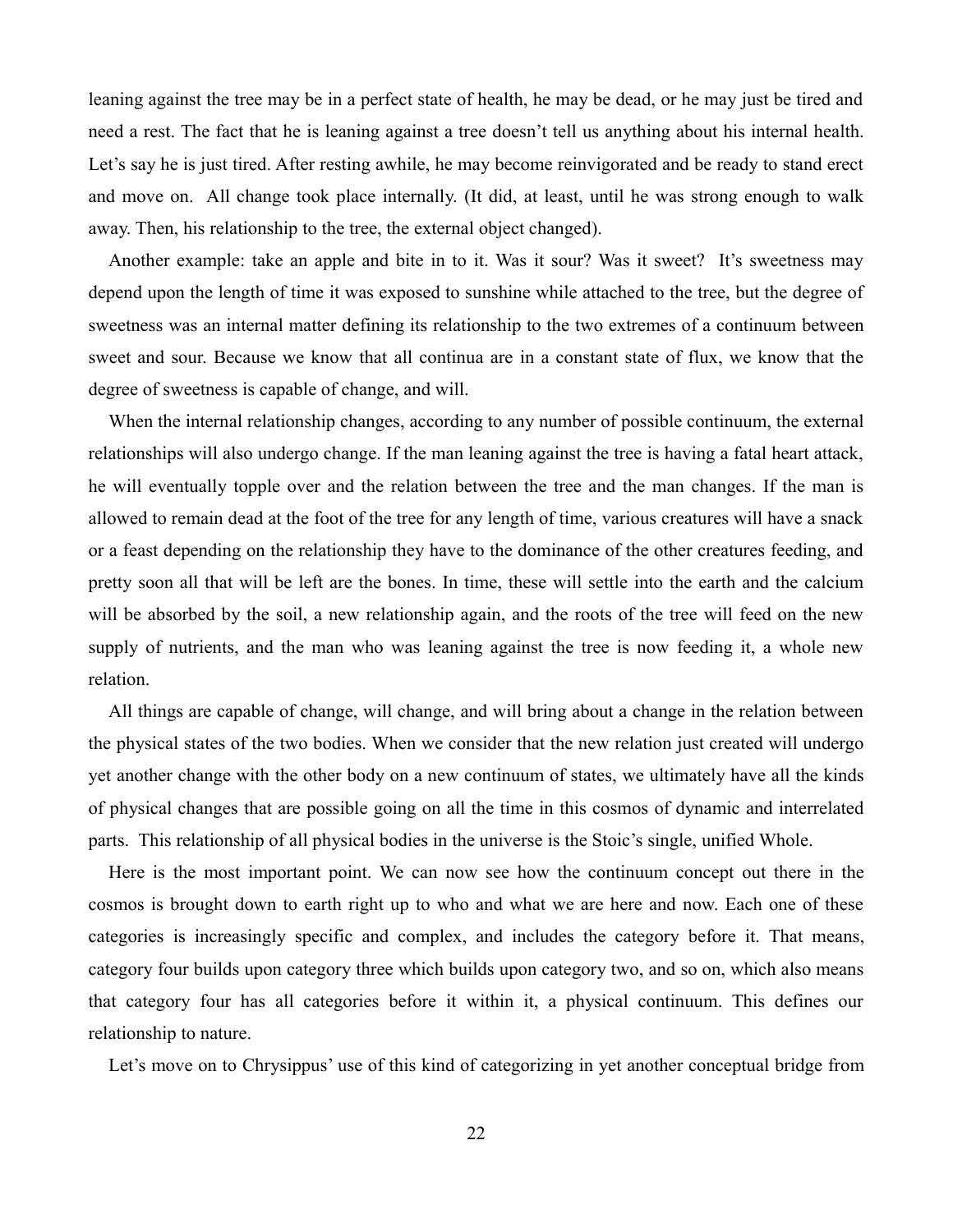leaning against the tree may be in a perfect state of health, he may be dead, or he may just be tired and need a rest. The fact that he is leaning against a tree doesn't tell us anything about his internal health. Let's say he is just tired. After resting awhile, he may become reinvigorated and be ready to stand erect and move on. All change took place internally. (It did, at least, until he was strong enough to walk away. Then, his relationship to the tree, the external object changed).

Another example: take an apple and bite in to it. Was it sour? Was it sweet? It's sweetness may depend upon the length of time it was exposed to sunshine while attached to the tree, but the degree of sweetness was an internal matter defining its relationship to the two extremes of a continuum between sweet and sour. Because we know that all continua are in a constant state of flux, we know that the degree of sweetness is capable of change, and will.

When the internal relationship changes, according to any number of possible continuum, the external relationships will also undergo change. If the man leaning against the tree is having a fatal heart attack, he will eventually topple over and the relation between the tree and the man changes. If the man is allowed to remain dead at the foot of the tree for any length of time, various creatures will have a snack or a feast depending on the relationship they have to the dominance of the other creatures feeding, and pretty soon all that will be left are the bones. In time, these will settle into the earth and the calcium will be absorbed by the soil, a new relationship again, and the roots of the tree will feed on the new supply of nutrients, and the man who was leaning against the tree is now feeding it, a whole new relation.

All things are capable of change, will change, and will bring about a change in the relation between the physical states of the two bodies. When we consider that the new relation just created will undergo yet another change with the other body on a new continuum of states, we ultimately have all the kinds of physical changes that are possible going on all the time in this cosmos of dynamic and interrelated parts. This relationship of all physical bodies in the universe is the Stoic's single, unified Whole.

Here is the most important point. We can now see how the continuum concept out there in the cosmos is brought down to earth right up to who and what we are here and now. Each one of these categories is increasingly specific and complex, and includes the category before it. That means, category four builds upon category three which builds upon category two, and so on, which also means that category four has all categories before it within it, a physical continuum. This defines our relationship to nature.

Let's move on to Chrysippus' use of this kind of categorizing in yet another conceptual bridge from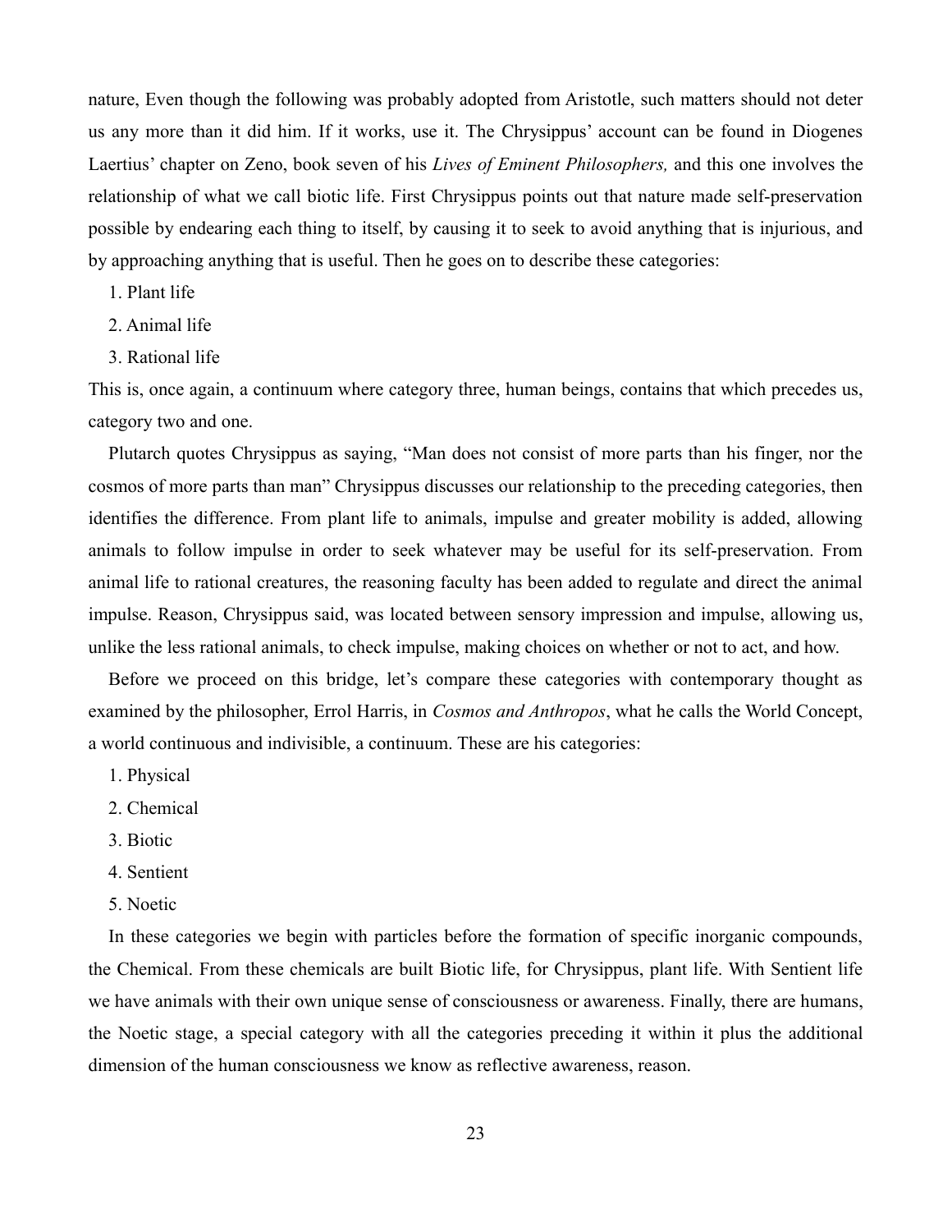nature, Even though the following was probably adopted from Aristotle, such matters should not deter us any more than it did him. If it works, use it. The Chrysippus' account can be found in Diogenes Laertius' chapter on Zeno, book seven of his *Lives of Eminent Philosophers,* and this one involves the relationship of what we call biotic life. First Chrysippus points out that nature made self-preservation possible by endearing each thing to itself, by causing it to seek to avoid anything that is injurious, and by approaching anything that is useful. Then he goes on to describe these categories:

1. Plant life
2. Animal life
3. Rational life

This is, once again, a continuum where category three, human beings, contains that which precedes us, category two and one.

Plutarch quotes Chrysippus as saying, "Man does not consist of more parts than his finger, nor the cosmos of more parts than man" Chrysippus discusses our relationship to the preceding categories, then identifies the difference. From plant life to animals, impulse and greater mobility is added, allowing animals to follow impulse in order to seek whatever may be useful for its self-preservation. From animal life to rational creatures, the reasoning faculty has been added to regulate and direct the animal impulse. Reason, Chrysippus said, was located between sensory impression and impulse, allowing us, unlike the less rational animals, to check impulse, making choices on whether or not to act, and how.

Before we proceed on this bridge, let's compare these categories with contemporary thought as examined by the philosopher, Errol Harris, in *Cosmos and Anthropos*, what he calls the World Concept, a world continuous and indivisible, a continuum. These are his categories:

1. Physical
2. Chemical
3. Biotic
4. Sentient
5. Noetic

In these categories we begin with particles before the formation of specific inorganic compounds, the Chemical. From these chemicals are built Biotic life, for Chrysippus, plant life. With Sentient life we have animals with their own unique sense of consciousness or awareness. Finally, there are humans, the Noetic stage, a special category with all the categories preceding it within it plus the additional dimension of the human consciousness we know as reflective awareness, reason.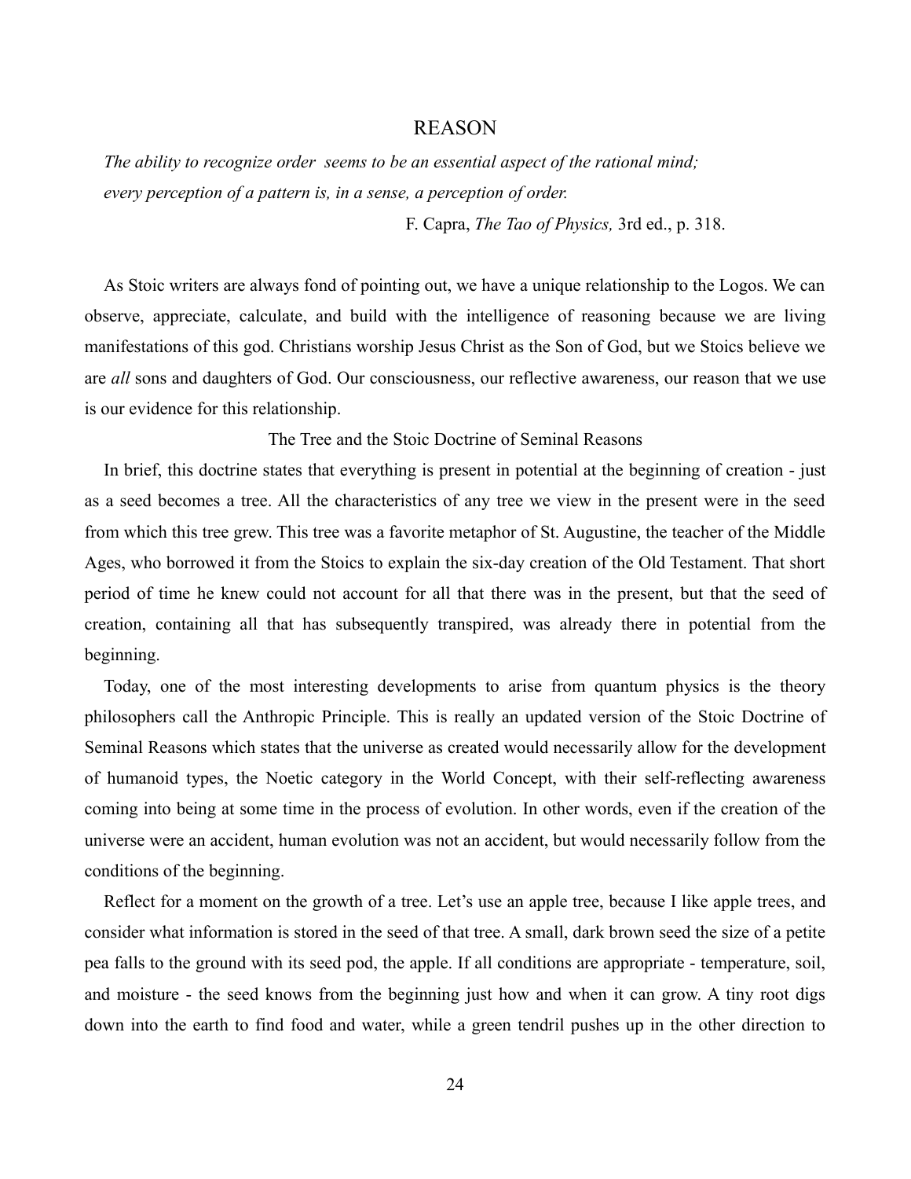# REASON

*The ability to recognize order seems to be an essential aspect of the rational mind; every perception of a pattern is, in a sense, a perception of order.*

F. Capra, *The Tao of Physics,* 3rd ed., p. 318.

As Stoic writers are always fond of pointing out, we have a unique relationship to the Logos. We can observe, appreciate, calculate, and build with the intelligence of reasoning because we are living manifestations of this god. Christians worship Jesus Christ as the Son of God, but we Stoics believe we are *all* sons and daughters of God. Our consciousness, our reflective awareness, our reason that we use is our evidence for this relationship.

## The Tree and the Stoic Doctrine of Seminal Reasons

In brief, this doctrine states that everything is present in potential at the beginning of creation - just as a seed becomes a tree. All the characteristics of any tree we view in the present were in the seed from which this tree grew. This tree was a favorite metaphor of St. Augustine, the teacher of the Middle Ages, who borrowed it from the Stoics to explain the six-day creation of the Old Testament. That short period of time he knew could not account for all that there was in the present, but that the seed of creation, containing all that has subsequently transpired, was already there in potential from the beginning.

Today, one of the most interesting developments to arise from quantum physics is the theory philosophers call the Anthropic Principle. This is really an updated version of the Stoic Doctrine of Seminal Reasons which states that the universe as created would necessarily allow for the development of humanoid types, the Noetic category in the World Concept, with their self-reflecting awareness coming into being at some time in the process of evolution. In other words, even if the creation of the universe were an accident, human evolution was not an accident, but would necessarily follow from the conditions of the beginning.

Reflect for a moment on the growth of a tree. Let's use an apple tree, because I like apple trees, and consider what information is stored in the seed of that tree. A small, dark brown seed the size of a petite pea falls to the ground with its seed pod, the apple. If all conditions are appropriate - temperature, soil, and moisture - the seed knows from the beginning just how and when it can grow. A tiny root digs down into the earth to find food and water, while a green tendril pushes up in the other direction to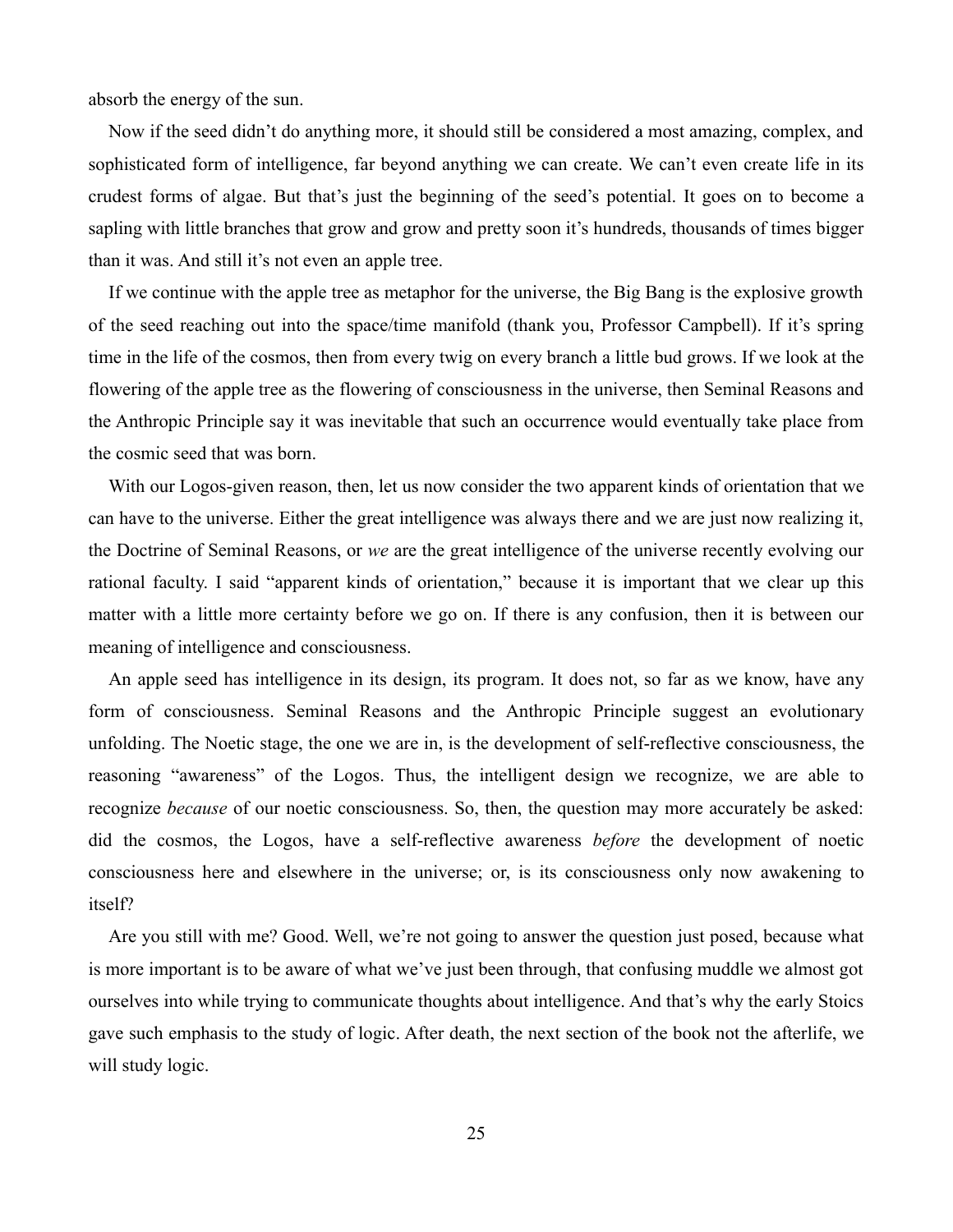absorb the energy of the sun.

Now if the seed didn't do anything more, it should still be considered a most amazing, complex, and sophisticated form of intelligence, far beyond anything we can create. We can't even create life in its crudest forms of algae. But that's just the beginning of the seed's potential. It goes on to become a sapling with little branches that grow and grow and pretty soon it's hundreds, thousands of times bigger than it was. And still it's not even an apple tree.

If we continue with the apple tree as metaphor for the universe, the Big Bang is the explosive growth of the seed reaching out into the space/time manifold (thank you, Professor Campbell). If it's spring time in the life of the cosmos, then from every twig on every branch a little bud grows. If we look at the flowering of the apple tree as the flowering of consciousness in the universe, then Seminal Reasons and the Anthropic Principle say it was inevitable that such an occurrence would eventually take place from the cosmic seed that was born.

With our Logos-given reason, then, let us now consider the two apparent kinds of orientation that we can have to the universe. Either the great intelligence was always there and we are just now realizing it, the Doctrine of Seminal Reasons, or *we* are the great intelligence of the universe recently evolving our rational faculty. I said "apparent kinds of orientation," because it is important that we clear up this matter with a little more certainty before we go on. If there is any confusion, then it is between our meaning of intelligence and consciousness.

An apple seed has intelligence in its design, its program. It does not, so far as we know, have any form of consciousness. Seminal Reasons and the Anthropic Principle suggest an evolutionary unfolding. The Noetic stage, the one we are in, is the development of self-reflective consciousness, the reasoning "awareness" of the Logos. Thus, the intelligent design we recognize, we are able to recognize *because* of our noetic consciousness. So, then, the question may more accurately be asked: did the cosmos, the Logos, have a self-reflective awareness *before* the development of noetic consciousness here and elsewhere in the universe; or, is its consciousness only now awakening to itself?

Are you still with me? Good. Well, we're not going to answer the question just posed, because what is more important is to be aware of what we've just been through, that confusing muddle we almost got ourselves into while trying to communicate thoughts about intelligence. And that's why the early Stoics gave such emphasis to the study of logic. After death, the next section of the book not the afterlife, we will study logic.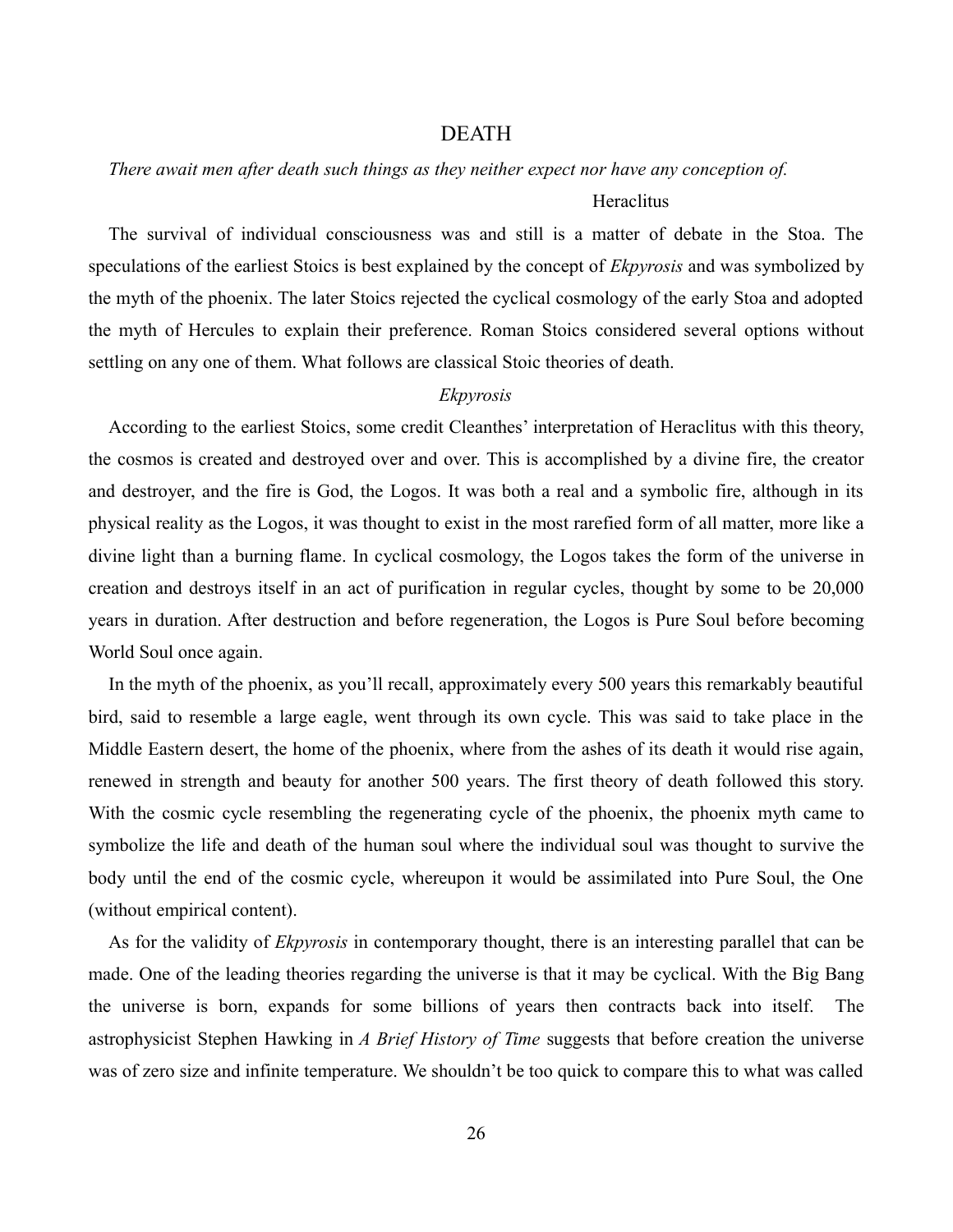# DEATH

*There await men after death such things as they neither expect nor have any conception of.*

Heraclitus

The survival of individual consciousness was and still is a matter of debate in the Stoa. The speculations of the earliest Stoics is best explained by the concept of *Ekpyrosis* and was symbolized by the myth of the phoenix. The later Stoics rejected the cyclical cosmology of the early Stoa and adopted the myth of Hercules to explain their preference. Roman Stoics considered several options without settling on any one of them. What follows are classical Stoic theories of death.

## *Ekpyrosis*

According to the earliest Stoics, some credit Cleanthes' interpretation of Heraclitus with this theory, the cosmos is created and destroyed over and over. This is accomplished by a divine fire, the creator and destroyer, and the fire is God, the Logos. It was both a real and a symbolic fire, although in its physical reality as the Logos, it was thought to exist in the most rarefied form of all matter, more like a divine light than a burning flame. In cyclical cosmology, the Logos takes the form of the universe in creation and destroys itself in an act of purification in regular cycles, thought by some to be 20,000 years in duration. After destruction and before regeneration, the Logos is Pure Soul before becoming World Soul once again.

In the myth of the phoenix, as you'll recall, approximately every 500 years this remarkably beautiful bird, said to resemble a large eagle, went through its own cycle. This was said to take place in the Middle Eastern desert, the home of the phoenix, where from the ashes of its death it would rise again, renewed in strength and beauty for another 500 years. The first theory of death followed this story. With the cosmic cycle resembling the regenerating cycle of the phoenix, the phoenix myth came to symbolize the life and death of the human soul where the individual soul was thought to survive the body until the end of the cosmic cycle, whereupon it would be assimilated into Pure Soul, the One (without empirical content).

As for the validity of *Ekpyrosis* in contemporary thought, there is an interesting parallel that can be made. One of the leading theories regarding the universe is that it may be cyclical. With the Big Bang the universe is born, expands for some billions of years then contracts back into itself. The astrophysicist Stephen Hawking in *A Brief History of Time* suggests that before creation the universe was of zero size and infinite temperature. We shouldn't be too quick to compare this to what was called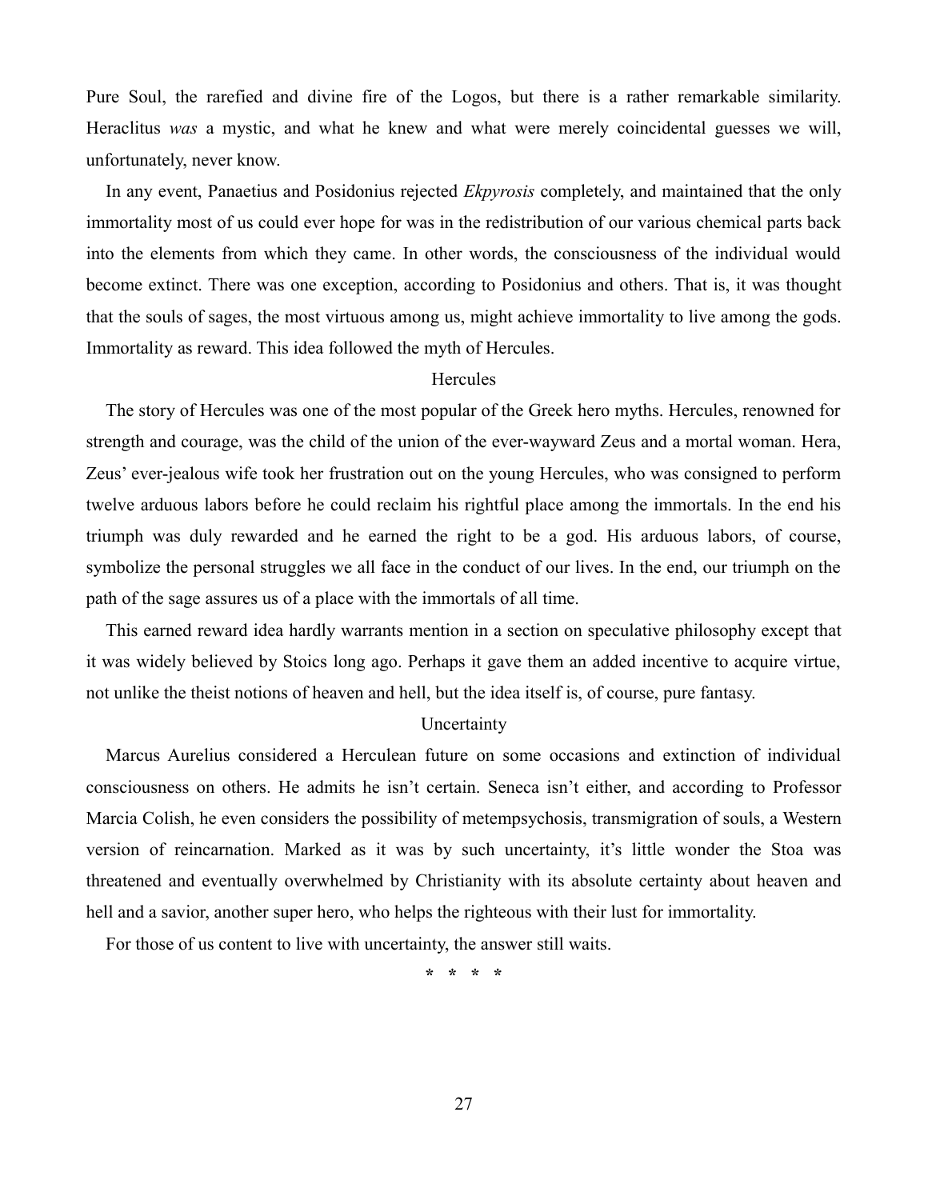Pure Soul, the rarefied and divine fire of the Logos, but there is a rather remarkable similarity. Heraclitus *was* a mystic, and what he knew and what were merely coincidental guesses we will, unfortunately, never know.

In any event, Panaetius and Posidonius rejected *Ekpyrosis* completely, and maintained that the only immortality most of us could ever hope for was in the redistribution of our various chemical parts back into the elements from which they came. In other words, the consciousness of the individual would become extinct. There was one exception, according to Posidonius and others. That is, it was thought that the souls of sages, the most virtuous among us, might achieve immortality to live among the gods. Immortality as reward. This idea followed the myth of Hercules.

## Hercules

The story of Hercules was one of the most popular of the Greek hero myths. Hercules, renowned for strength and courage, was the child of the union of the ever-wayward Zeus and a mortal woman. Hera, Zeus' ever-jealous wife took her frustration out on the young Hercules, who was consigned to perform twelve arduous labors before he could reclaim his rightful place among the immortals. In the end his triumph was duly rewarded and he earned the right to be a god. His arduous labors, of course, symbolize the personal struggles we all face in the conduct of our lives. In the end, our triumph on the path of the sage assures us of a place with the immortals of all time.

This earned reward idea hardly warrants mention in a section on speculative philosophy except that it was widely believed by Stoics long ago. Perhaps it gave them an added incentive to acquire virtue, not unlike the theist notions of heaven and hell, but the idea itself is, of course, pure fantasy.

## Uncertainty

Marcus Aurelius considered a Herculean future on some occasions and extinction of individual consciousness on others. He admits he isn't certain. Seneca isn't either, and according to Professor Marcia Colish, he even considers the possibility of metempsychosis, transmigration of souls, a Western version of reincarnation. Marked as it was by such uncertainty, it's little wonder the Stoa was threatened and eventually overwhelmed by Christianity with its absolute certainty about heaven and hell and a savior, another super hero, who helps the righteous with their lust for immortality.

For those of us content to live with uncertainty, the answer still waits.

\* \* \* \*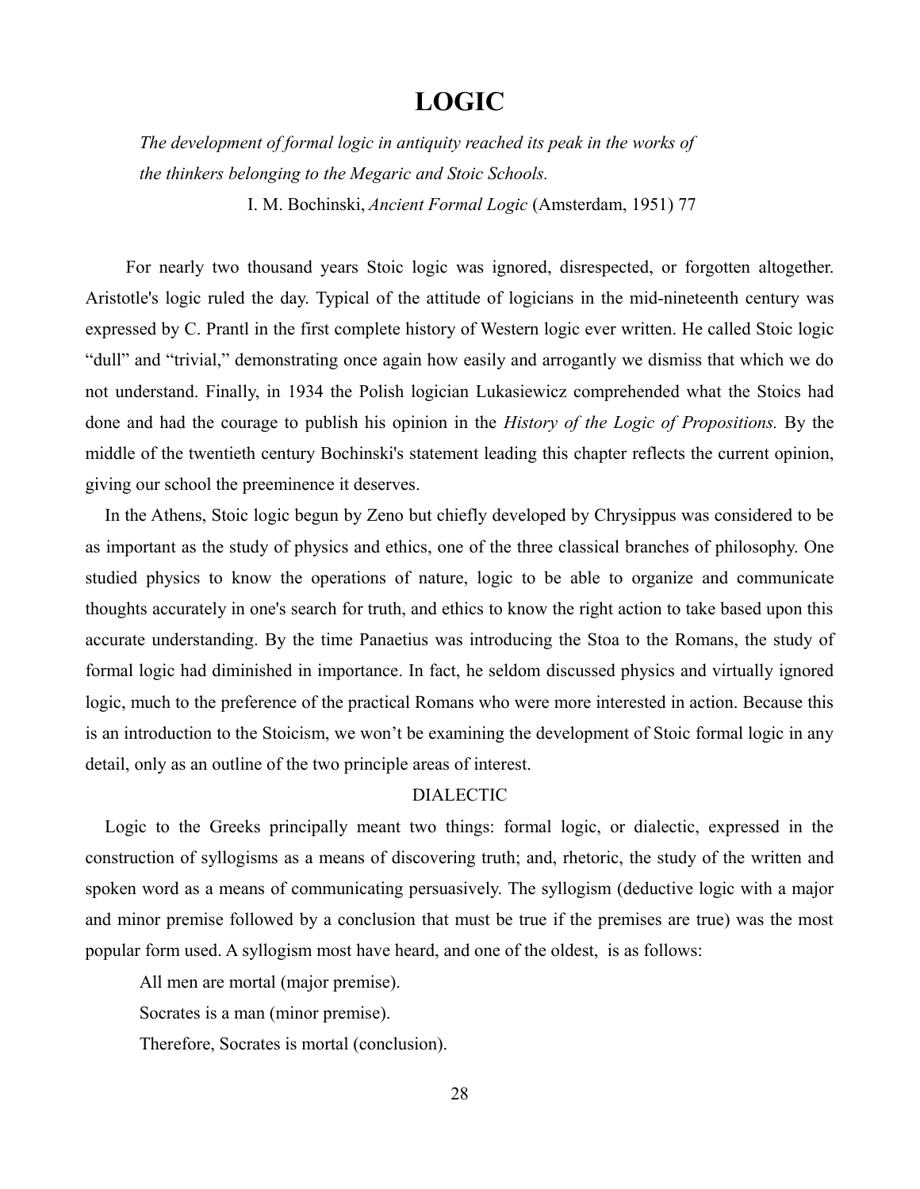# LOGIC

*The development of formal logic in antiquity reached its peak in the works of the thinkers belonging to the Megaric and Stoic Schools.*

I. M. Bochinski, *Ancient Formal Logic* (Amsterdam, 1951) 77

For nearly two thousand years Stoic logic was ignored, disrespected, or forgotten altogether. Aristotle's logic ruled the day. Typical of the attitude of logicians in the mid-nineteenth century was expressed by C. Prantl in the first complete history of Western logic ever written. He called Stoic logic "dull" and "trivial," demonstrating once again how easily and arrogantly we dismiss that which we do not understand. Finally, in 1934 the Polish logician Lukasiewicz comprehended what the Stoics had done and had the courage to publish his opinion in the *History of the Logic of Propositions.* By the middle of the twentieth century Bochinski's statement leading this chapter reflects the current opinion, giving our school the preeminence it deserves.

In the Athens, Stoic logic begun by Zeno but chiefly developed by Chrysippus was considered to be as important as the study of physics and ethics, one of the three classical branches of philosophy. One studied physics to know the operations of nature, logic to be able to organize and communicate thoughts accurately in one's search for truth, and ethics to know the right action to take based upon this accurate understanding. By the time Panaetius was introducing the Stoa to the Romans, the study of formal logic had diminished in importance. In fact, he seldom discussed physics and virtually ignored logic, much to the preference of the practical Romans who were more interested in action. Because this is an introduction to the Stoicism, we won't be examining the development of Stoic formal logic in any detail, only as an outline of the two principle areas of interest.

## DIALECTIC

Logic to the Greeks principally meant two things: formal logic, or dialectic, expressed in the construction of syllogisms as a means of discovering truth; and, rhetoric, the study of the written and spoken word as a means of communicating persuasively. The syllogism (deductive logic with a major and minor premise followed by a conclusion that must be true if the premises are true) was the most popular form used. A syllogism most have heard, and one of the oldest, is as follows:

All men are mortal (major premise).

Socrates is a man (minor premise).

Therefore, Socrates is mortal (conclusion).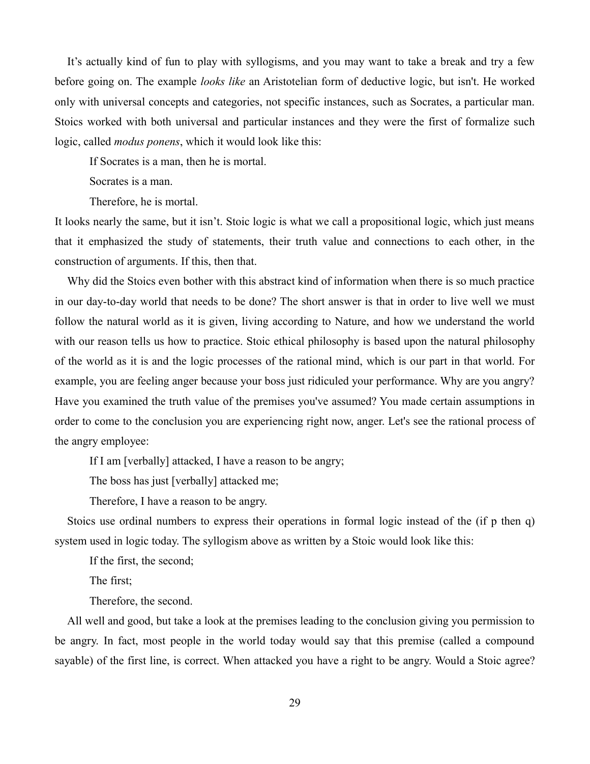It's actually kind of fun to play with syllogisms, and you may want to take a break and try a few before going on. The example *looks like* an Aristotelian form of deductive logic, but isn't. He worked only with universal concepts and categories, not specific instances, such as Socrates, a particular man. Stoics worked with both universal and particular instances and they were the first of formalize such logic, called *modus ponens*, which it would look like this:

> If Socrates is a man, then he is mortal.
>
> Socrates is a man.
>
> Therefore, he is mortal.

It looks nearly the same, but it isn't. Stoic logic is what we call a propositional logic, which just means that it emphasized the study of statements, their truth value and connections to each other, in the construction of arguments. If this, then that.

Why did the Stoics even bother with this abstract kind of information when there is so much practice in our day-to-day world that needs to be done? The short answer is that in order to live well we must follow the natural world as it is given, living according to Nature, and how we understand the world with our reason tells us how to practice. Stoic ethical philosophy is based upon the natural philosophy of the world as it is and the logic processes of the rational mind, which is our part in that world. For example, you are feeling anger because your boss just ridiculed your performance. Why are you angry? Have you examined the truth value of the premises you've assumed? You made certain assumptions in order to come to the conclusion you are experiencing right now, anger. Let's see the rational process of the angry employee:

> If I am [verbally] attacked, I have a reason to be angry;
>
> The boss has just [verbally] attacked me;
>
> Therefore, I have a reason to be angry.

Stoics use ordinal numbers to express their operations in formal logic instead of the (if p then q) system used in logic today. The syllogism above as written by a Stoic would look like this:

> If the first, the second;
>
> The first;
>
> Therefore, the second.

All well and good, but take a look at the premises leading to the conclusion giving you permission to be angry. In fact, most people in the world today would say that this premise (called a compound sayable) of the first line, is correct. When attacked you have a right to be angry. Would a Stoic agree?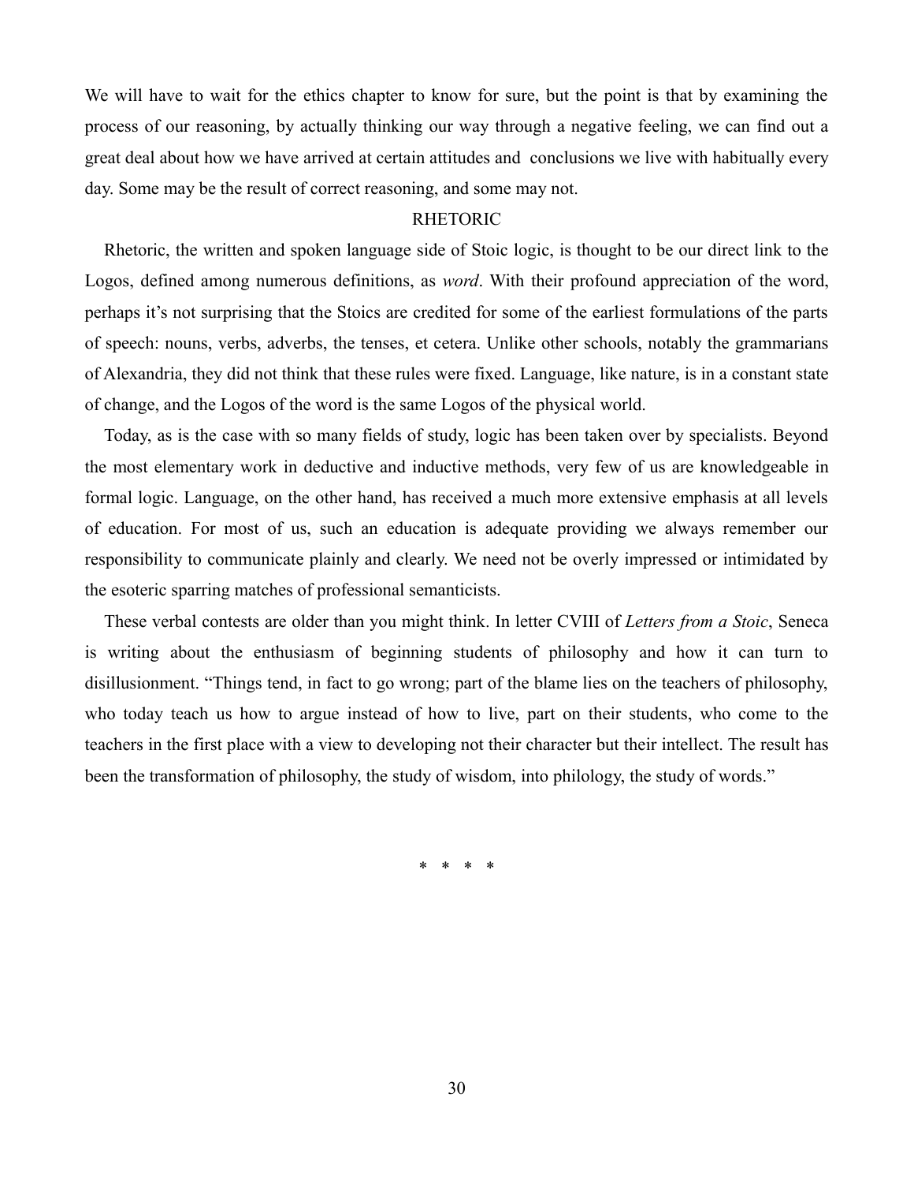We will have to wait for the ethics chapter to know for sure, but the point is that by examining the process of our reasoning, by actually thinking our way through a negative feeling, we can find out a great deal about how we have arrived at certain attitudes and conclusions we live with habitually every day. Some may be the result of correct reasoning, and some may not.

## RHETORIC

Rhetoric, the written and spoken language side of Stoic logic, is thought to be our direct link to the Logos, defined among numerous definitions, as *word*. With their profound appreciation of the word, perhaps it's not surprising that the Stoics are credited for some of the earliest formulations of the parts of speech: nouns, verbs, adverbs, the tenses, et cetera. Unlike other schools, notably the grammarians of Alexandria, they did not think that these rules were fixed. Language, like nature, is in a constant state of change, and the Logos of the word is the same Logos of the physical world.

Today, as is the case with so many fields of study, logic has been taken over by specialists. Beyond the most elementary work in deductive and inductive methods, very few of us are knowledgeable in formal logic. Language, on the other hand, has received a much more extensive emphasis at all levels of education. For most of us, such an education is adequate providing we always remember our responsibility to communicate plainly and clearly. We need not be overly impressed or intimidated by the esoteric sparring matches of professional semanticists.

These verbal contests are older than you might think. In letter CVIII of *Letters from a Stoic*, Seneca is writing about the enthusiasm of beginning students of philosophy and how it can turn to disillusionment. "Things tend, in fact to go wrong; part of the blame lies on the teachers of philosophy, who today teach us how to argue instead of how to live, part on their students, who come to the teachers in the first place with a view to developing not their character but their intellect. The result has been the transformation of philosophy, the study of wisdom, into philology, the study of words."

\* \* \* \*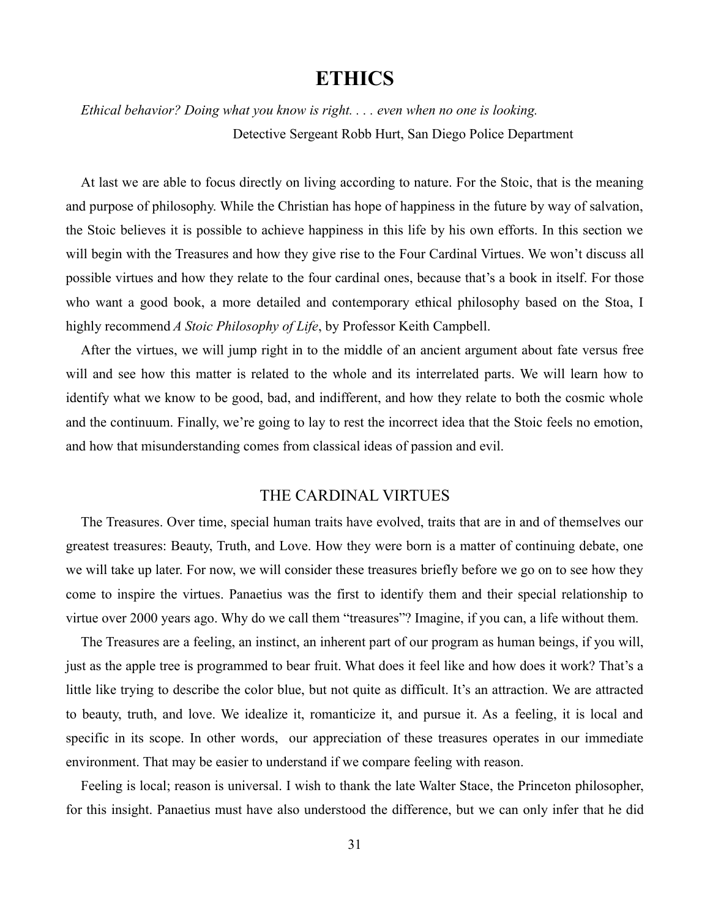# ETHICS

*Ethical behavior? Doing what you know is right. . . . even when no one is looking.*

Detective Sergeant Robb Hurt, San Diego Police Department

At last we are able to focus directly on living according to nature. For the Stoic, that is the meaning and purpose of philosophy. While the Christian has hope of happiness in the future by way of salvation, the Stoic believes it is possible to achieve happiness in this life by his own efforts. In this section we will begin with the Treasures and how they give rise to the Four Cardinal Virtues. We won't discuss all possible virtues and how they relate to the four cardinal ones, because that's a book in itself. For those who want a good book, a more detailed and contemporary ethical philosophy based on the Stoa, I highly recommend *A Stoic Philosophy of Life*, by Professor Keith Campbell.

After the virtues, we will jump right in to the middle of an ancient argument about fate versus free will and see how this matter is related to the whole and its interrelated parts. We will learn how to identify what we know to be good, bad, and indifferent, and how they relate to both the cosmic whole and the continuum. Finally, we're going to lay to rest the incorrect idea that the Stoic feels no emotion, and how that misunderstanding comes from classical ideas of passion and evil.

## THE CARDINAL VIRTUES

The Treasures. Over time, special human traits have evolved, traits that are in and of themselves our greatest treasures: Beauty, Truth, and Love. How they were born is a matter of continuing debate, one we will take up later. For now, we will consider these treasures briefly before we go on to see how they come to inspire the virtues. Panaetius was the first to identify them and their special relationship to virtue over 2000 years ago. Why do we call them "treasures"? Imagine, if you can, a life without them.

The Treasures are a feeling, an instinct, an inherent part of our program as human beings, if you will, just as the apple tree is programmed to bear fruit. What does it feel like and how does it work? That's a little like trying to describe the color blue, but not quite as difficult. It's an attraction. We are attracted to beauty, truth, and love. We idealize it, romanticize it, and pursue it. As a feeling, it is local and specific in its scope. In other words, our appreciation of these treasures operates in our immediate environment. That may be easier to understand if we compare feeling with reason.

Feeling is local; reason is universal. I wish to thank the late Walter Stace, the Princeton philosopher, for this insight. Panaetius must have also understood the difference, but we can only infer that he did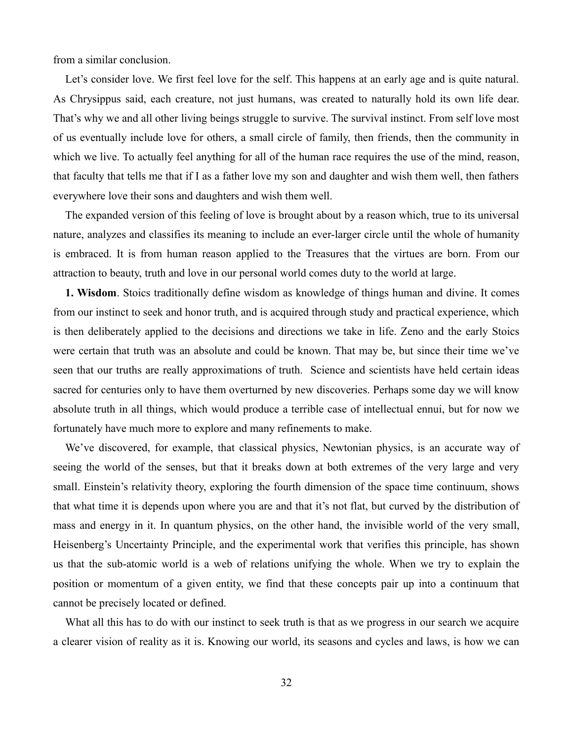from a similar conclusion.

Let's consider love. We first feel love for the self. This happens at an early age and is quite natural. As Chrysippus said, each creature, not just humans, was created to naturally hold its own life dear. That's why we and all other living beings struggle to survive. The survival instinct. From self love most of us eventually include love for others, a small circle of family, then friends, then the community in which we live. To actually feel anything for all of the human race requires the use of the mind, reason, that faculty that tells me that if I as a father love my son and daughter and wish them well, then fathers everywhere love their sons and daughters and wish them well.

The expanded version of this feeling of love is brought about by a reason which, true to its universal nature, analyzes and classifies its meaning to include an ever-larger circle until the whole of humanity is embraced. It is from human reason applied to the Treasures that the virtues are born. From our attraction to beauty, truth and love in our personal world comes duty to the world at large.

**1. Wisdom**. Stoics traditionally define wisdom as knowledge of things human and divine. It comes from our instinct to seek and honor truth, and is acquired through study and practical experience, which is then deliberately applied to the decisions and directions we take in life. Zeno and the early Stoics were certain that truth was an absolute and could be known. That may be, but since their time we've seen that our truths are really approximations of truth. Science and scientists have held certain ideas sacred for centuries only to have them overturned by new discoveries. Perhaps some day we will know absolute truth in all things, which would produce a terrible case of intellectual ennui, but for now we fortunately have much more to explore and many refinements to make.

We've discovered, for example, that classical physics, Newtonian physics, is an accurate way of seeing the world of the senses, but that it breaks down at both extremes of the very large and very small. Einstein's relativity theory, exploring the fourth dimension of the space time continuum, shows that what time it is depends upon where you are and that it's not flat, but curved by the distribution of mass and energy in it. In quantum physics, on the other hand, the invisible world of the very small, Heisenberg's Uncertainty Principle, and the experimental work that verifies this principle, has shown us that the sub-atomic world is a web of relations unifying the whole. When we try to explain the position or momentum of a given entity, we find that these concepts pair up into a continuum that cannot be precisely located or defined.

What all this has to do with our instinct to seek truth is that as we progress in our search we acquire a clearer vision of reality as it is. Knowing our world, its seasons and cycles and laws, is how we can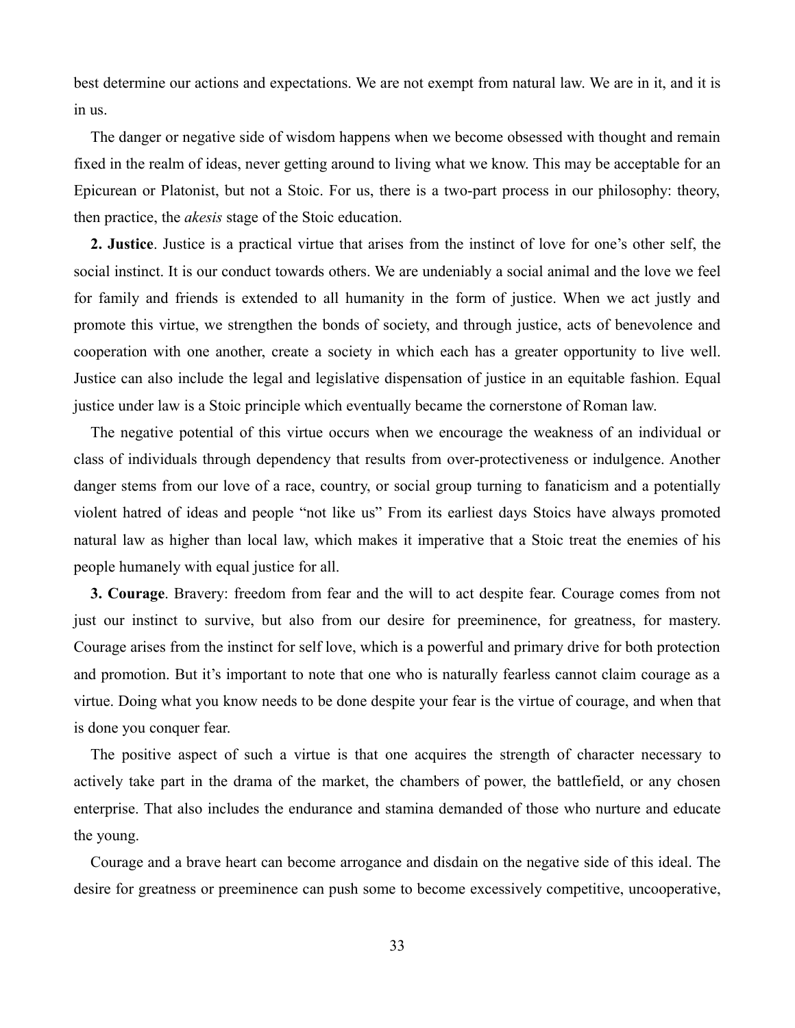best determine our actions and expectations. We are not exempt from natural law. We are in it, and it is in us.

The danger or negative side of wisdom happens when we become obsessed with thought and remain fixed in the realm of ideas, never getting around to living what we know. This may be acceptable for an Epicurean or Platonist, but not a Stoic. For us, there is a two-part process in our philosophy: theory, then practice, the *akesis* stage of the Stoic education.

**2. Justice**. Justice is a practical virtue that arises from the instinct of love for one's other self, the social instinct. It is our conduct towards others. We are undeniably a social animal and the love we feel for family and friends is extended to all humanity in the form of justice. When we act justly and promote this virtue, we strengthen the bonds of society, and through justice, acts of benevolence and cooperation with one another, create a society in which each has a greater opportunity to live well. Justice can also include the legal and legislative dispensation of justice in an equitable fashion. Equal justice under law is a Stoic principle which eventually became the cornerstone of Roman law.

The negative potential of this virtue occurs when we encourage the weakness of an individual or class of individuals through dependency that results from over-protectiveness or indulgence. Another danger stems from our love of a race, country, or social group turning to fanaticism and a potentially violent hatred of ideas and people "not like us" From its earliest days Stoics have always promoted natural law as higher than local law, which makes it imperative that a Stoic treat the enemies of his people humanely with equal justice for all.

**3. Courage**. Bravery: freedom from fear and the will to act despite fear. Courage comes from not just our instinct to survive, but also from our desire for preeminence, for greatness, for mastery. Courage arises from the instinct for self love, which is a powerful and primary drive for both protection and promotion. But it's important to note that one who is naturally fearless cannot claim courage as a virtue. Doing what you know needs to be done despite your fear is the virtue of courage, and when that is done you conquer fear.

The positive aspect of such a virtue is that one acquires the strength of character necessary to actively take part in the drama of the market, the chambers of power, the battlefield, or any chosen enterprise. That also includes the endurance and stamina demanded of those who nurture and educate the young.

Courage and a brave heart can become arrogance and disdain on the negative side of this ideal. The desire for greatness or preeminence can push some to become excessively competitive, uncooperative,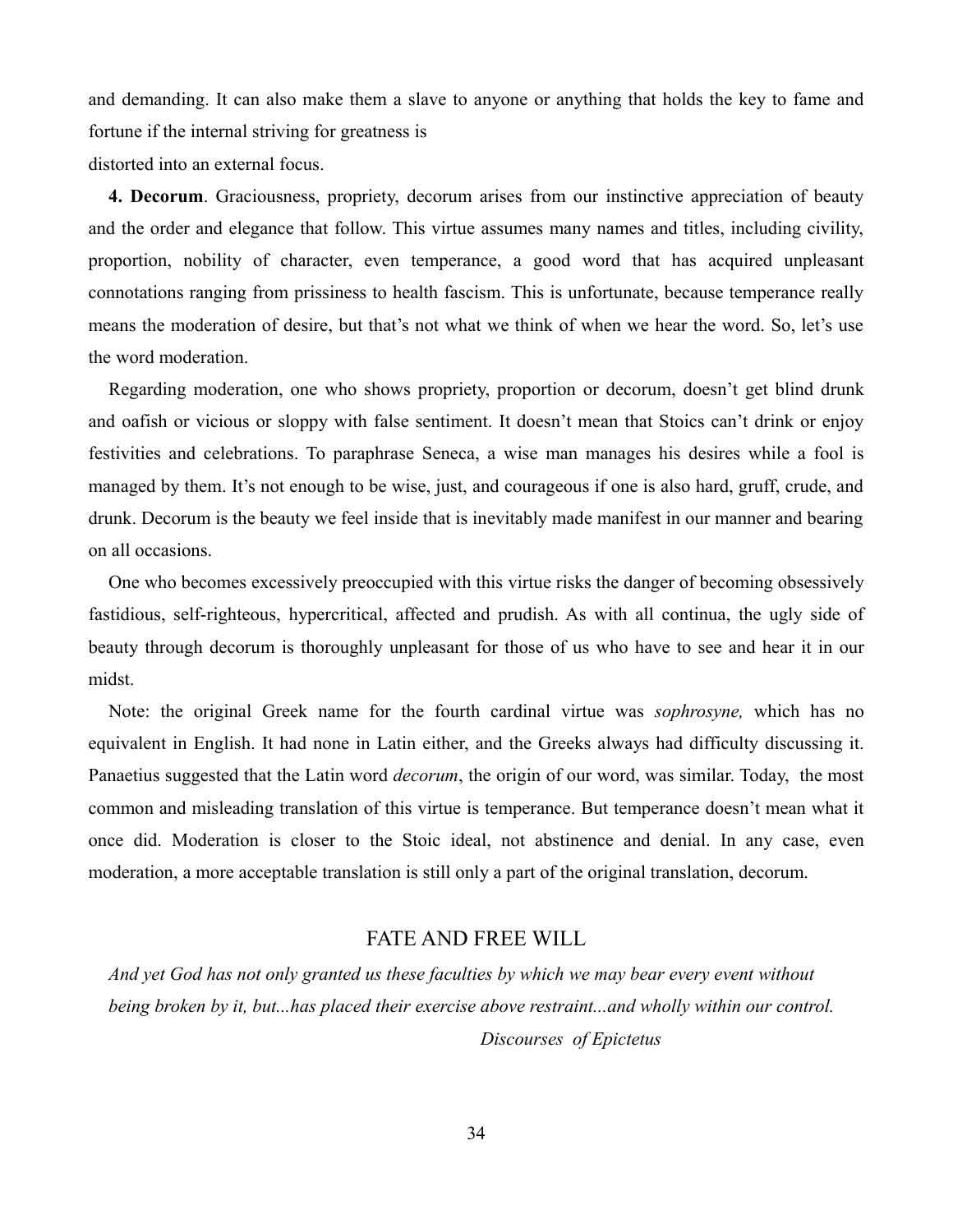and demanding. It can also make them a slave to anyone or anything that holds the key to fame and fortune if the internal striving for greatness is distorted into an external focus.

**4. Decorum**. Graciousness, propriety, decorum arises from our instinctive appreciation of beauty and the order and elegance that follow. This virtue assumes many names and titles, including civility, proportion, nobility of character, even temperance, a good word that has acquired unpleasant connotations ranging from prissiness to health fascism. This is unfortunate, because temperance really means the moderation of desire, but that's not what we think of when we hear the word. So, let's use the word moderation.

Regarding moderation, one who shows propriety, proportion or decorum, doesn't get blind drunk and oafish or vicious or sloppy with false sentiment. It doesn't mean that Stoics can't drink or enjoy festivities and celebrations. To paraphrase Seneca, a wise man manages his desires while a fool is managed by them. It's not enough to be wise, just, and courageous if one is also hard, gruff, crude, and drunk. Decorum is the beauty we feel inside that is inevitably made manifest in our manner and bearing on all occasions.

One who becomes excessively preoccupied with this virtue risks the danger of becoming obsessively fastidious, self-righteous, hypercritical, affected and prudish. As with all continua, the ugly side of beauty through decorum is thoroughly unpleasant for those of us who have to see and hear it in our midst.

Note: the original Greek name for the fourth cardinal virtue was *sophrosyne,* which has no equivalent in English. It had none in Latin either, and the Greeks always had difficulty discussing it. Panaetius suggested that the Latin word *decorum*, the origin of our word, was similar. Today, the most common and misleading translation of this virtue is temperance. But temperance doesn't mean what it once did. Moderation is closer to the Stoic ideal, not abstinence and denial. In any case, even moderation, a more acceptable translation is still only a part of the original translation, decorum.

## FATE AND FREE WILL

*And yet God has not only granted us these faculties by which we may bear every event without being broken by it, but...has placed their exercise above restraint...and wholly within our control.*

*Discourses of Epictetus*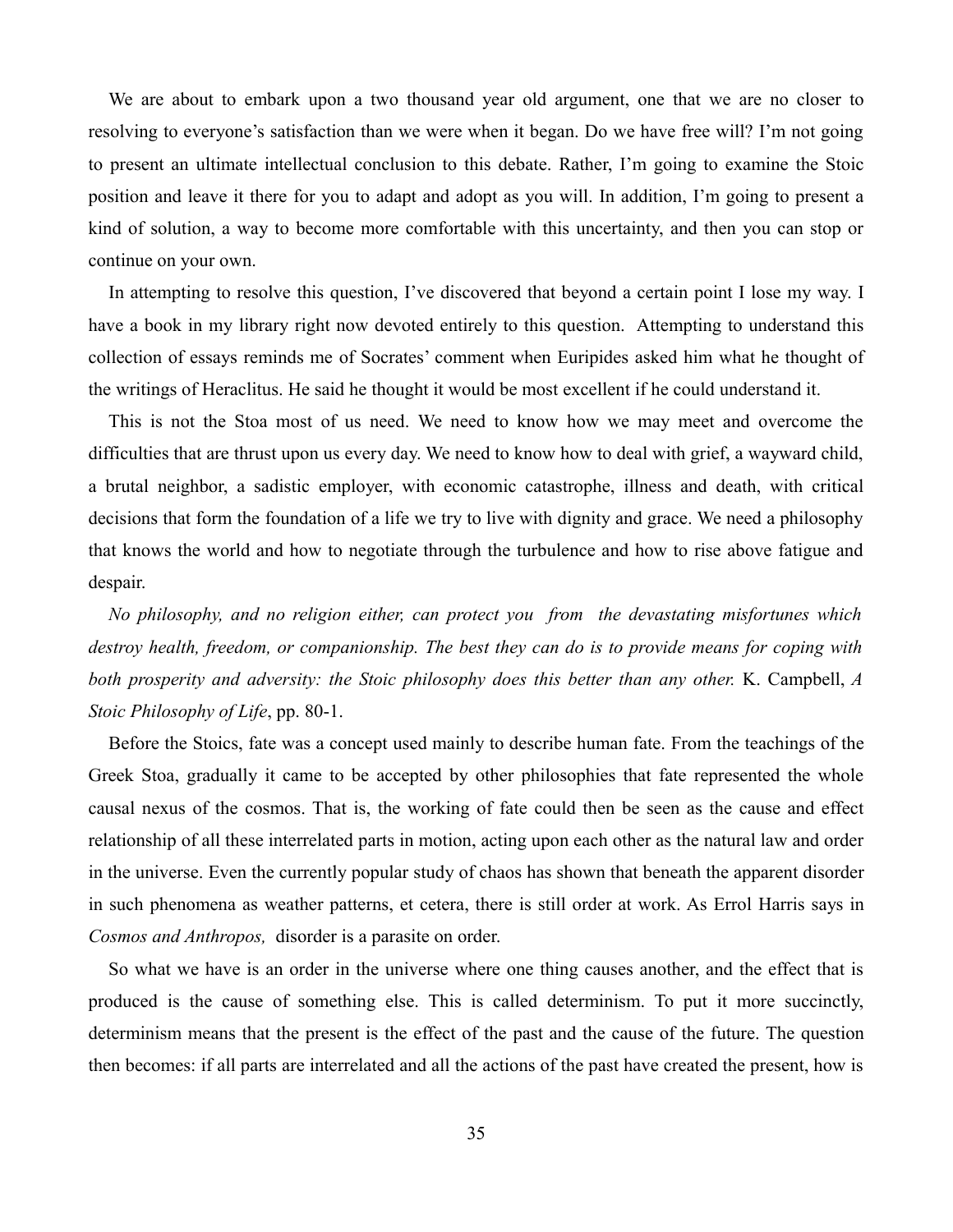We are about to embark upon a two thousand year old argument, one that we are no closer to resolving to everyone's satisfaction than we were when it began. Do we have free will? I'm not going to present an ultimate intellectual conclusion to this debate. Rather, I'm going to examine the Stoic position and leave it there for you to adapt and adopt as you will. In addition, I'm going to present a kind of solution, a way to become more comfortable with this uncertainty, and then you can stop or continue on your own.

In attempting to resolve this question, I've discovered that beyond a certain point I lose my way. I have a book in my library right now devoted entirely to this question. Attempting to understand this collection of essays reminds me of Socrates' comment when Euripides asked him what he thought of the writings of Heraclitus. He said he thought it would be most excellent if he could understand it.

This is not the Stoa most of us need. We need to know how we may meet and overcome the difficulties that are thrust upon us every day. We need to know how to deal with grief, a wayward child, a brutal neighbor, a sadistic employer, with economic catastrophe, illness and death, with critical decisions that form the foundation of a life we try to live with dignity and grace. We need a philosophy that knows the world and how to negotiate through the turbulence and how to rise above fatigue and despair.

*No philosophy, and no religion either, can protect you from the devastating misfortunes which destroy health, freedom, or companionship. The best they can do is to provide means for coping with both prosperity and adversity: the Stoic philosophy does this better than any other.* K. Campbell, *A Stoic Philosophy of Life*, pp. 80-1.

Before the Stoics, fate was a concept used mainly to describe human fate. From the teachings of the Greek Stoa, gradually it came to be accepted by other philosophies that fate represented the whole causal nexus of the cosmos. That is, the working of fate could then be seen as the cause and effect relationship of all these interrelated parts in motion, acting upon each other as the natural law and order in the universe. Even the currently popular study of chaos has shown that beneath the apparent disorder in such phenomena as weather patterns, et cetera, there is still order at work. As Errol Harris says in *Cosmos and Anthropos,* disorder is a parasite on order.

So what we have is an order in the universe where one thing causes another, and the effect that is produced is the cause of something else. This is called determinism. To put it more succinctly, determinism means that the present is the effect of the past and the cause of the future. The question then becomes: if all parts are interrelated and all the actions of the past have created the present, how is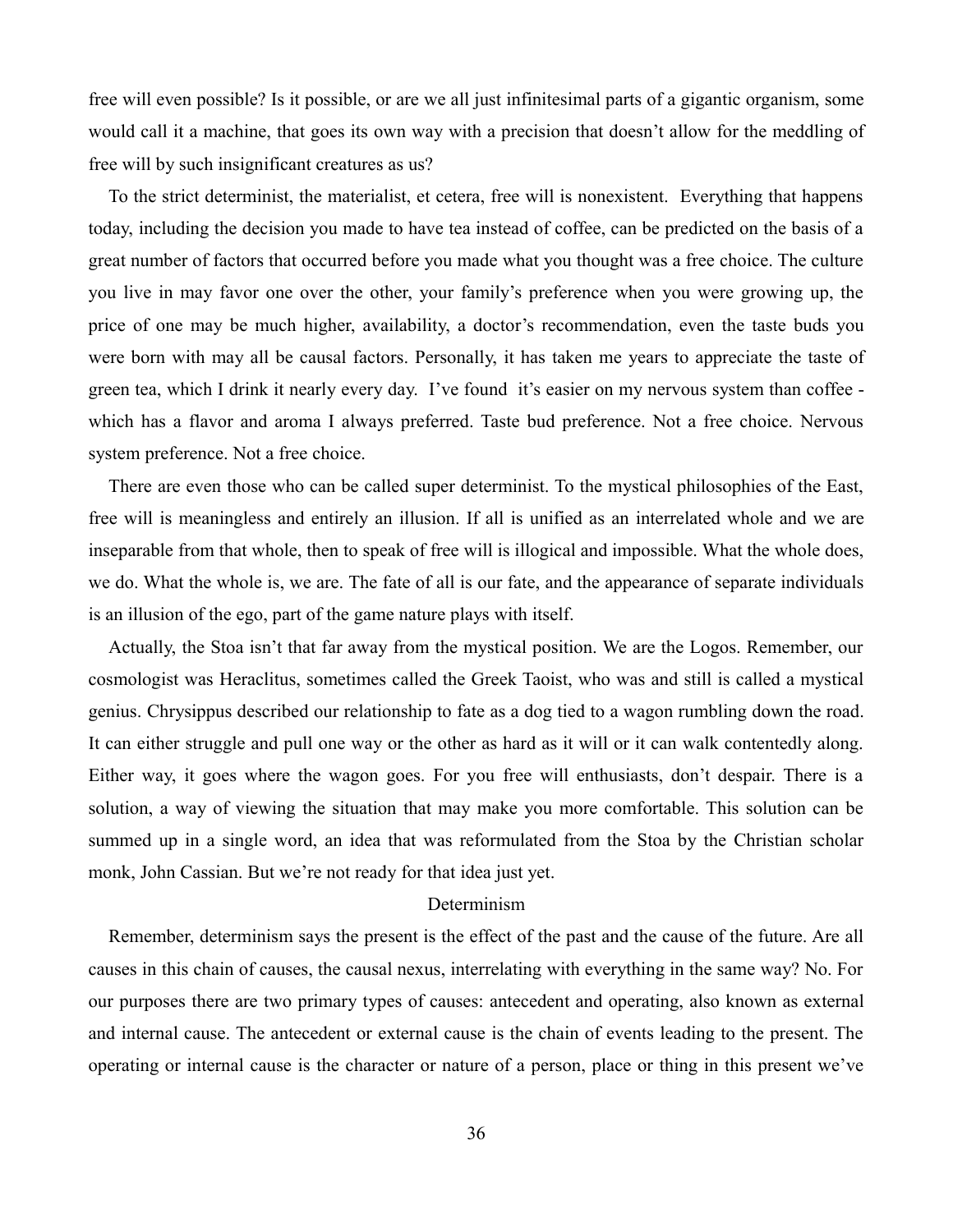free will even possible? Is it possible, or are we all just infinitesimal parts of a gigantic organism, some would call it a machine, that goes its own way with a precision that doesn't allow for the meddling of free will by such insignificant creatures as us?

To the strict determinist, the materialist, et cetera, free will is nonexistent. Everything that happens today, including the decision you made to have tea instead of coffee, can be predicted on the basis of a great number of factors that occurred before you made what you thought was a free choice. The culture you live in may favor one over the other, your family's preference when you were growing up, the price of one may be much higher, availability, a doctor's recommendation, even the taste buds you were born with may all be causal factors. Personally, it has taken me years to appreciate the taste of green tea, which I drink it nearly every day. I've found it's easier on my nervous system than coffee - which has a flavor and aroma I always preferred. Taste bud preference. Not a free choice. Nervous system preference. Not a free choice.

There are even those who can be called super determinist. To the mystical philosophies of the East, free will is meaningless and entirely an illusion. If all is unified as an interrelated whole and we are inseparable from that whole, then to speak of free will is illogical and impossible. What the whole does, we do. What the whole is, we are. The fate of all is our fate, and the appearance of separate individuals is an illusion of the ego, part of the game nature plays with itself.

Actually, the Stoa isn't that far away from the mystical position. We are the Logos. Remember, our cosmologist was Heraclitus, sometimes called the Greek Taoist, who was and still is called a mystical genius. Chrysippus described our relationship to fate as a dog tied to a wagon rumbling down the road. It can either struggle and pull one way or the other as hard as it will or it can walk contentedly along. Either way, it goes where the wagon goes. For you free will enthusiasts, don't despair. There is a solution, a way of viewing the situation that may make you more comfortable. This solution can be summed up in a single word, an idea that was reformulated from the Stoa by the Christian scholar monk, John Cassian. But we're not ready for that idea just yet.

## Determinism

Remember, determinism says the present is the effect of the past and the cause of the future. Are all causes in this chain of causes, the causal nexus, interrelating with everything in the same way? No. For our purposes there are two primary types of causes: antecedent and operating, also known as external and internal cause. The antecedent or external cause is the chain of events leading to the present. The operating or internal cause is the character or nature of a person, place or thing in this present we've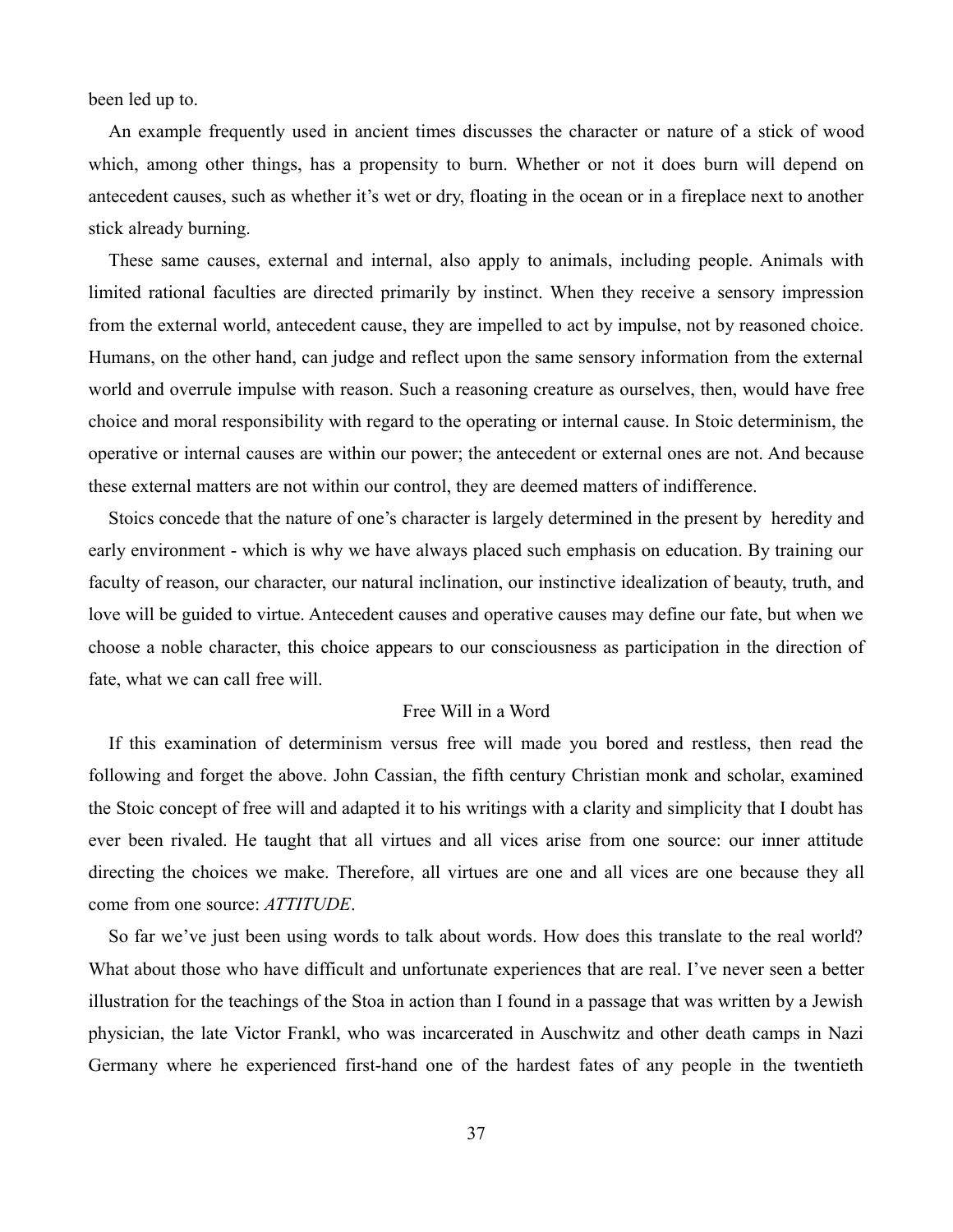been led up to.

An example frequently used in ancient times discusses the character or nature of a stick of wood which, among other things, has a propensity to burn. Whether or not it does burn will depend on antecedent causes, such as whether it's wet or dry, floating in the ocean or in a fireplace next to another stick already burning.

These same causes, external and internal, also apply to animals, including people. Animals with limited rational faculties are directed primarily by instinct. When they receive a sensory impression from the external world, antecedent cause, they are impelled to act by impulse, not by reasoned choice. Humans, on the other hand, can judge and reflect upon the same sensory information from the external world and overrule impulse with reason. Such a reasoning creature as ourselves, then, would have free choice and moral responsibility with regard to the operating or internal cause. In Stoic determinism, the operative or internal causes are within our power; the antecedent or external ones are not. And because these external matters are not within our control, they are deemed matters of indifference.

Stoics concede that the nature of one's character is largely determined in the present by heredity and early environment - which is why we have always placed such emphasis on education. By training our faculty of reason, our character, our natural inclination, our instinctive idealization of beauty, truth, and love will be guided to virtue. Antecedent causes and operative causes may define our fate, but when we choose a noble character, this choice appears to our consciousness as participation in the direction of fate, what we can call free will.

### Free Will in a Word

If this examination of determinism versus free will made you bored and restless, then read the following and forget the above. John Cassian, the fifth century Christian monk and scholar, examined the Stoic concept of free will and adapted it to his writings with a clarity and simplicity that I doubt has ever been rivaled. He taught that all virtues and all vices arise from one source: our inner attitude directing the choices we make. Therefore, all virtues are one and all vices are one because they all come from one source: *ATTITUDE*.

So far we've just been using words to talk about words. How does this translate to the real world? What about those who have difficult and unfortunate experiences that are real. I've never seen a better illustration for the teachings of the Stoa in action than I found in a passage that was written by a Jewish physician, the late Victor Frankl, who was incarcerated in Auschwitz and other death camps in Nazi Germany where he experienced first-hand one of the hardest fates of any people in the twentieth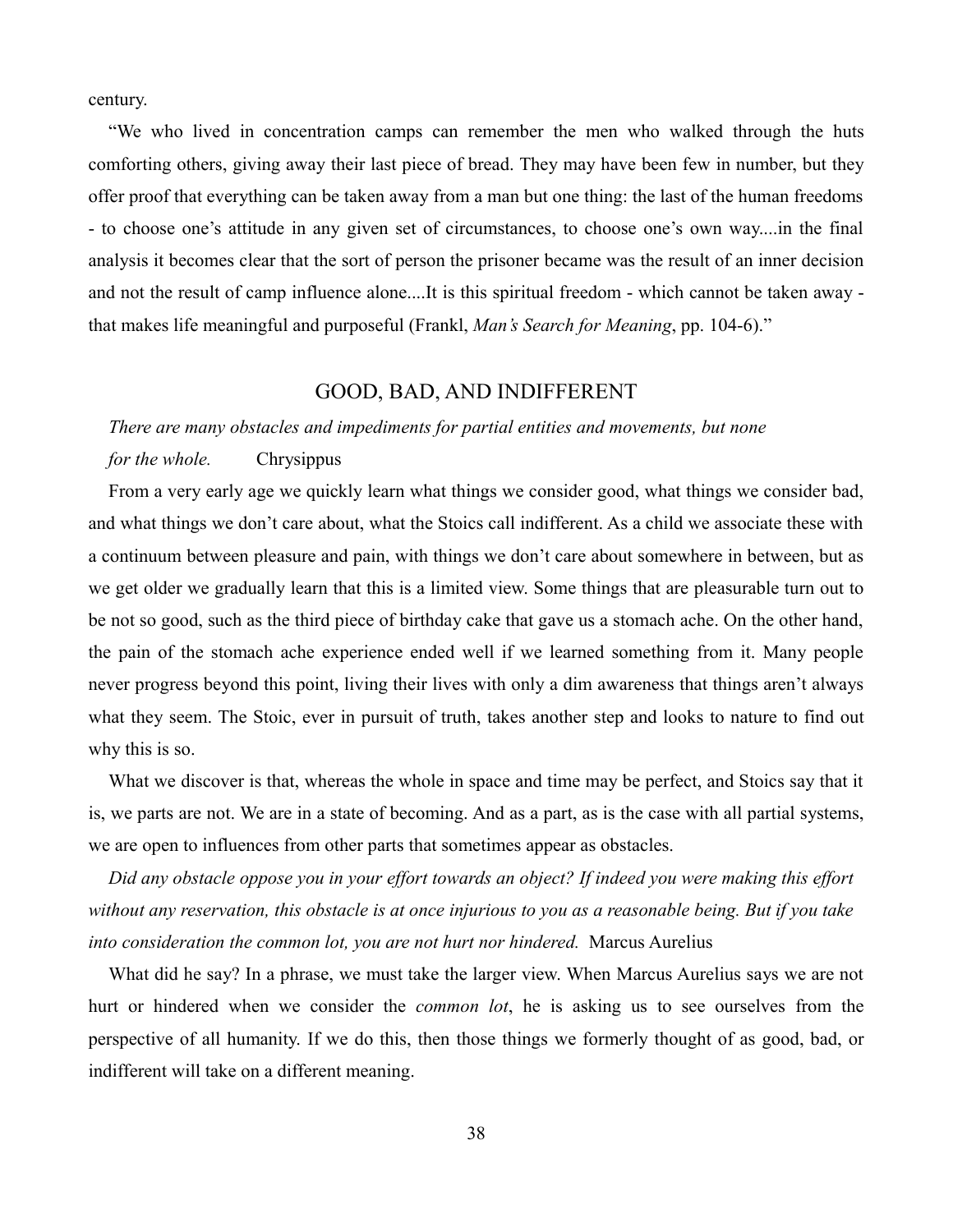century.

"We who lived in concentration camps can remember the men who walked through the huts comforting others, giving away their last piece of bread. They may have been few in number, but they offer proof that everything can be taken away from a man but one thing: the last of the human freedoms - to choose one's attitude in any given set of circumstances, to choose one's own way....in the final analysis it becomes clear that the sort of person the prisoner became was the result of an inner decision and not the result of camp influence alone....It is this spiritual freedom - which cannot be taken away - that makes life meaningful and purposeful (Frankl, *Man's Search for Meaning*, pp. 104-6)."

## GOOD, BAD, AND INDIFFERENT

*There are many obstacles and impediments for partial entities and movements, but none for the whole.* Chrysippus

From a very early age we quickly learn what things we consider good, what things we consider bad, and what things we don't care about, what the Stoics call indifferent. As a child we associate these with a continuum between pleasure and pain, with things we don't care about somewhere in between, but as we get older we gradually learn that this is a limited view. Some things that are pleasurable turn out to be not so good, such as the third piece of birthday cake that gave us a stomach ache. On the other hand, the pain of the stomach ache experience ended well if we learned something from it. Many people never progress beyond this point, living their lives with only a dim awareness that things aren't always what they seem. The Stoic, ever in pursuit of truth, takes another step and looks to nature to find out why this is so.

What we discover is that, whereas the whole in space and time may be perfect, and Stoics say that it is, we parts are not. We are in a state of becoming. And as a part, as is the case with all partial systems, we are open to influences from other parts that sometimes appear as obstacles.

*Did any obstacle oppose you in your effort towards an object? If indeed you were making this effort without any reservation, this obstacle is at once injurious to you as a reasonable being. But if you take into consideration the common lot, you are not hurt nor hindered.* Marcus Aurelius

What did he say? In a phrase, we must take the larger view. When Marcus Aurelius says we are not hurt or hindered when we consider the *common lot*, he is asking us to see ourselves from the perspective of all humanity. If we do this, then those things we formerly thought of as good, bad, or indifferent will take on a different meaning.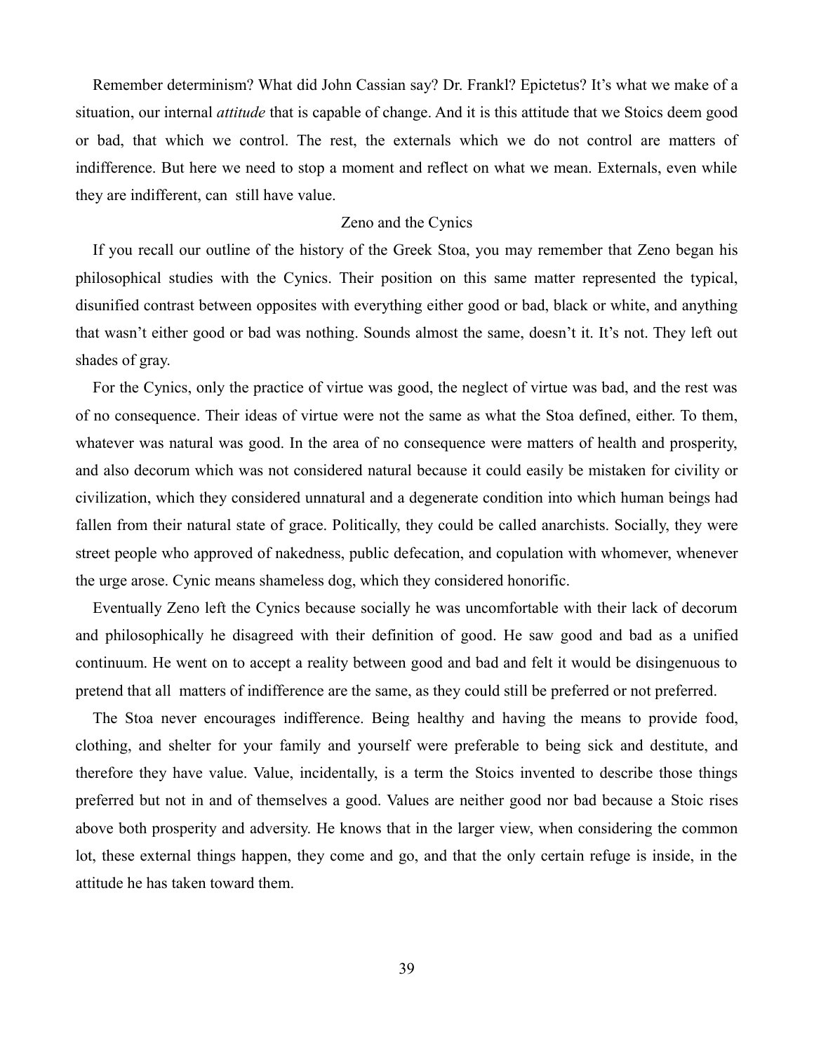Remember determinism? What did John Cassian say? Dr. Frankl? Epictetus? It's what we make of a situation, our internal *attitude* that is capable of change. And it is this attitude that we Stoics deem good or bad, that which we control. The rest, the externals which we do not control are matters of indifference. But here we need to stop a moment and reflect on what we mean. Externals, even while they are indifferent, can still have value.

## Zeno and the Cynics

If you recall our outline of the history of the Greek Stoa, you may remember that Zeno began his philosophical studies with the Cynics. Their position on this same matter represented the typical, disunified contrast between opposites with everything either good or bad, black or white, and anything that wasn't either good or bad was nothing. Sounds almost the same, doesn't it. It's not. They left out shades of gray.

For the Cynics, only the practice of virtue was good, the neglect of virtue was bad, and the rest was of no consequence. Their ideas of virtue were not the same as what the Stoa defined, either. To them, whatever was natural was good. In the area of no consequence were matters of health and prosperity, and also decorum which was not considered natural because it could easily be mistaken for civility or civilization, which they considered unnatural and a degenerate condition into which human beings had fallen from their natural state of grace. Politically, they could be called anarchists. Socially, they were street people who approved of nakedness, public defecation, and copulation with whomever, whenever the urge arose. Cynic means shameless dog, which they considered honorific.

Eventually Zeno left the Cynics because socially he was uncomfortable with their lack of decorum and philosophically he disagreed with their definition of good. He saw good and bad as a unified continuum. He went on to accept a reality between good and bad and felt it would be disingenuous to pretend that all matters of indifference are the same, as they could still be preferred or not preferred.

The Stoa never encourages indifference. Being healthy and having the means to provide food, clothing, and shelter for your family and yourself were preferable to being sick and destitute, and therefore they have value. Value, incidentally, is a term the Stoics invented to describe those things preferred but not in and of themselves a good. Values are neither good nor bad because a Stoic rises above both prosperity and adversity. He knows that in the larger view, when considering the common lot, these external things happen, they come and go, and that the only certain refuge is inside, in the attitude he has taken toward them.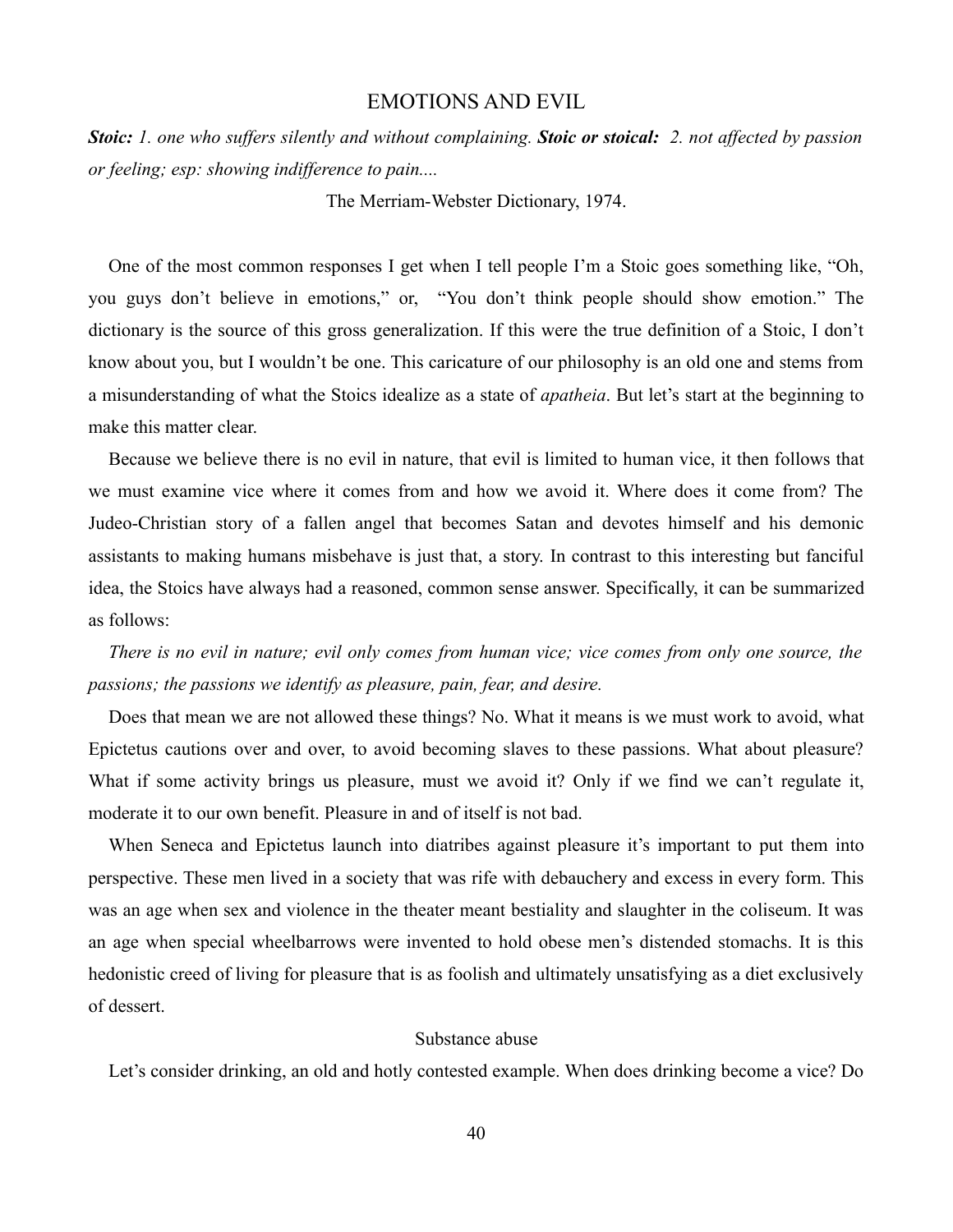# EMOTIONS AND EVIL

***Stoic:*** *1. one who suffers silently and without complaining.* ***Stoic or stoical:*** *2. not affected by passion or feeling; esp: showing indifference to pain....*

The Merriam-Webster Dictionary, 1974.

One of the most common responses I get when I tell people I'm a Stoic goes something like, "Oh, you guys don't believe in emotions," or, "You don't think people should show emotion." The dictionary is the source of this gross generalization. If this were the true definition of a Stoic, I don't know about you, but I wouldn't be one. This caricature of our philosophy is an old one and stems from a misunderstanding of what the Stoics idealize as a state of *apatheia*. But let's start at the beginning to make this matter clear.

Because we believe there is no evil in nature, that evil is limited to human vice, it then follows that we must examine vice where it comes from and how we avoid it. Where does it come from? The Judeo-Christian story of a fallen angel that becomes Satan and devotes himself and his demonic assistants to making humans misbehave is just that, a story. In contrast to this interesting but fanciful idea, the Stoics have always had a reasoned, common sense answer. Specifically, it can be summarized as follows:

*There is no evil in nature; evil only comes from human vice; vice comes from only one source, the passions; the passions we identify as pleasure, pain, fear, and desire.*

Does that mean we are not allowed these things? No. What it means is we must work to avoid, what Epictetus cautions over and over, to avoid becoming slaves to these passions. What about pleasure? What if some activity brings us pleasure, must we avoid it? Only if we find we can't regulate it, moderate it to our own benefit. Pleasure in and of itself is not bad.

When Seneca and Epictetus launch into diatribes against pleasure it's important to put them into perspective. These men lived in a society that was rife with debauchery and excess in every form. This was an age when sex and violence in the theater meant bestiality and slaughter in the coliseum. It was an age when special wheelbarrows were invented to hold obese men's distended stomachs. It is this hedonistic creed of living for pleasure that is as foolish and ultimately unsatisfying as a diet exclusively of dessert.

## Substance abuse

Let's consider drinking, an old and hotly contested example. When does drinking become a vice? Do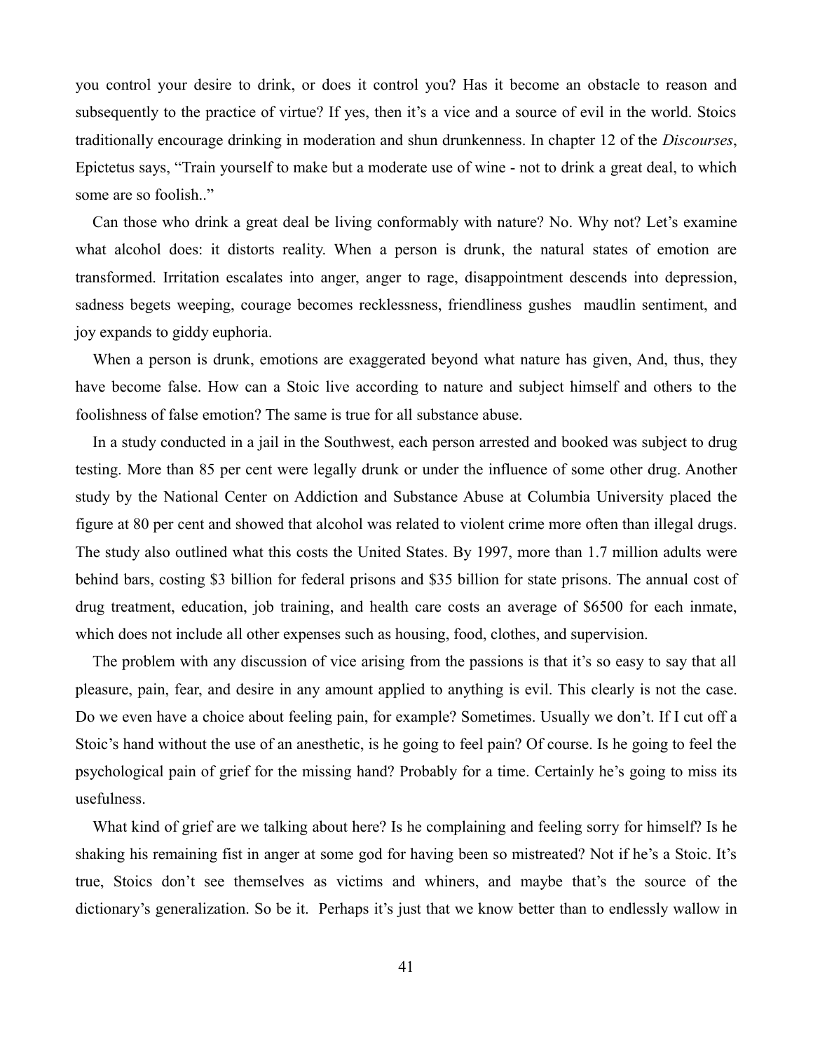you control your desire to drink, or does it control you? Has it become an obstacle to reason and subsequently to the practice of virtue? If yes, then it's a vice and a source of evil in the world. Stoics traditionally encourage drinking in moderation and shun drunkenness. In chapter 12 of the *Discourses*, Epictetus says, "Train yourself to make but a moderate use of wine - not to drink a great deal, to which some are so foolish.."

Can those who drink a great deal be living conformably with nature? No. Why not? Let's examine what alcohol does: it distorts reality. When a person is drunk, the natural states of emotion are transformed. Irritation escalates into anger, anger to rage, disappointment descends into depression, sadness begets weeping, courage becomes recklessness, friendliness gushes maudlin sentiment, and joy expands to giddy euphoria.

When a person is drunk, emotions are exaggerated beyond what nature has given, And, thus, they have become false. How can a Stoic live according to nature and subject himself and others to the foolishness of false emotion? The same is true for all substance abuse.

In a study conducted in a jail in the Southwest, each person arrested and booked was subject to drug testing. More than 85 per cent were legally drunk or under the influence of some other drug. Another study by the National Center on Addiction and Substance Abuse at Columbia University placed the figure at 80 per cent and showed that alcohol was related to violent crime more often than illegal drugs. The study also outlined what this costs the United States. By 1997, more than 1.7 million adults were behind bars, costing $3 billion for federal prisons and $35 billion for state prisons. The annual cost of drug treatment, education, job training, and health care costs an average of $6500 for each inmate, which does not include all other expenses such as housing, food, clothes, and supervision.

The problem with any discussion of vice arising from the passions is that it's so easy to say that all pleasure, pain, fear, and desire in any amount applied to anything is evil. This clearly is not the case. Do we even have a choice about feeling pain, for example? Sometimes. Usually we don't. If I cut off a Stoic's hand without the use of an anesthetic, is he going to feel pain? Of course. Is he going to feel the psychological pain of grief for the missing hand? Probably for a time. Certainly he's going to miss its usefulness.

What kind of grief are we talking about here? Is he complaining and feeling sorry for himself? Is he shaking his remaining fist in anger at some god for having been so mistreated? Not if he's a Stoic. It's true, Stoics don't see themselves as victims and whiners, and maybe that's the source of the dictionary's generalization. So be it. Perhaps it's just that we know better than to endlessly wallow in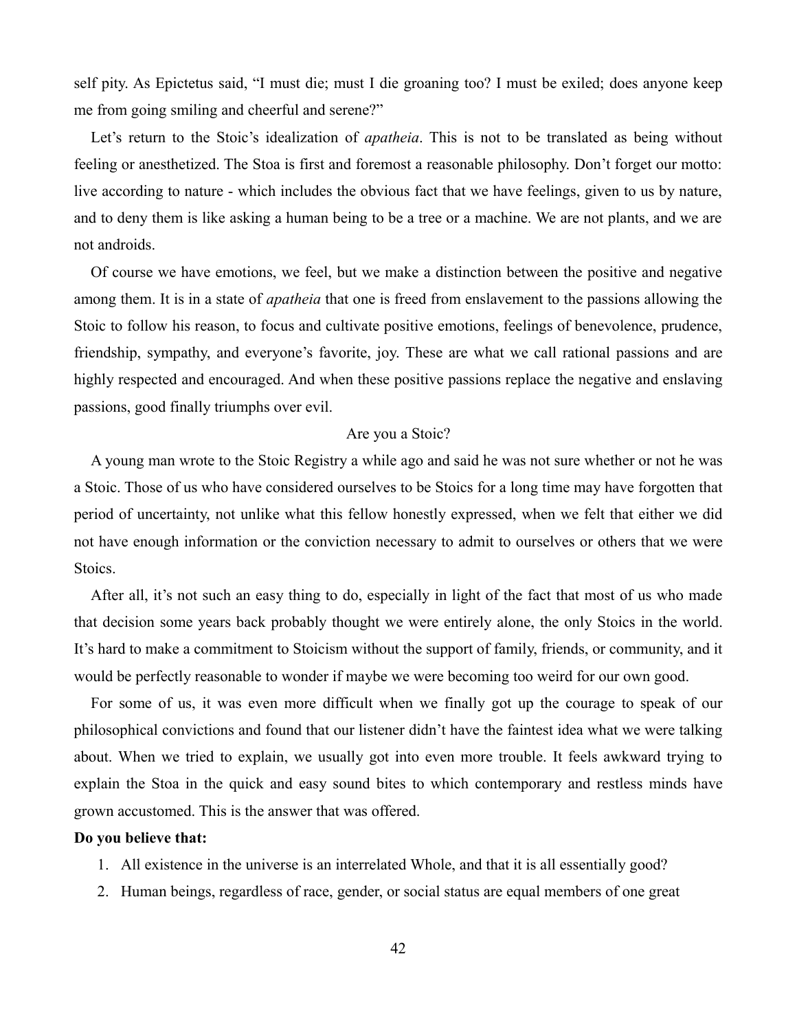self pity. As Epictetus said, “I must die; must I die groaning too? I must be exiled; does anyone keep me from going smiling and cheerful and serene?”

Let’s return to the Stoic’s idealization of *apatheia*. This is not to be translated as being without feeling or anesthetized. The Stoa is first and foremost a reasonable philosophy. Don’t forget our motto: live according to nature - which includes the obvious fact that we have feelings, given to us by nature, and to deny them is like asking a human being to be a tree or a machine. We are not plants, and we are not androids.

Of course we have emotions, we feel, but we make a distinction between the positive and negative among them. It is in a state of *apatheia* that one is freed from enslavement to the passions allowing the Stoic to follow his reason, to focus and cultivate positive emotions, feelings of benevolence, prudence, friendship, sympathy, and everyone’s favorite, joy. These are what we call rational passions and are highly respected and encouraged. And when these positive passions replace the negative and enslaving passions, good finally triumphs over evil.

## Are you a Stoic?

A young man wrote to the Stoic Registry a while ago and said he was not sure whether or not he was a Stoic. Those of us who have considered ourselves to be Stoics for a long time may have forgotten that period of uncertainty, not unlike what this fellow honestly expressed, when we felt that either we did not have enough information or the conviction necessary to admit to ourselves or others that we were Stoics.

After all, it’s not such an easy thing to do, especially in light of the fact that most of us who made that decision some years back probably thought we were entirely alone, the only Stoics in the world. It’s hard to make a commitment to Stoicism without the support of family, friends, or community, and it would be perfectly reasonable to wonder if maybe we were becoming too weird for our own good.

For some of us, it was even more difficult when we finally got up the courage to speak of our philosophical convictions and found that our listener didn’t have the faintest idea what we were talking about. When we tried to explain, we usually got into even more trouble. It feels awkward trying to explain the Stoa in the quick and easy sound bites to which contemporary and restless minds have grown accustomed. This is the answer that was offered.

**Do you believe that:**

1. All existence in the universe is an interrelated Whole, and that it is all essentially good?
2. Human beings, regardless of race, gender, or social status are equal members of one great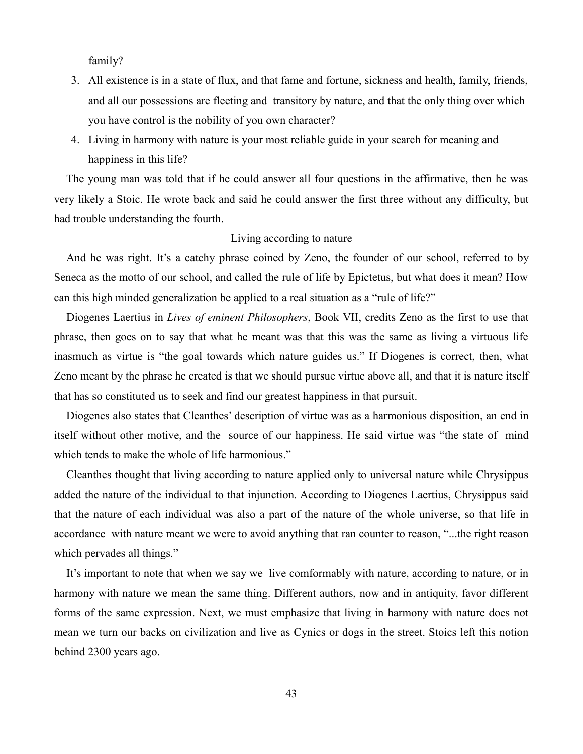family?

3. All existence is in a state of flux, and that fame and fortune, sickness and health, family, friends, and all our possessions are fleeting and transitory by nature, and that the only thing over which you have control is the nobility of you own character?
4. Living in harmony with nature is your most reliable guide in your search for meaning and happiness in this life?

The young man was told that if he could answer all four questions in the affirmative, then he was very likely a Stoic. He wrote back and said he could answer the first three without any difficulty, but had trouble understanding the fourth.

## Living according to nature

And he was right. It's a catchy phrase coined by Zeno, the founder of our school, referred to by Seneca as the motto of our school, and called the rule of life by Epictetus, but what does it mean? How can this high minded generalization be applied to a real situation as a "rule of life?"

Diogenes Laertius in *Lives of eminent Philosophers*, Book VII, credits Zeno as the first to use that phrase, then goes on to say that what he meant was that this was the same as living a virtuous life inasmuch as virtue is "the goal towards which nature guides us." If Diogenes is correct, then, what Zeno meant by the phrase he created is that we should pursue virtue above all, and that it is nature itself that has so constituted us to seek and find our greatest happiness in that pursuit.

Diogenes also states that Cleanthes' description of virtue was as a harmonious disposition, an end in itself without other motive, and the source of our happiness. He said virtue was "the state of mind which tends to make the whole of life harmonious."

Cleanthes thought that living according to nature applied only to universal nature while Chrysippus added the nature of the individual to that injunction. According to Diogenes Laertius, Chrysippus said that the nature of each individual was also a part of the nature of the whole universe, so that life in accordance with nature meant we were to avoid anything that ran counter to reason, "...the right reason which pervades all things."

It's important to note that when we say we live comformably with nature, according to nature, or in harmony with nature we mean the same thing. Different authors, now and in antiquity, favor different forms of the same expression. Next, we must emphasize that living in harmony with nature does not mean we turn our backs on civilization and live as Cynics or dogs in the street. Stoics left this notion behind 2300 years ago.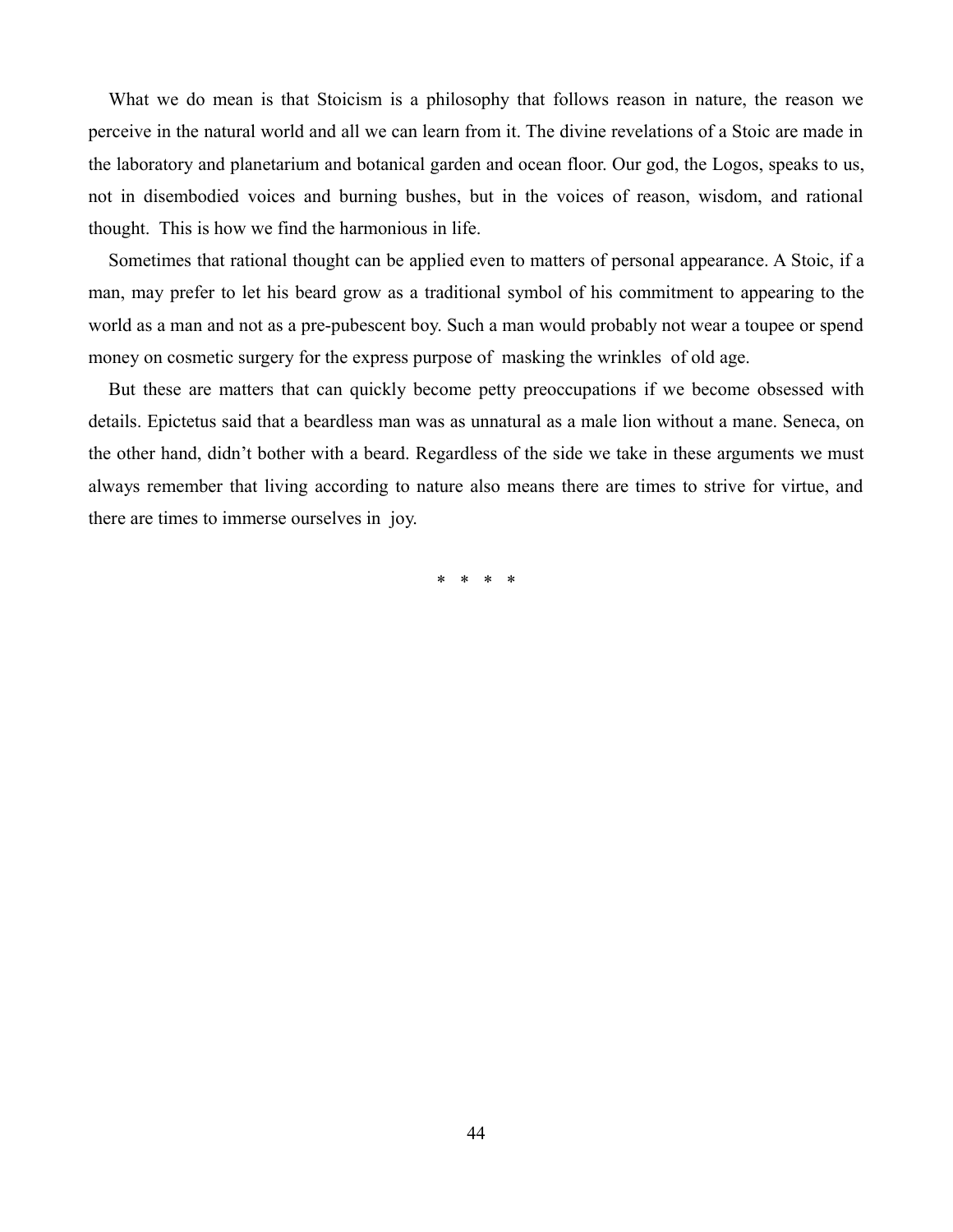What we do mean is that Stoicism is a philosophy that follows reason in nature, the reason we perceive in the natural world and all we can learn from it. The divine revelations of a Stoic are made in the laboratory and planetarium and botanical garden and ocean floor. Our god, the Logos, speaks to us, not in disembodied voices and burning bushes, but in the voices of reason, wisdom, and rational thought. This is how we find the harmonious in life.

Sometimes that rational thought can be applied even to matters of personal appearance. A Stoic, if a man, may prefer to let his beard grow as a traditional symbol of his commitment to appearing to the world as a man and not as a pre-pubescent boy. Such a man would probably not wear a toupee or spend money on cosmetic surgery for the express purpose of masking the wrinkles of old age.

But these are matters that can quickly become petty preoccupations if we become obsessed with details. Epictetus said that a beardless man was as unnatural as a male lion without a mane. Seneca, on the other hand, didn't bother with a beard. Regardless of the side we take in these arguments we must always remember that living according to nature also means there are times to strive for virtue, and there are times to immerse ourselves in joy.

\* \* \* \*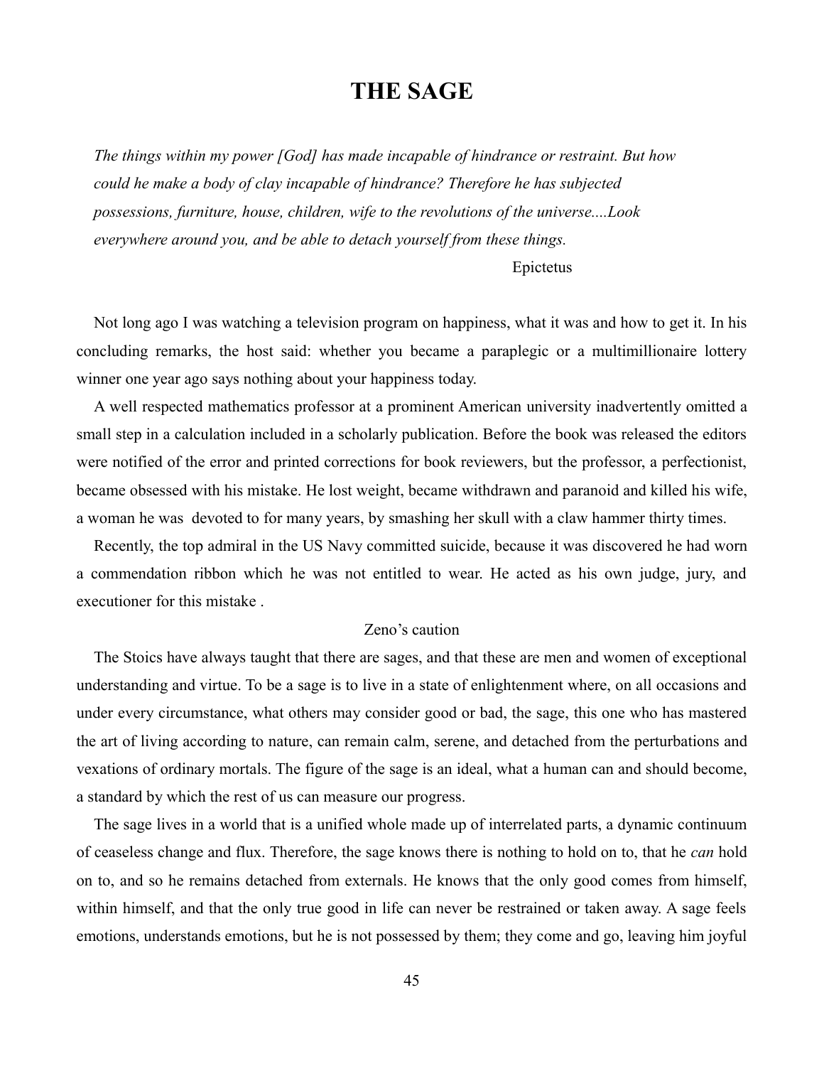# THE SAGE

*The things within my power [God] has made incapable of hindrance or restraint. But how could he make a body of clay incapable of hindrance? Therefore he has subjected possessions, furniture, house, children, wife to the revolutions of the universe....Look everywhere around you, and be able to detach yourself from these things.*

Epictetus

Not long ago I was watching a television program on happiness, what it was and how to get it. In his concluding remarks, the host said: whether you became a paraplegic or a multimillionaire lottery winner one year ago says nothing about your happiness today.

A well respected mathematics professor at a prominent American university inadvertently omitted a small step in a calculation included in a scholarly publication. Before the book was released the editors were notified of the error and printed corrections for book reviewers, but the professor, a perfectionist, became obsessed with his mistake. He lost weight, became withdrawn and paranoid and killed his wife, a woman he was devoted to for many years, by smashing her skull with a claw hammer thirty times.

Recently, the top admiral in the US Navy committed suicide, because it was discovered he had worn a commendation ribbon which he was not entitled to wear. He acted as his own judge, jury, and executioner for this mistake .

Zeno's caution

The Stoics have always taught that there are sages, and that these are men and women of exceptional understanding and virtue. To be a sage is to live in a state of enlightenment where, on all occasions and under every circumstance, what others may consider good or bad, the sage, this one who has mastered the art of living according to nature, can remain calm, serene, and detached from the perturbations and vexations of ordinary mortals. The figure of the sage is an ideal, what a human can and should become, a standard by which the rest of us can measure our progress.

The sage lives in a world that is a unified whole made up of interrelated parts, a dynamic continuum of ceaseless change and flux. Therefore, the sage knows there is nothing to hold on to, that he *can* hold on to, and so he remains detached from externals. He knows that the only good comes from himself, within himself, and that the only true good in life can never be restrained or taken away. A sage feels emotions, understands emotions, but he is not possessed by them; they come and go, leaving him joyful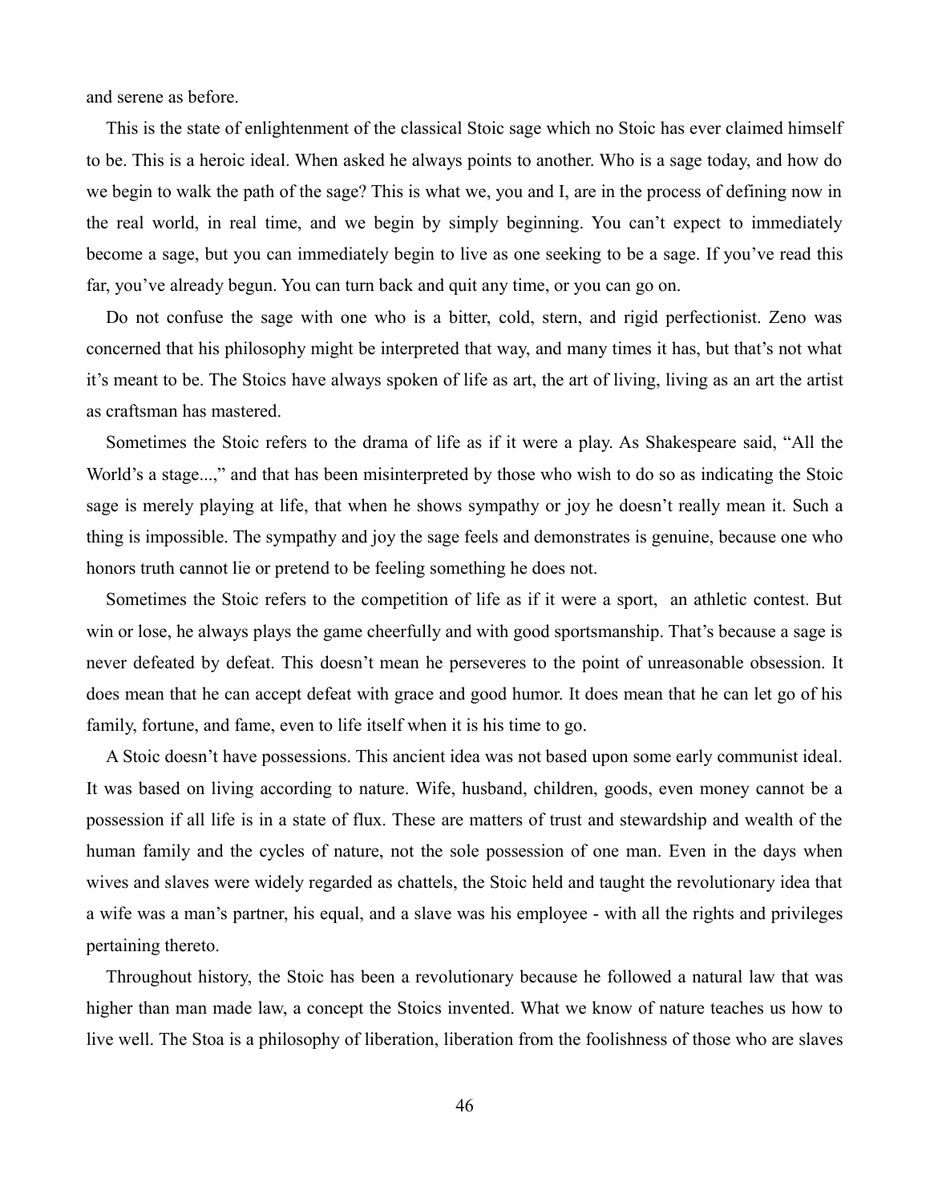and serene as before.

This is the state of enlightenment of the classical Stoic sage which no Stoic has ever claimed himself to be. This is a heroic ideal. When asked he always points to another. Who is a sage today, and how do we begin to walk the path of the sage? This is what we, you and I, are in the process of defining now in the real world, in real time, and we begin by simply beginning. You can't expect to immediately become a sage, but you can immediately begin to live as one seeking to be a sage. If you've read this far, you've already begun. You can turn back and quit any time, or you can go on.

Do not confuse the sage with one who is a bitter, cold, stern, and rigid perfectionist. Zeno was concerned that his philosophy might be interpreted that way, and many times it has, but that's not what it's meant to be. The Stoics have always spoken of life as art, the art of living, living as an art the artist as craftsman has mastered.

Sometimes the Stoic refers to the drama of life as if it were a play. As Shakespeare said, "All the World's a stage...," and that has been misinterpreted by those who wish to do so as indicating the Stoic sage is merely playing at life, that when he shows sympathy or joy he doesn't really mean it. Such a thing is impossible. The sympathy and joy the sage feels and demonstrates is genuine, because one who honors truth cannot lie or pretend to be feeling something he does not.

Sometimes the Stoic refers to the competition of life as if it were a sport, an athletic contest. But win or lose, he always plays the game cheerfully and with good sportsmanship. That's because a sage is never defeated by defeat. This doesn't mean he perseveres to the point of unreasonable obsession. It does mean that he can accept defeat with grace and good humor. It does mean that he can let go of his family, fortune, and fame, even to life itself when it is his time to go.

A Stoic doesn't have possessions. This ancient idea was not based upon some early communist ideal. It was based on living according to nature. Wife, husband, children, goods, even money cannot be a possession if all life is in a state of flux. These are matters of trust and stewardship and wealth of the human family and the cycles of nature, not the sole possession of one man. Even in the days when wives and slaves were widely regarded as chattels, the Stoic held and taught the revolutionary idea that a wife was a man's partner, his equal, and a slave was his employee - with all the rights and privileges pertaining thereto.

Throughout history, the Stoic has been a revolutionary because he followed a natural law that was higher than man made law, a concept the Stoics invented. What we know of nature teaches us how to live well. The Stoa is a philosophy of liberation, liberation from the foolishness of those who are slaves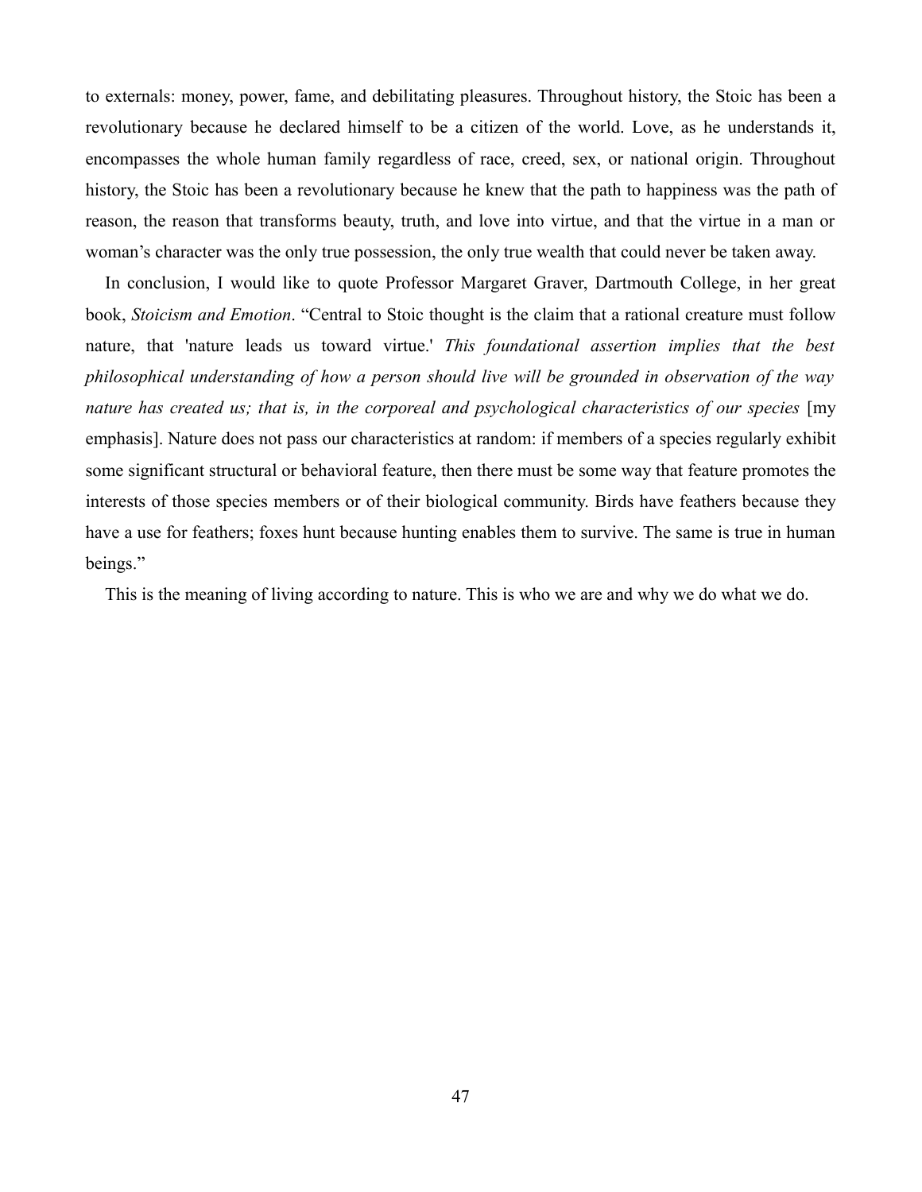to externals: money, power, fame, and debilitating pleasures. Throughout history, the Stoic has been a revolutionary because he declared himself to be a citizen of the world. Love, as he understands it, encompasses the whole human family regardless of race, creed, sex, or national origin. Throughout history, the Stoic has been a revolutionary because he knew that the path to happiness was the path of reason, the reason that transforms beauty, truth, and love into virtue, and that the virtue in a man or woman's character was the only true possession, the only true wealth that could never be taken away.

In conclusion, I would like to quote Professor Margaret Graver, Dartmouth College, in her great book, *Stoicism and Emotion*. "Central to Stoic thought is the claim that a rational creature must follow nature, that 'nature leads us toward virtue.' *This foundational assertion implies that the best philosophical understanding of how a person should live will be grounded in observation of the way nature has created us; that is, in the corporeal and psychological characteristics of our species* [my emphasis]. Nature does not pass our characteristics at random: if members of a species regularly exhibit some significant structural or behavioral feature, then there must be some way that feature promotes the interests of those species members or of their biological community. Birds have feathers because they have a use for feathers; foxes hunt because hunting enables them to survive. The same is true in human beings."

This is the meaning of living according to nature. This is who we are and why we do what we do.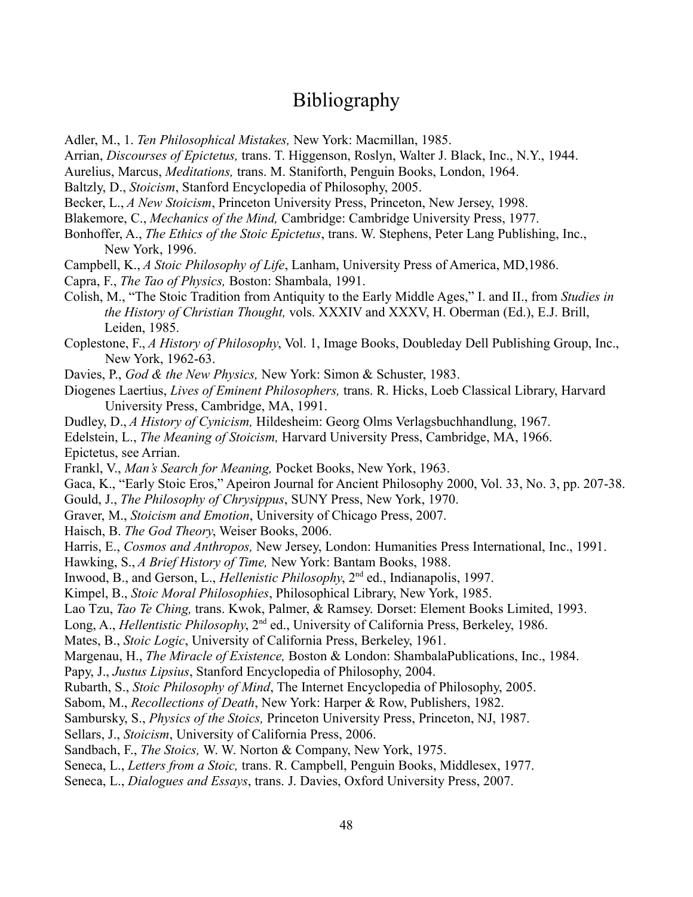# Bibliography

Adler, M., 1. *Ten Philosophical Mistakes,* New York: Macmillan, 1985.

Arrian, *Discourses of Epictetus,* trans. T. Higgenson, Roslyn, Walter J. Black, Inc., N.Y., 1944.

Aurelius, Marcus, *Meditations,* trans. M. Staniforth, Penguin Books, London, 1964.

Baltzly, D., *Stoicism*, Stanford Encyclopedia of Philosophy, 2005.

Becker, L., *A New Stoicism*, Princeton University Press, Princeton, New Jersey, 1998.

Blakemore, C., *Mechanics of the Mind,* Cambridge: Cambridge University Press, 1977.

Bonhoffer, A., *The Ethics of the Stoic Epictetus*, trans. W. Stephens, Peter Lang Publishing, Inc., New York, 1996.

Campbell, K., *A Stoic Philosophy of Life*, Lanham, University Press of America, MD,1986.

Capra, F., *The Tao of Physics,* Boston: Shambala, 1991.

Colish, M., "The Stoic Tradition from Antiquity to the Early Middle Ages," I. and II., from *Studies in the History of Christian Thought,* vols. XXXIV and XXXV, H. Oberman (Ed.), E.J. Brill, Leiden, 1985.

Coplestone, F., *A History of Philosophy*, Vol. 1, Image Books, Doubleday Dell Publishing Group, Inc., New York, 1962-63.

Davies, P., *God & the New Physics,* New York: Simon & Schuster, 1983.

Diogenes Laertius, *Lives of Eminent Philosophers,* trans. R. Hicks, Loeb Classical Library, Harvard University Press, Cambridge, MA, 1991.

Dudley, D., *A History of Cynicism,* Hildesheim: Georg Olms Verlagsbuchhandlung, 1967.

Edelstein, L., *The Meaning of Stoicism,* Harvard University Press, Cambridge, MA, 1966.

Epictetus, see Arrian.

Frankl, V., *Man's Search for Meaning,* Pocket Books, New York, 1963.

Gaca, K., "Early Stoic Eros," Apeiron Journal for Ancient Philosophy 2000, Vol. 33, No. 3, pp. 207-38.

Gould, J., *The Philosophy of Chrysippus*, SUNY Press, New York, 1970.

Graver, M., *Stoicism and Emotion*, University of Chicago Press, 2007.

Haisch, B. *The God Theory*, Weiser Books, 2006.

Harris, E., *Cosmos and Anthropos,* New Jersey, London: Humanities Press International, Inc., 1991.

Hawking, S., *A Brief History of Time,* New York: Bantam Books, 1988.

Inwood, B., and Gerson, L., *Hellenistic Philosophy*, 2nd ed., Indianapolis, 1997.

Kimpel, B., *Stoic Moral Philosophies*, Philosophical Library, New York, 1985.

Lao Tzu, *Tao Te Ching,* trans. Kwok, Palmer, & Ramsey. Dorset: Element Books Limited, 1993.

Long, A., *Hellentistic Philosophy*, 2nd ed., University of California Press, Berkeley, 1986.

Mates, B., *Stoic Logic*, University of California Press, Berkeley, 1961.

Margenau, H., *The Miracle of Existence,* Boston & London: ShambalaPublications, Inc., 1984.

Papy, J., *Justus Lipsius*, Stanford Encyclopedia of Philosophy, 2004.

Rubarth, S., *Stoic Philosophy of Mind*, The Internet Encyclopedia of Philosophy, 2005.

Sabom, M., *Recollections of Death*, New York: Harper & Row, Publishers, 1982.

Sambursky, S., *Physics of the Stoics,* Princeton University Press, Princeton, NJ, 1987.

Sellars, J., *Stoicism*, University of California Press, 2006.

Sandbach, F., *The Stoics,* W. W. Norton & Company, New York, 1975.

Seneca, L., *Letters from a Stoic,* trans. R. Campbell, Penguin Books, Middlesex, 1977.

Seneca, L., *Dialogues and Essays*, trans. J. Davies, Oxford University Press, 2007.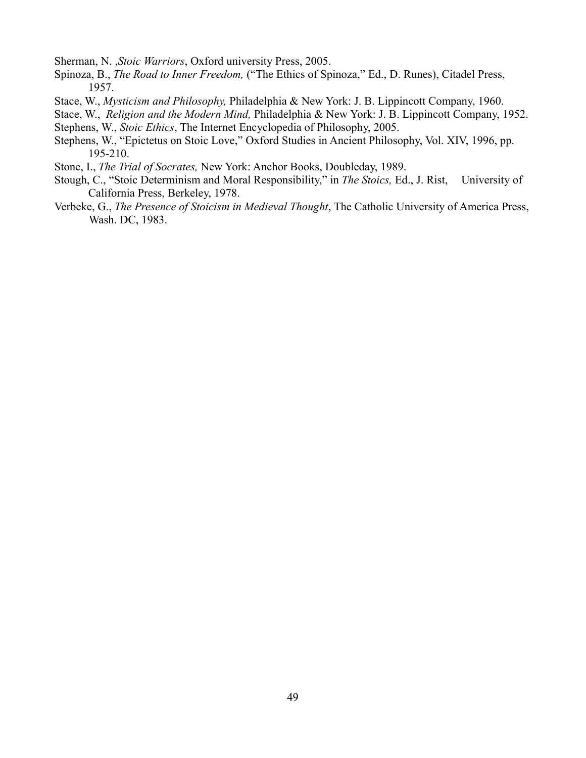Sherman, N. ,*Stoic Warriors*, Oxford university Press, 2005.

Spinoza, B., *The Road to Inner Freedom,* ("The Ethics of Spinoza," Ed., D. Runes), Citadel Press, 1957.

Stace, W., *Mysticism and Philosophy,* Philadelphia & New York: J. B. Lippincott Company, 1960.

Stace, W., *Religion and the Modern Mind,* Philadelphia & New York: J. B. Lippincott Company, 1952.

Stephens, W., *Stoic Ethics*, The Internet Encyclopedia of Philosophy, 2005.

Stephens, W., "Epictetus on Stoic Love," Oxford Studies in Ancient Philosophy, Vol. XIV, 1996, pp. 195-210.

Stone, I., *The Trial of Socrates,* New York: Anchor Books, Doubleday, 1989.

Stough, C., "Stoic Determinism and Moral Responsibility," in *The Stoics,* Ed., J. Rist, University of California Press, Berkeley, 1978.

Verbeke, G., *The Presence of Stoicism in Medieval Thought*, The Catholic University of America Press, Wash. DC, 1983.